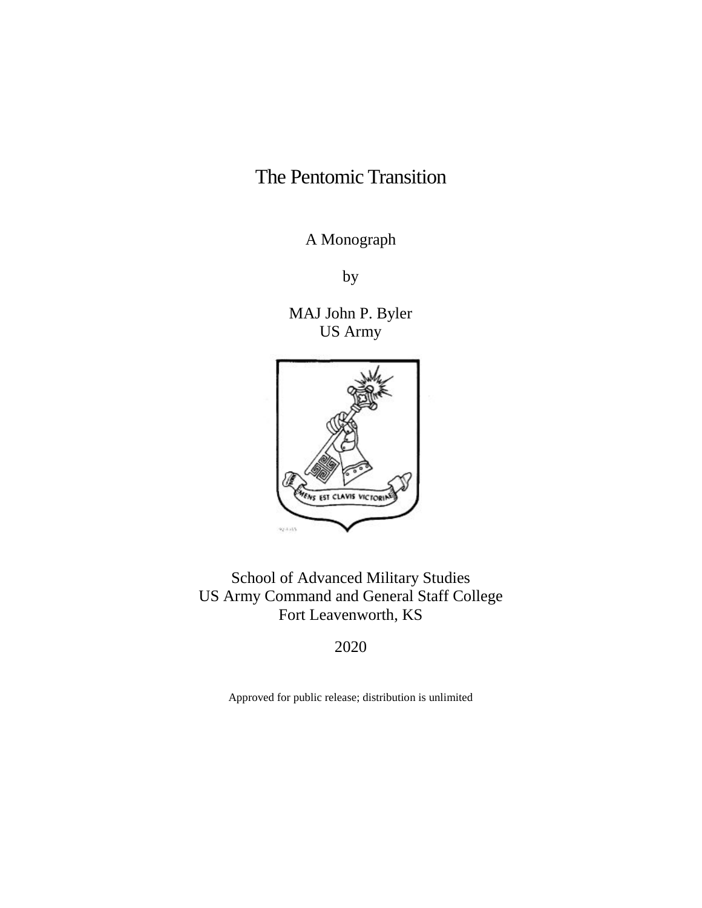# The Pentomic Transition

A Monograph

by

MAJ John P. Byler
US Army

School of Advanced Military Studies
US Army Command and General Staff College
Fort Leavenworth, KS

2020

Approved for public release; distribution is unlimited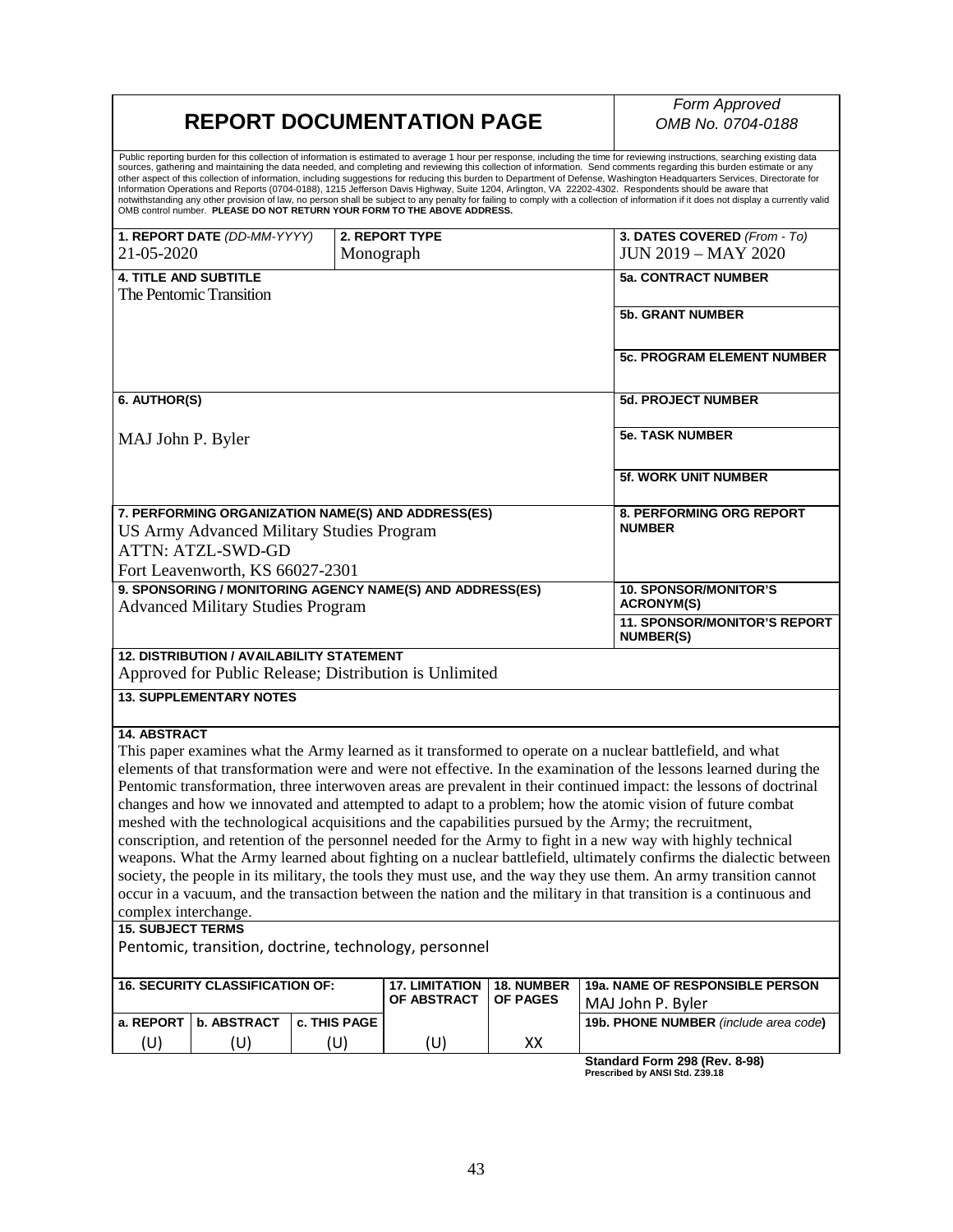# REPORT DOCUMENTATION PAGE

*Form Approved*
*OMB No. 0704-0188*

Public reporting burden for this collection of information is estimated to average 1 hour per response, including the time for reviewing instructions, searching existing data sources, gathering and maintaining the data needed, and completing and reviewing this collection of information. Send comments regarding this burden estimate or any other aspect of this collection of information, including suggestions for reducing this burden to Department of Defense, Washington Headquarters Services, Directorate for Information Operations and Reports (0704-0188), 1215 Jefferson Davis Highway, Suite 1204, Arlington, VA 22202-4302. Respondents should be aware that notwithstanding any other provision of law, no person shall be subject to any penalty for failing to comply with a collection of information if it does not display a currently valid OMB control number. **PLEASE DO NOT RETURN YOUR FORM TO THE ABOVE ADDRESS.**

| **1. REPORT DATE** *(DD-MM-YYYY)* | **2. REPORT TYPE** | **3. DATES COVERED** *(From - To)* |
|---|---|---|
| 21-05-2020 | Monograph | JUN 2019 – MAY 2020 |

**4. TITLE AND SUBTITLE**
The Pentomic Transition

**5a. CONTRACT NUMBER**

**5b. GRANT NUMBER**

**5c. PROGRAM ELEMENT NUMBER**

**6. AUTHOR(S)**
MAJ John P. Byler

**5d. PROJECT NUMBER**

**5e. TASK NUMBER**

**5f. WORK UNIT NUMBER**

**7. PERFORMING ORGANIZATION NAME(S) AND ADDRESS(ES)**
US Army Advanced Military Studies Program
ATTN: ATZL-SWD-GD
Fort Leavenworth, KS 66027-2301

**8. PERFORMING ORG REPORT NUMBER**

**9. SPONSORING / MONITORING AGENCY NAME(S) AND ADDRESS(ES)**
Advanced Military Studies Program

**10. SPONSOR/MONITOR'S ACRONYM(S)**

**11. SPONSOR/MONITOR'S REPORT NUMBER(S)**

**12. DISTRIBUTION / AVAILABILITY STATEMENT**
Approved for Public Release; Distribution is Unlimited

**13. SUPPLEMENTARY NOTES**

**14. ABSTRACT**
This paper examines what the Army learned as it transformed to operate on a nuclear battlefield, and what elements of that transformation were and were not effective. In the examination of the lessons learned during the Pentomic transformation, three interwoven areas are prevalent in their continued impact: the lessons of doctrinal changes and how we innovated and attempted to adapt to a problem; how the atomic vision of future combat meshed with the technological acquisitions and the capabilities pursued by the Army; the recruitment, conscription, and retention of the personnel needed for the Army to fight in a new way with highly technical weapons. What the Army learned about fighting on a nuclear battlefield, ultimately confirms the dialectic between society, the people in its military, the tools they must use, and the way they use them. An army transition cannot occur in a vacuum, and the transaction between the nation and the military in that transition is a continuous and complex interchange.

**15. SUBJECT TERMS**
Pentomic, transition, doctrine, technology, personnel

| **16. SECURITY CLASSIFICATION OF:** | | | **17. LIMITATION OF ABSTRACT** | **18. NUMBER OF PAGES** | **19a. NAME OF RESPONSIBLE PERSON** |
|---|---|---|---|---|---|
| **a. REPORT** | **b. ABSTRACT** | **c. THIS PAGE** | | | MAJ John P. Byler |
| (U) | (U) | (U) | (U) | XX | **19b. PHONE NUMBER** *(include area code)* |

**Standard Form 298 (Rev. 8-98)**
**Prescribed by ANSI Std. Z39.18**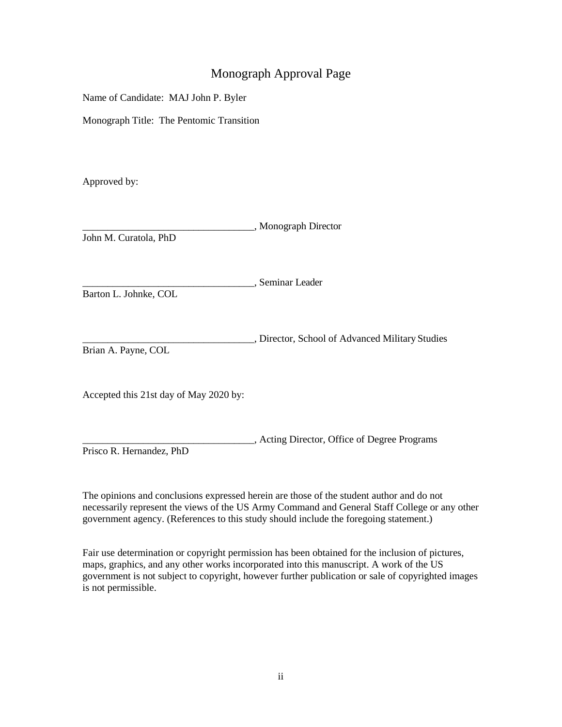# Monograph Approval Page

Name of Candidate: MAJ John P. Byler

Monograph Title: The Pentomic Transition

Approved by:

__________________________________, Monograph Director
John M. Curatola, PhD

__________________________________, Seminar Leader
Barton L. Johnke, COL

__________________________________, Director, School of Advanced Military Studies
Brian A. Payne, COL

Accepted this 21st day of May 2020 by:

__________________________________, Acting Director, Office of Degree Programs
Prisco R. Hernandez, PhD

The opinions and conclusions expressed herein are those of the student author and do not necessarily represent the views of the US Army Command and General Staff College or any other government agency. (References to this study should include the foregoing statement.)

Fair use determination or copyright permission has been obtained for the inclusion of pictures, maps, graphics, and any other works incorporated into this manuscript. A work of the US government is not subject to copyright, however further publication or sale of copyrighted images is not permissible.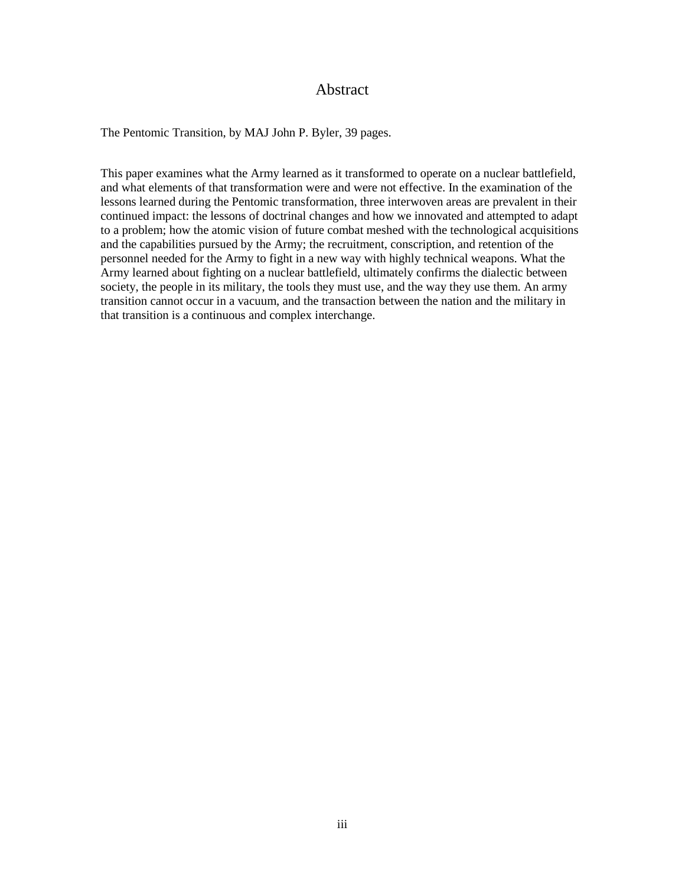# Abstract

The Pentomic Transition, by MAJ John P. Byler, 39 pages.

This paper examines what the Army learned as it transformed to operate on a nuclear battlefield, and what elements of that transformation were and were not effective. In the examination of the lessons learned during the Pentomic transformation, three interwoven areas are prevalent in their continued impact: the lessons of doctrinal changes and how we innovated and attempted to adapt to a problem; how the atomic vision of future combat meshed with the technological acquisitions and the capabilities pursued by the Army; the recruitment, conscription, and retention of the personnel needed for the Army to fight in a new way with highly technical weapons. What the Army learned about fighting on a nuclear battlefield, ultimately confirms the dialectic between society, the people in its military, the tools they must use, and the way they use them. An army transition cannot occur in a vacuum, and the transaction between the nation and the military in that transition is a continuous and complex interchange.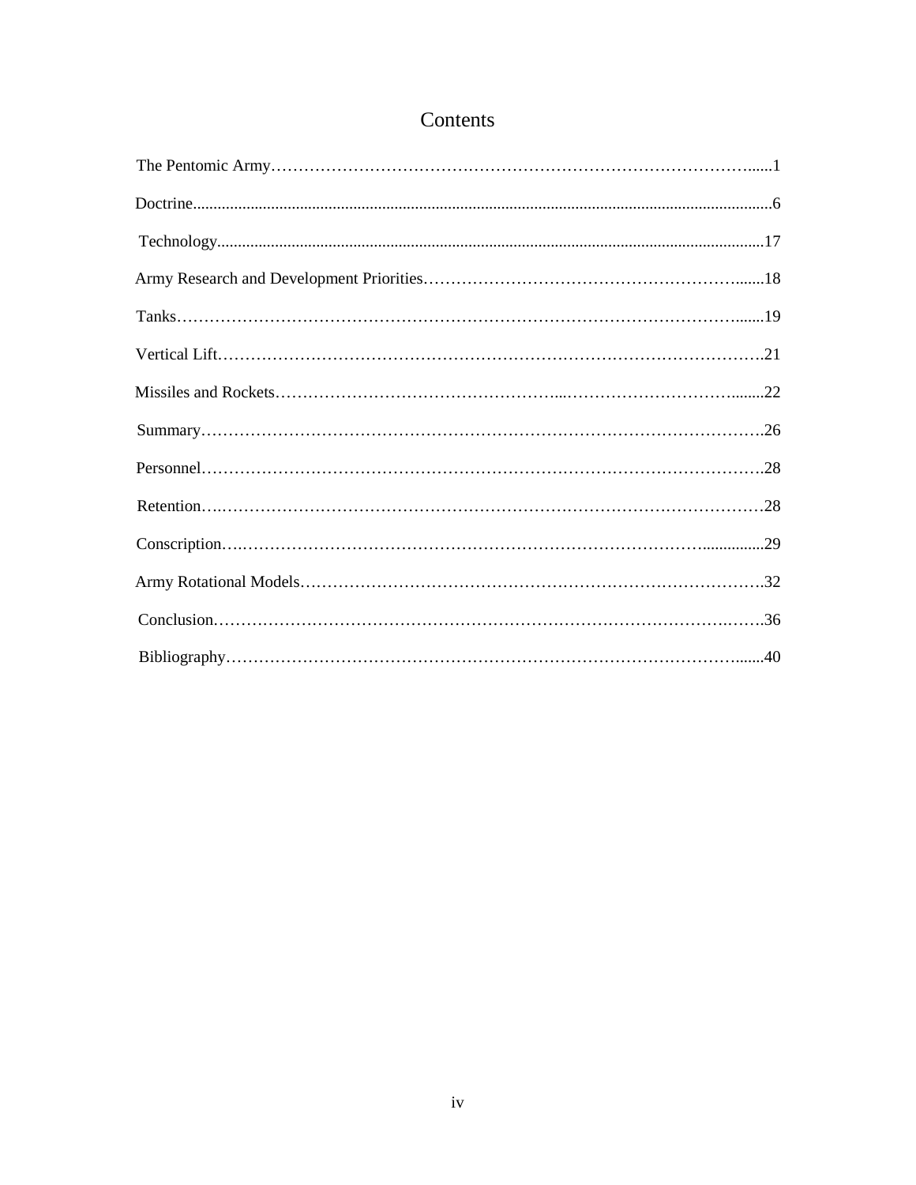# Contents

The Pentomic Army……………………………………………………………………………......1

Doctrine.............................................................................................................................................6

Technology.....................................................................................................................................17

Army Research and Development Priorities……………………………………………….......18

Tanks…………………………………………………………………………………………….......19

Vertical Lift…………………………………………………………………………………………….21

Missiles and Rockets……………………………………………....…………………………........22

Summary……………………………………………………………………………………………….26

Personnel……………………………………………………………………………………………….28

Retention….……………………………………………………………………………………………28

Conscription….………………………………………………………………………….................29

Army Rotational Models…………………………………………………………………………….32

Conclusion.……………………………………………………………………………………….…….36

Bibliography…………………………………………………………………………………….......40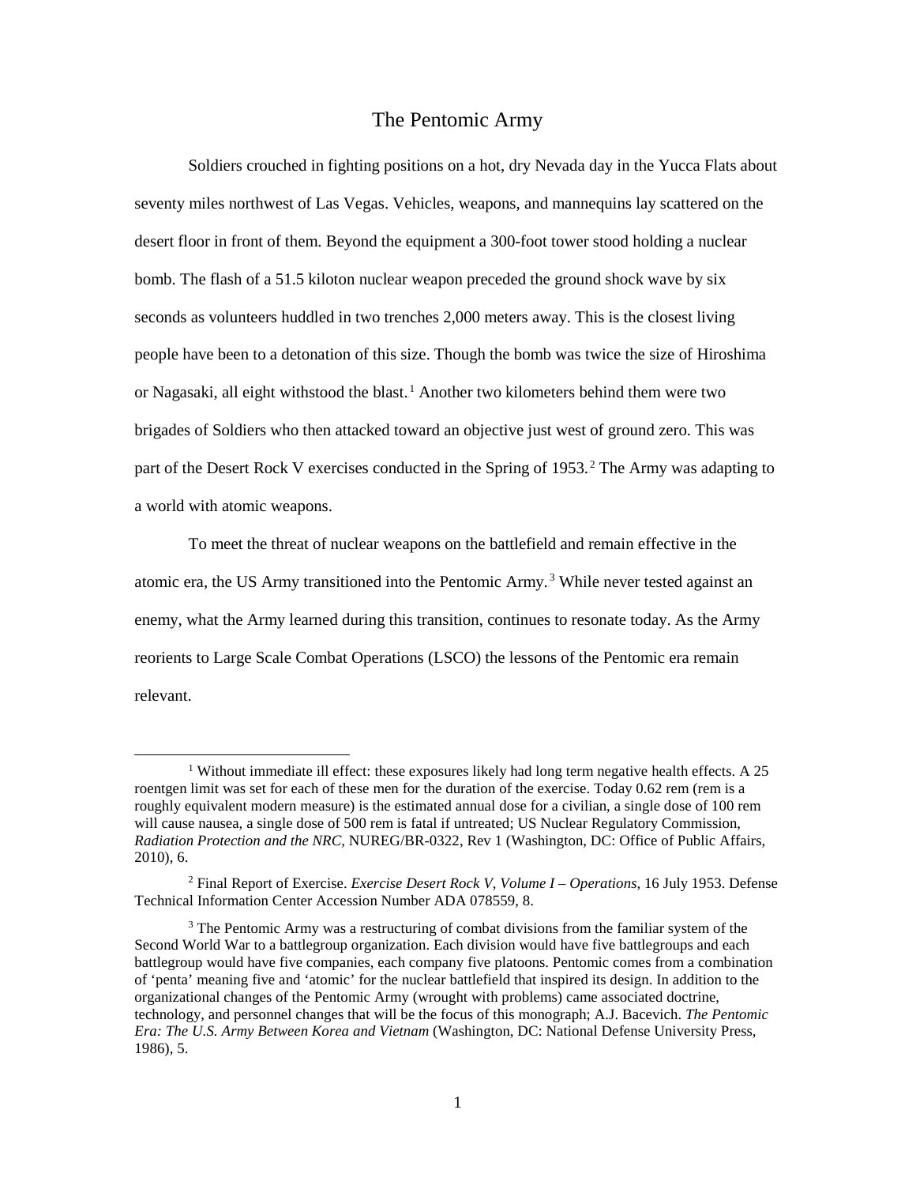# The Pentomic Army

Soldiers crouched in fighting positions on a hot, dry Nevada day in the Yucca Flats about seventy miles northwest of Las Vegas. Vehicles, weapons, and mannequins lay scattered on the desert floor in front of them. Beyond the equipment a 300-foot tower stood holding a nuclear bomb. The flash of a 51.5 kiloton nuclear weapon preceded the ground shock wave by six seconds as volunteers huddled in two trenches 2,000 meters away. This is the closest living people have been to a detonation of this size. Though the bomb was twice the size of Hiroshima or Nagasaki, all eight withstood the blast.[1] Another two kilometers behind them were two brigades of Soldiers who then attacked toward an objective just west of ground zero. This was part of the Desert Rock V exercises conducted in the Spring of 1953.[2] The Army was adapting to a world with atomic weapons.

To meet the threat of nuclear weapons on the battlefield and remain effective in the atomic era, the US Army transitioned into the Pentomic Army.[3] While never tested against an enemy, what the Army learned during this transition, continues to resonate today. As the Army reorients to Large Scale Combat Operations (LSCO) the lessons of the Pentomic era remain relevant.

---

[1] Without immediate ill effect: these exposures likely had long term negative health effects. A 25 roentgen limit was set for each of these men for the duration of the exercise. Today 0.62 rem (rem is a roughly equivalent modern measure) is the estimated annual dose for a civilian, a single dose of 100 rem will cause nausea, a single dose of 500 rem is fatal if untreated; US Nuclear Regulatory Commission, *Radiation Protection and the NRC,* NUREG/BR-0322, Rev 1 (Washington, DC: Office of Public Affairs, 2010), 6.

[2] Final Report of Exercise. *Exercise Desert Rock V, Volume I – Operations*, 16 July 1953. Defense Technical Information Center Accession Number ADA 078559, 8.

[3] The Pentomic Army was a restructuring of combat divisions from the familiar system of the Second World War to a battlegroup organization. Each division would have five battlegroups and each battlegroup would have five companies, each company five platoons. Pentomic comes from a combination of 'penta' meaning five and 'atomic' for the nuclear battlefield that inspired its design. In addition to the organizational changes of the Pentomic Army (wrought with problems) came associated doctrine, technology, and personnel changes that will be the focus of this monograph; A.J. Bacevich. *The Pentomic Era: The U.S. Army Between Korea and Vietnam* (Washington, DC: National Defense University Press, 1986), 5.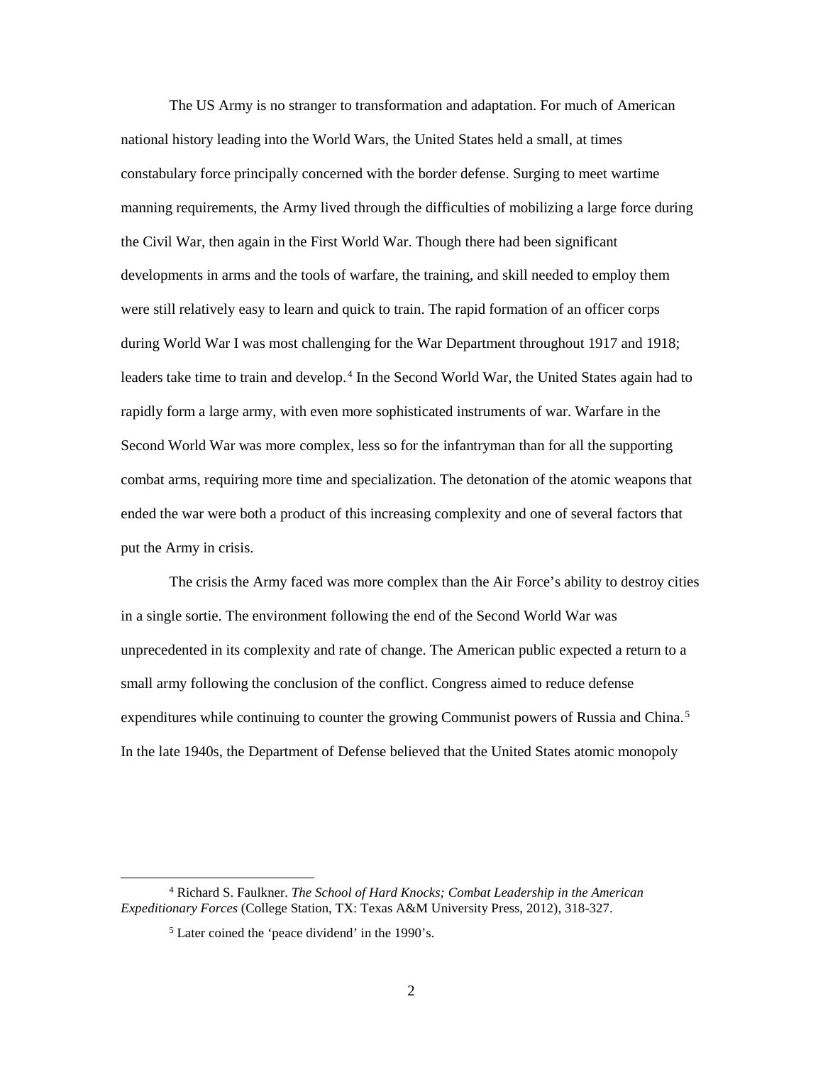The US Army is no stranger to transformation and adaptation. For much of American national history leading into the World Wars, the United States held a small, at times constabulary force principally concerned with the border defense. Surging to meet wartime manning requirements, the Army lived through the difficulties of mobilizing a large force during the Civil War, then again in the First World War. Though there had been significant developments in arms and the tools of warfare, the training, and skill needed to employ them were still relatively easy to learn and quick to train. The rapid formation of an officer corps during World War I was most challenging for the War Department throughout 1917 and 1918; leaders take time to train and develop.[4] In the Second World War, the United States again had to rapidly form a large army, with even more sophisticated instruments of war. Warfare in the Second World War was more complex, less so for the infantryman than for all the supporting combat arms, requiring more time and specialization. The detonation of the atomic weapons that ended the war were both a product of this increasing complexity and one of several factors that put the Army in crisis.

The crisis the Army faced was more complex than the Air Force's ability to destroy cities in a single sortie. The environment following the end of the Second World War was unprecedented in its complexity and rate of change. The American public expected a return to a small army following the conclusion of the conflict. Congress aimed to reduce defense expenditures while continuing to counter the growing Communist powers of Russia and China.[5] In the late 1940s, the Department of Defense believed that the United States atomic monopoly

---

[4] Richard S. Faulkner. *The School of Hard Knocks; Combat Leadership in the American Expeditionary Forces* (College Station, TX: Texas A&M University Press, 2012), 318-327.

[5] Later coined the 'peace dividend' in the 1990's.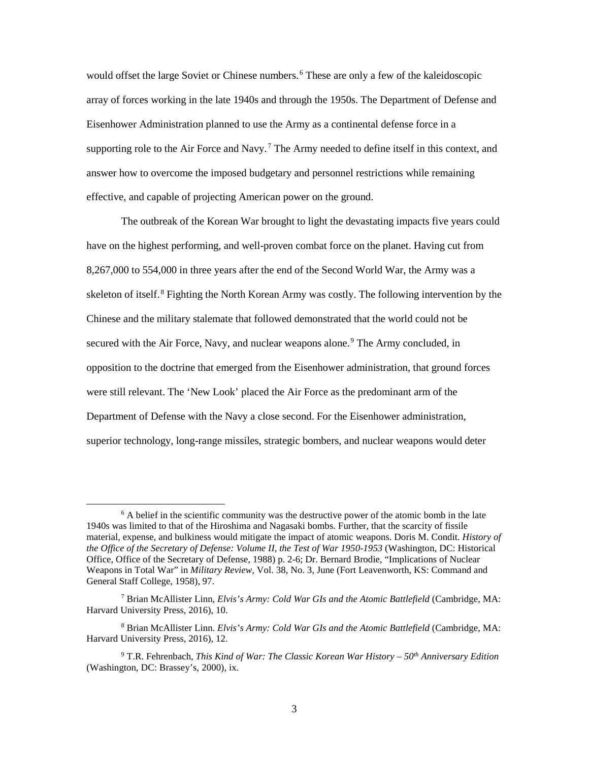would offset the large Soviet or Chinese numbers.[6] These are only a few of the kaleidoscopic array of forces working in the late 1940s and through the 1950s. The Department of Defense and Eisenhower Administration planned to use the Army as a continental defense force in a supporting role to the Air Force and Navy.[7] The Army needed to define itself in this context, and answer how to overcome the imposed budgetary and personnel restrictions while remaining effective, and capable of projecting American power on the ground.

The outbreak of the Korean War brought to light the devastating impacts five years could have on the highest performing, and well-proven combat force on the planet. Having cut from 8,267,000 to 554,000 in three years after the end of the Second World War, the Army was a skeleton of itself.[8] Fighting the North Korean Army was costly. The following intervention by the Chinese and the military stalemate that followed demonstrated that the world could not be secured with the Air Force, Navy, and nuclear weapons alone.[9] The Army concluded, in opposition to the doctrine that emerged from the Eisenhower administration, that ground forces were still relevant. The 'New Look' placed the Air Force as the predominant arm of the Department of Defense with the Navy a close second. For the Eisenhower administration, superior technology, long-range missiles, strategic bombers, and nuclear weapons would deter

---

[6] A belief in the scientific community was the destructive power of the atomic bomb in the late 1940s was limited to that of the Hiroshima and Nagasaki bombs. Further, that the scarcity of fissile material, expense, and bulkiness would mitigate the impact of atomic weapons. Doris M. Condit. *History of the Office of the Secretary of Defense: Volume II, the Test of War 1950-1953* (Washington, DC: Historical Office, Office of the Secretary of Defense, 1988) p. 2-6; Dr. Bernard Brodie, "Implications of Nuclear Weapons in Total War" in *Military Review*, Vol. 38, No. 3, June (Fort Leavenworth, KS: Command and General Staff College, 1958), 97.

[7] Brian McAllister Linn, *Elvis's Army: Cold War GIs and the Atomic Battlefield* (Cambridge, MA: Harvard University Press, 2016), 10.

[8] Brian McAllister Linn. *Elvis's Army: Cold War GIs and the Atomic Battlefield* (Cambridge, MA: Harvard University Press, 2016), 12.

[9] T.R. Fehrenbach, *This Kind of War: The Classic Korean War History – 50th Anniversary Edition* (Washington, DC: Brassey's, 2000), ix.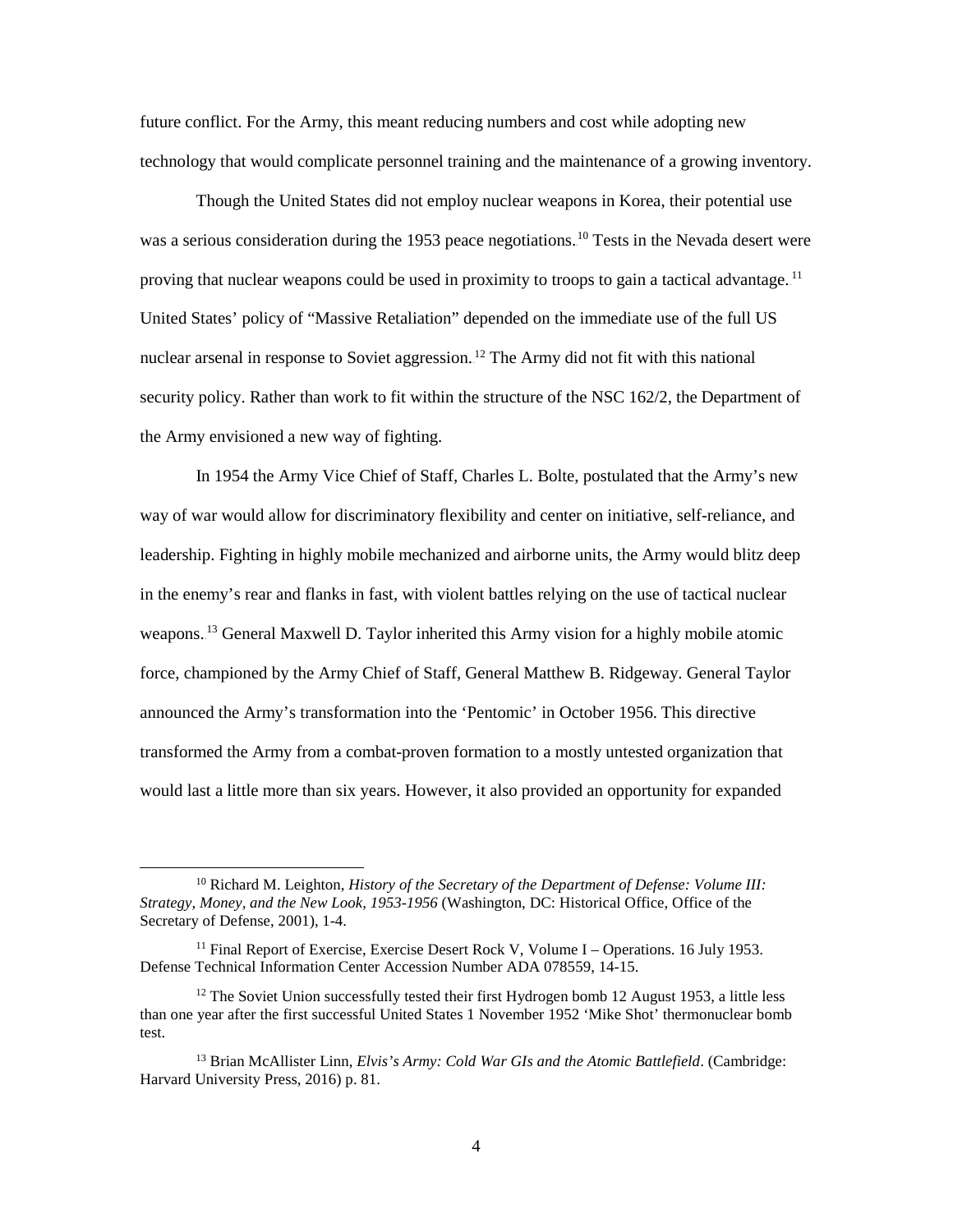future conflict. For the Army, this meant reducing numbers and cost while adopting new technology that would complicate personnel training and the maintenance of a growing inventory.

Though the United States did not employ nuclear weapons in Korea, their potential use was a serious consideration during the 1953 peace negotiations.[10] Tests in the Nevada desert were proving that nuclear weapons could be used in proximity to troops to gain a tactical advantage.[11] United States' policy of "Massive Retaliation" depended on the immediate use of the full US nuclear arsenal in response to Soviet aggression.[12] The Army did not fit with this national security policy. Rather than work to fit within the structure of the NSC 162/2, the Department of the Army envisioned a new way of fighting.

In 1954 the Army Vice Chief of Staff, Charles L. Bolte, postulated that the Army's new way of war would allow for discriminatory flexibility and center on initiative, self-reliance, and leadership. Fighting in highly mobile mechanized and airborne units, the Army would blitz deep in the enemy's rear and flanks in fast, with violent battles relying on the use of tactical nuclear weapons.[13] General Maxwell D. Taylor inherited this Army vision for a highly mobile atomic force, championed by the Army Chief of Staff, General Matthew B. Ridgeway. General Taylor announced the Army's transformation into the 'Pentomic' in October 1956. This directive transformed the Army from a combat-proven formation to a mostly untested organization that would last a little more than six years. However, it also provided an opportunity for expanded

---

[10] Richard M. Leighton, *History of the Secretary of the Department of Defense: Volume III: Strategy, Money, and the New Look, 1953-1956* (Washington, DC: Historical Office, Office of the Secretary of Defense, 2001), 1-4.

[11] Final Report of Exercise, Exercise Desert Rock V, Volume I – Operations. 16 July 1953. Defense Technical Information Center Accession Number ADA 078559, 14-15.

[12] The Soviet Union successfully tested their first Hydrogen bomb 12 August 1953, a little less than one year after the first successful United States 1 November 1952 'Mike Shot' thermonuclear bomb test.

[13] Brian McAllister Linn, *Elvis's Army: Cold War GIs and the Atomic Battlefield*. (Cambridge: Harvard University Press, 2016) p. 81.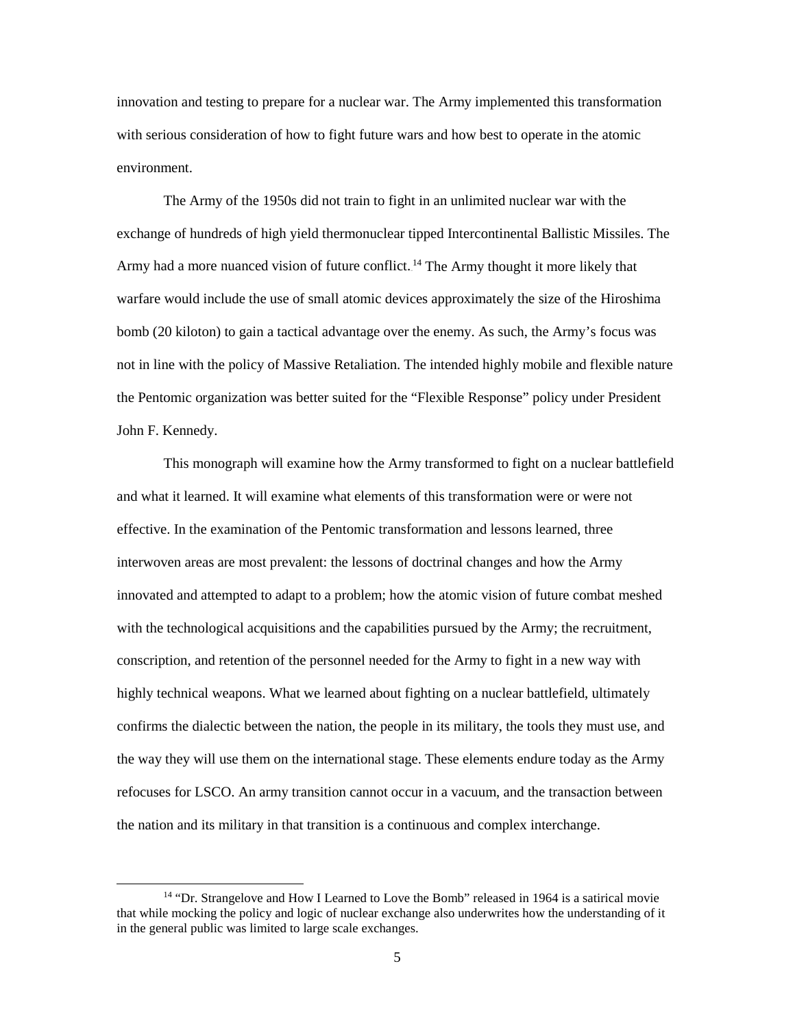innovation and testing to prepare for a nuclear war. The Army implemented this transformation with serious consideration of how to fight future wars and how best to operate in the atomic environment.

The Army of the 1950s did not train to fight in an unlimited nuclear war with the exchange of hundreds of high yield thermonuclear tipped Intercontinental Ballistic Missiles. The Army had a more nuanced vision of future conflict.[14] The Army thought it more likely that warfare would include the use of small atomic devices approximately the size of the Hiroshima bomb (20 kiloton) to gain a tactical advantage over the enemy. As such, the Army's focus was not in line with the policy of Massive Retaliation. The intended highly mobile and flexible nature the Pentomic organization was better suited for the "Flexible Response" policy under President John F. Kennedy.

This monograph will examine how the Army transformed to fight on a nuclear battlefield and what it learned. It will examine what elements of this transformation were or were not effective. In the examination of the Pentomic transformation and lessons learned, three interwoven areas are most prevalent: the lessons of doctrinal changes and how the Army innovated and attempted to adapt to a problem; how the atomic vision of future combat meshed with the technological acquisitions and the capabilities pursued by the Army; the recruitment, conscription, and retention of the personnel needed for the Army to fight in a new way with highly technical weapons. What we learned about fighting on a nuclear battlefield, ultimately confirms the dialectic between the nation, the people in its military, the tools they must use, and the way they will use them on the international stage. These elements endure today as the Army refocuses for LSCO. An army transition cannot occur in a vacuum, and the transaction between the nation and its military in that transition is a continuous and complex interchange.

[14] "Dr. Strangelove and How I Learned to Love the Bomb" released in 1964 is a satirical movie that while mocking the policy and logic of nuclear exchange also underwrites how the understanding of it in the general public was limited to large scale exchanges.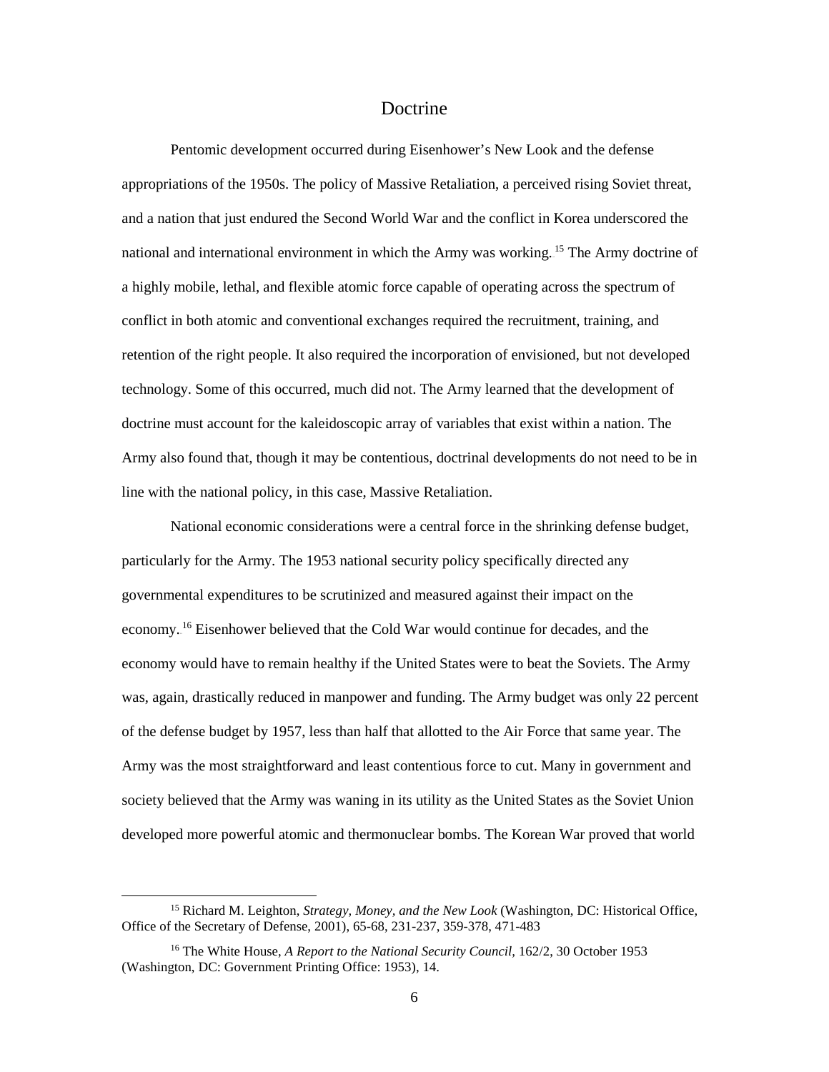## Doctrine

Pentomic development occurred during Eisenhower's New Look and the defense appropriations of the 1950s. The policy of Massive Retaliation, a perceived rising Soviet threat, and a nation that just endured the Second World War and the conflict in Korea underscored the national and international environment in which the Army was working.[15] The Army doctrine of a highly mobile, lethal, and flexible atomic force capable of operating across the spectrum of conflict in both atomic and conventional exchanges required the recruitment, training, and retention of the right people. It also required the incorporation of envisioned, but not developed technology. Some of this occurred, much did not. The Army learned that the development of doctrine must account for the kaleidoscopic array of variables that exist within a nation. The Army also found that, though it may be contentious, doctrinal developments do not need to be in line with the national policy, in this case, Massive Retaliation.

National economic considerations were a central force in the shrinking defense budget, particularly for the Army. The 1953 national security policy specifically directed any governmental expenditures to be scrutinized and measured against their impact on the economy.[16] Eisenhower believed that the Cold War would continue for decades, and the economy would have to remain healthy if the United States were to beat the Soviets. The Army was, again, drastically reduced in manpower and funding. The Army budget was only 22 percent of the defense budget by 1957, less than half that allotted to the Air Force that same year. The Army was the most straightforward and least contentious force to cut. Many in government and society believed that the Army was waning in its utility as the United States as the Soviet Union developed more powerful atomic and thermonuclear bombs. The Korean War proved that world

---

[15] Richard M. Leighton, *Strategy, Money, and the New Look* (Washington, DC: Historical Office, Office of the Secretary of Defense, 2001), 65-68, 231-237, 359-378, 471-483

[16] The White House, *A Report to the National Security Council,* 162/2, 30 October 1953 (Washington, DC: Government Printing Office: 1953), 14.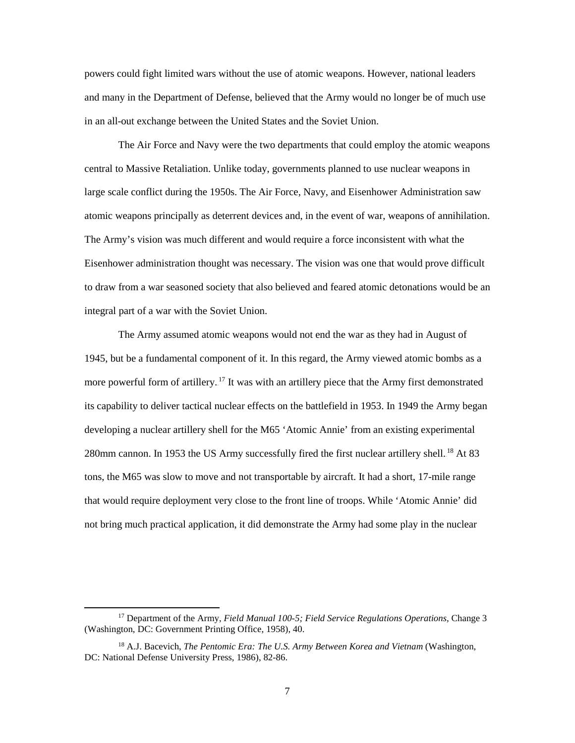powers could fight limited wars without the use of atomic weapons. However, national leaders and many in the Department of Defense, believed that the Army would no longer be of much use in an all-out exchange between the United States and the Soviet Union.

The Air Force and Navy were the two departments that could employ the atomic weapons central to Massive Retaliation. Unlike today, governments planned to use nuclear weapons in large scale conflict during the 1950s. The Air Force, Navy, and Eisenhower Administration saw atomic weapons principally as deterrent devices and, in the event of war, weapons of annihilation. The Army's vision was much different and would require a force inconsistent with what the Eisenhower administration thought was necessary. The vision was one that would prove difficult to draw from a war seasoned society that also believed and feared atomic detonations would be an integral part of a war with the Soviet Union.

The Army assumed atomic weapons would not end the war as they had in August of 1945, but be a fundamental component of it. In this regard, the Army viewed atomic bombs as a more powerful form of artillery.[17] It was with an artillery piece that the Army first demonstrated its capability to deliver tactical nuclear effects on the battlefield in 1953. In 1949 the Army began developing a nuclear artillery shell for the M65 'Atomic Annie' from an existing experimental 280mm cannon. In 1953 the US Army successfully fired the first nuclear artillery shell.[18] At 83 tons, the M65 was slow to move and not transportable by aircraft. It had a short, 17-mile range that would require deployment very close to the front line of troops. While 'Atomic Annie' did not bring much practical application, it did demonstrate the Army had some play in the nuclear

---

[17] Department of the Army, *Field Manual 100-5; Field Service Regulations Operations,* Change 3 (Washington, DC: Government Printing Office, 1958), 40.

[18] A.J. Bacevich, *The Pentomic Era: The U.S. Army Between Korea and Vietnam* (Washington, DC: National Defense University Press, 1986), 82-86.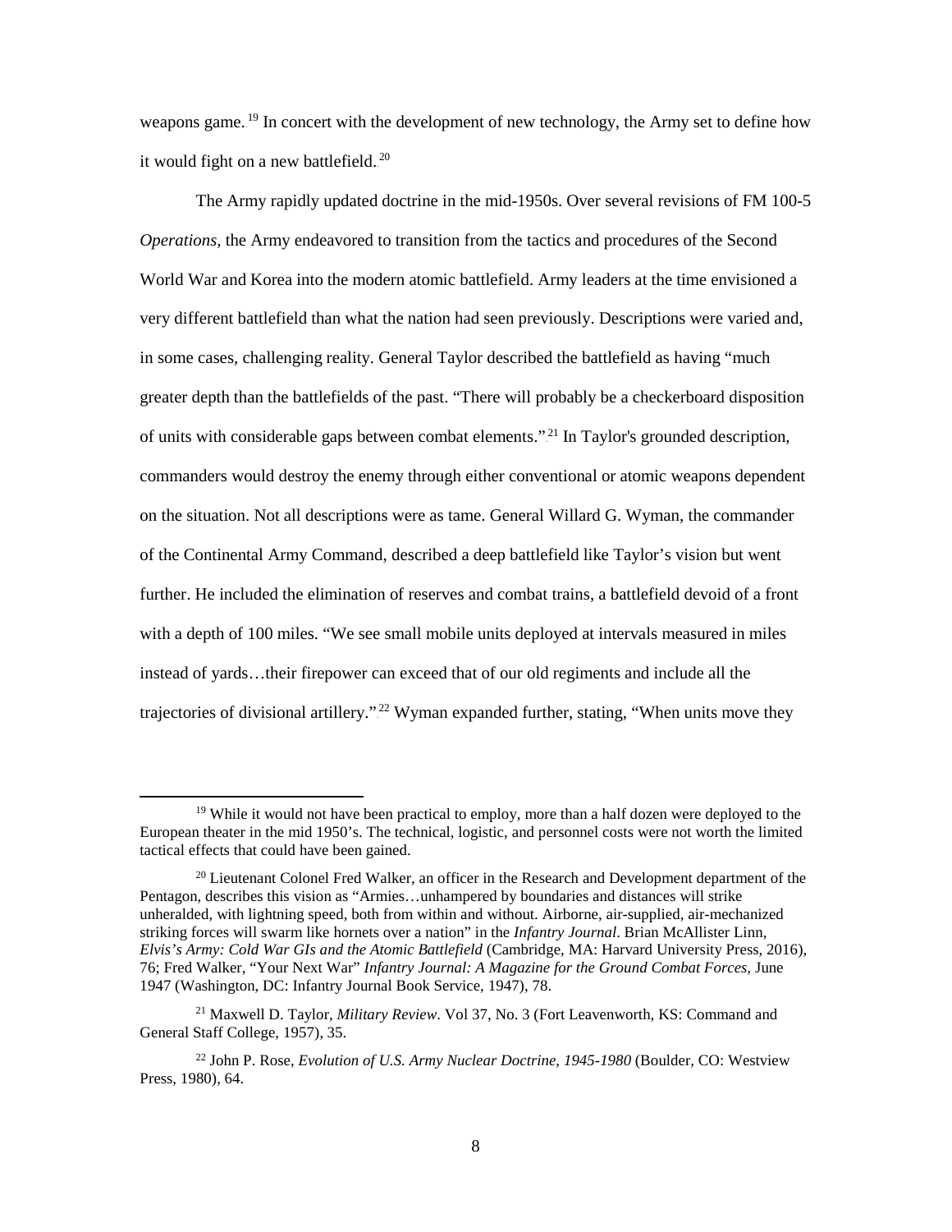weapons game.[19] In concert with the development of new technology, the Army set to define how it would fight on a new battlefield.[20]

The Army rapidly updated doctrine in the mid-1950s. Over several revisions of FM 100-5 *Operations,* the Army endeavored to transition from the tactics and procedures of the Second World War and Korea into the modern atomic battlefield. Army leaders at the time envisioned a very different battlefield than what the nation had seen previously. Descriptions were varied and, in some cases, challenging reality. General Taylor described the battlefield as having "much greater depth than the battlefields of the past. "There will probably be a checkerboard disposition of units with considerable gaps between combat elements."[21] In Taylor's grounded description, commanders would destroy the enemy through either conventional or atomic weapons dependent on the situation. Not all descriptions were as tame. General Willard G. Wyman, the commander of the Continental Army Command, described a deep battlefield like Taylor's vision but went further. He included the elimination of reserves and combat trains, a battlefield devoid of a front with a depth of 100 miles. "We see small mobile units deployed at intervals measured in miles instead of yards…their firepower can exceed that of our old regiments and include all the trajectories of divisional artillery."[22] Wyman expanded further, stating, "When units move they

---

[19] While it would not have been practical to employ, more than a half dozen were deployed to the European theater in the mid 1950's. The technical, logistic, and personnel costs were not worth the limited tactical effects that could have been gained.

[20] Lieutenant Colonel Fred Walker, an officer in the Research and Development department of the Pentagon, describes this vision as "Armies…unhampered by boundaries and distances will strike unheralded, with lightning speed, both from within and without. Airborne, air-supplied, air-mechanized striking forces will swarm like hornets over a nation" in the *Infantry Journal*. Brian McAllister Linn, *Elvis's Army: Cold War GIs and the Atomic Battlefield* (Cambridge, MA: Harvard University Press, 2016), 76; Fred Walker, "Your Next War" *Infantry Journal: A Magazine for the Ground Combat Forces,* June 1947 (Washington, DC: Infantry Journal Book Service, 1947), 78.

[21] Maxwell D. Taylor, *Military Review*. Vol 37, No. 3 (Fort Leavenworth, KS: Command and General Staff College, 1957), 35.

[22] John P. Rose, *Evolution of U.S. Army Nuclear Doctrine, 1945-1980* (Boulder, CO: Westview Press, 1980), 64.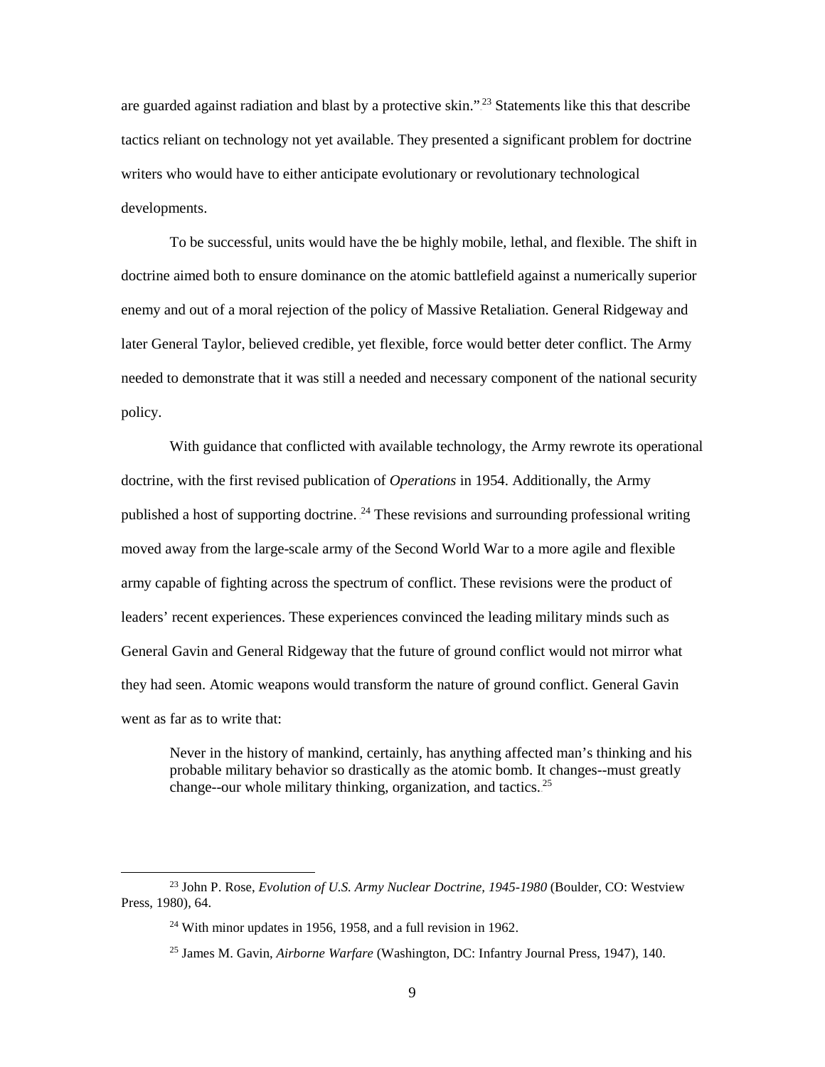are guarded against radiation and blast by a protective skin."[23] Statements like this that describe tactics reliant on technology not yet available. They presented a significant problem for doctrine writers who would have to either anticipate evolutionary or revolutionary technological developments.

To be successful, units would have the be highly mobile, lethal, and flexible. The shift in doctrine aimed both to ensure dominance on the atomic battlefield against a numerically superior enemy and out of a moral rejection of the policy of Massive Retaliation. General Ridgeway and later General Taylor, believed credible, yet flexible, force would better deter conflict. The Army needed to demonstrate that it was still a needed and necessary component of the national security policy.

With guidance that conflicted with available technology, the Army rewrote its operational doctrine, with the first revised publication of *Operations* in 1954. Additionally, the Army published a host of supporting doctrine.[24] These revisions and surrounding professional writing moved away from the large-scale army of the Second World War to a more agile and flexible army capable of fighting across the spectrum of conflict. These revisions were the product of leaders' recent experiences. These experiences convinced the leading military minds such as General Gavin and General Ridgeway that the future of ground conflict would not mirror what they had seen. Atomic weapons would transform the nature of ground conflict. General Gavin went as far as to write that:

> Never in the history of mankind, certainly, has anything affected man's thinking and his probable military behavior so drastically as the atomic bomb. It changes--must greatly change--our whole military thinking, organization, and tactics.[25]

---

[23] John P. Rose, *Evolution of U.S. Army Nuclear Doctrine, 1945-1980* (Boulder, CO: Westview Press, 1980), 64.

[24] With minor updates in 1956, 1958, and a full revision in 1962.

[25] James M. Gavin, *Airborne Warfare* (Washington, DC: Infantry Journal Press, 1947), 140.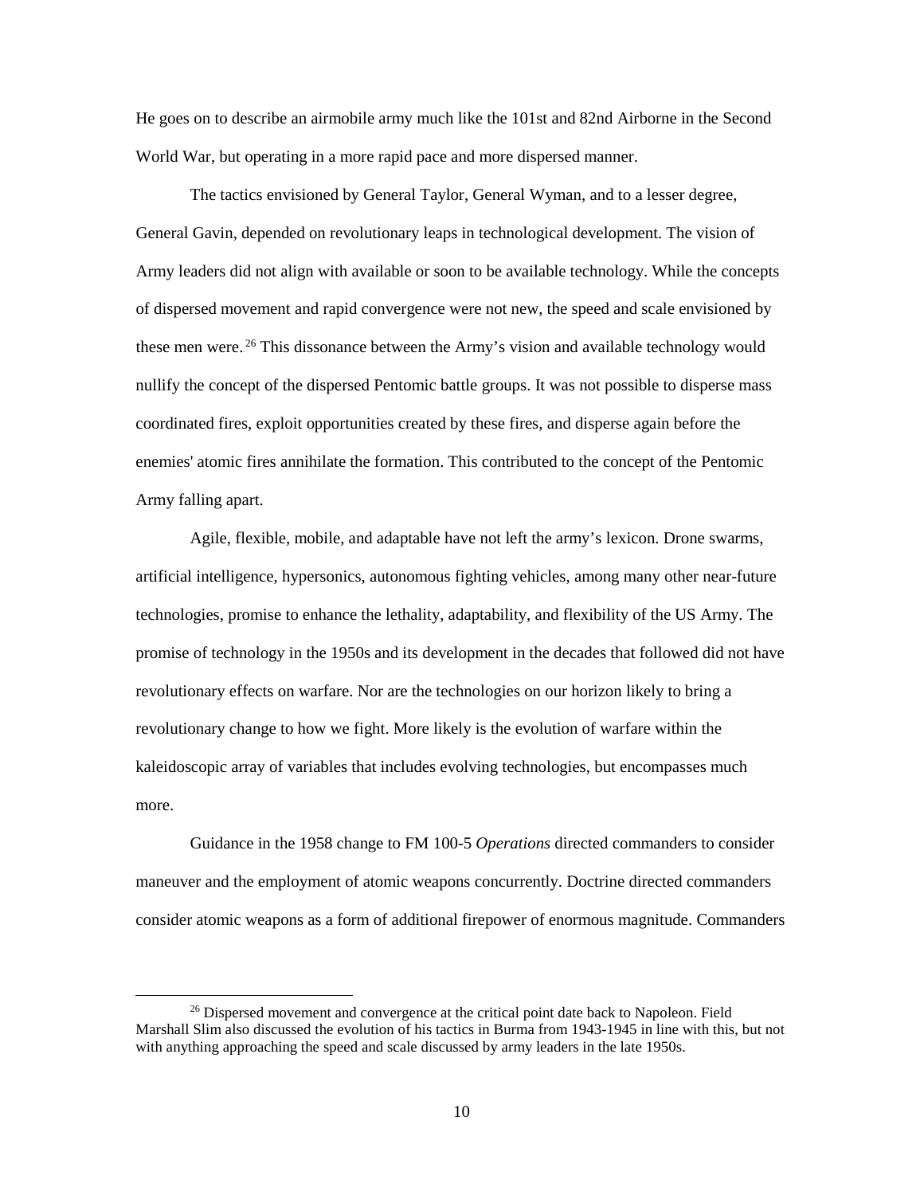He goes on to describe an airmobile army much like the 101st and 82nd Airborne in the Second World War, but operating in a more rapid pace and more dispersed manner.

The tactics envisioned by General Taylor, General Wyman, and to a lesser degree, General Gavin, depended on revolutionary leaps in technological development. The vision of Army leaders did not align with available or soon to be available technology. While the concepts of dispersed movement and rapid convergence were not new, the speed and scale envisioned by these men were.[26] This dissonance between the Army's vision and available technology would nullify the concept of the dispersed Pentomic battle groups. It was not possible to disperse mass coordinated fires, exploit opportunities created by these fires, and disperse again before the enemies' atomic fires annihilate the formation. This contributed to the concept of the Pentomic Army falling apart.

Agile, flexible, mobile, and adaptable have not left the army's lexicon. Drone swarms, artificial intelligence, hypersonics, autonomous fighting vehicles, among many other near-future technologies, promise to enhance the lethality, adaptability, and flexibility of the US Army. The promise of technology in the 1950s and its development in the decades that followed did not have revolutionary effects on warfare. Nor are the technologies on our horizon likely to bring a revolutionary change to how we fight. More likely is the evolution of warfare within the kaleidoscopic array of variables that includes evolving technologies, but encompasses much more.

Guidance in the 1958 change to FM 100-5 *Operations* directed commanders to consider maneuver and the employment of atomic weapons concurrently. Doctrine directed commanders consider atomic weapons as a form of additional firepower of enormous magnitude. Commanders

[26] Dispersed movement and convergence at the critical point date back to Napoleon. Field Marshall Slim also discussed the evolution of his tactics in Burma from 1943-1945 in line with this, but not with anything approaching the speed and scale discussed by army leaders in the late 1950s.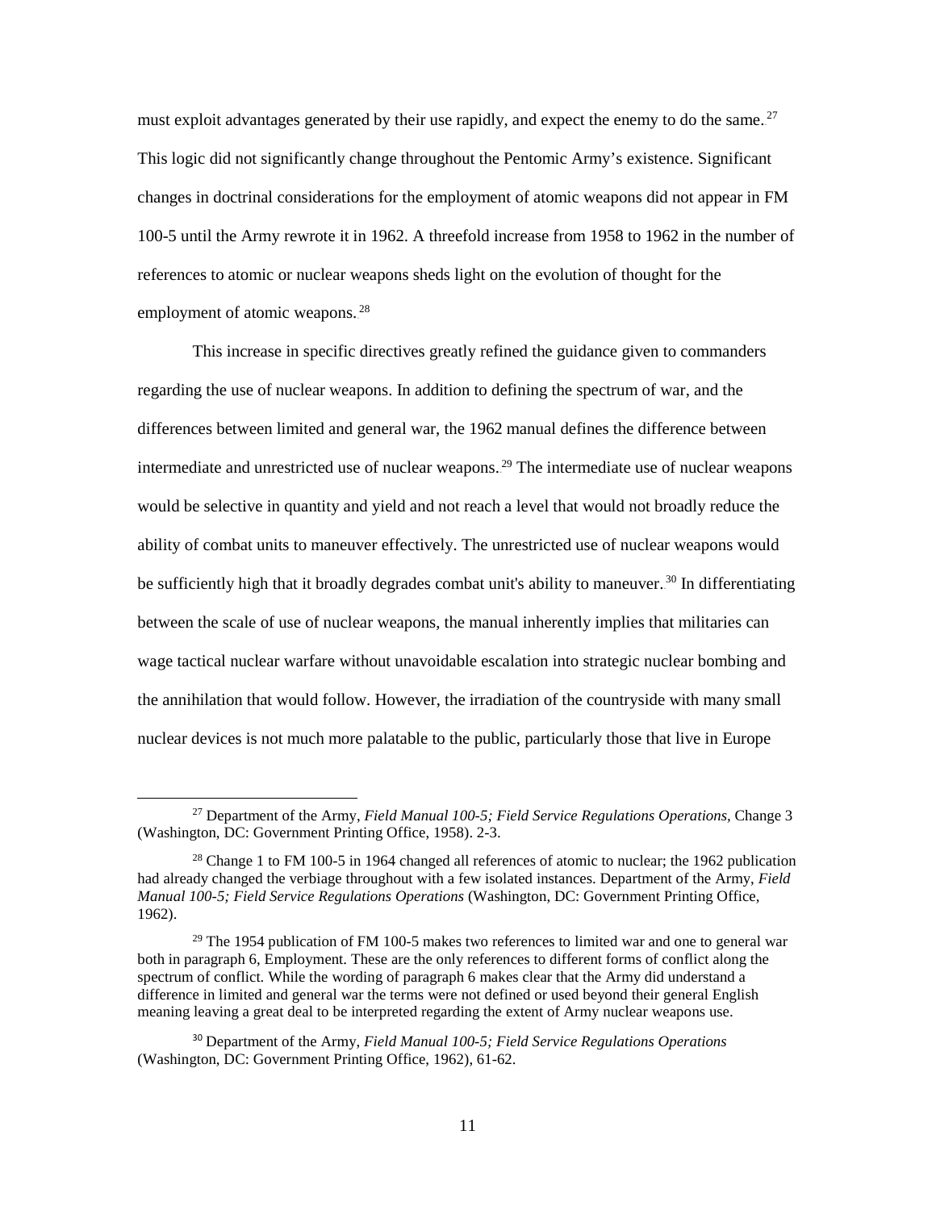must exploit advantages generated by their use rapidly, and expect the enemy to do the same.[27] This logic did not significantly change throughout the Pentomic Army's existence. Significant changes in doctrinal considerations for the employment of atomic weapons did not appear in FM 100-5 until the Army rewrote it in 1962. A threefold increase from 1958 to 1962 in the number of references to atomic or nuclear weapons sheds light on the evolution of thought for the employment of atomic weapons.[28]

This increase in specific directives greatly refined the guidance given to commanders regarding the use of nuclear weapons. In addition to defining the spectrum of war, and the differences between limited and general war, the 1962 manual defines the difference between intermediate and unrestricted use of nuclear weapons.[29] The intermediate use of nuclear weapons would be selective in quantity and yield and not reach a level that would not broadly reduce the ability of combat units to maneuver effectively. The unrestricted use of nuclear weapons would be sufficiently high that it broadly degrades combat unit's ability to maneuver.[30] In differentiating between the scale of use of nuclear weapons, the manual inherently implies that militaries can wage tactical nuclear warfare without unavoidable escalation into strategic nuclear bombing and the annihilation that would follow. However, the irradiation of the countryside with many small nuclear devices is not much more palatable to the public, particularly those that live in Europe

---

[27] Department of the Army, *Field Manual 100-5; Field Service Regulations Operations,* Change 3 (Washington, DC: Government Printing Office, 1958). 2-3.

[28] Change 1 to FM 100-5 in 1964 changed all references of atomic to nuclear; the 1962 publication had already changed the verbiage throughout with a few isolated instances. Department of the Army, *Field Manual 100-5; Field Service Regulations Operations* (Washington, DC: Government Printing Office, 1962).

[29] The 1954 publication of FM 100-5 makes two references to limited war and one to general war both in paragraph 6, Employment. These are the only references to different forms of conflict along the spectrum of conflict. While the wording of paragraph 6 makes clear that the Army did understand a difference in limited and general war the terms were not defined or used beyond their general English meaning leaving a great deal to be interpreted regarding the extent of Army nuclear weapons use.

[30] Department of the Army, *Field Manual 100-5; Field Service Regulations Operations* (Washington, DC: Government Printing Office, 1962), 61-62.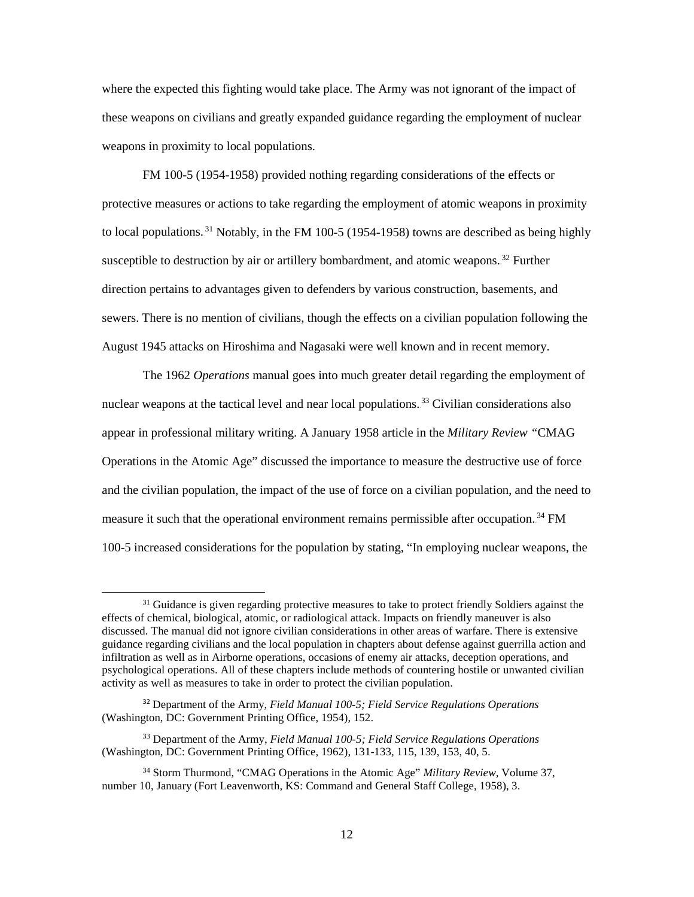where the expected this fighting would take place. The Army was not ignorant of the impact of these weapons on civilians and greatly expanded guidance regarding the employment of nuclear weapons in proximity to local populations.

FM 100-5 (1954-1958) provided nothing regarding considerations of the effects or protective measures or actions to take regarding the employment of atomic weapons in proximity to local populations.[31] Notably, in the FM 100-5 (1954-1958) towns are described as being highly susceptible to destruction by air or artillery bombardment, and atomic weapons.[32] Further direction pertains to advantages given to defenders by various construction, basements, and sewers. There is no mention of civilians, though the effects on a civilian population following the August 1945 attacks on Hiroshima and Nagasaki were well known and in recent memory.

The 1962 *Operations* manual goes into much greater detail regarding the employment of nuclear weapons at the tactical level and near local populations.[33] Civilian considerations also appear in professional military writing. A January 1958 article in the *Military Review* "CMAG Operations in the Atomic Age" discussed the importance to measure the destructive use of force and the civilian population, the impact of the use of force on a civilian population, and the need to measure it such that the operational environment remains permissible after occupation.[34] FM 100-5 increased considerations for the population by stating, "In employing nuclear weapons, the

---

[31] Guidance is given regarding protective measures to take to protect friendly Soldiers against the effects of chemical, biological, atomic, or radiological attack. Impacts on friendly maneuver is also discussed. The manual did not ignore civilian considerations in other areas of warfare. There is extensive guidance regarding civilians and the local population in chapters about defense against guerrilla action and infiltration as well as in Airborne operations, occasions of enemy air attacks, deception operations, and psychological operations. All of these chapters include methods of countering hostile or unwanted civilian activity as well as measures to take in order to protect the civilian population.

[32] Department of the Army, *Field Manual 100-5; Field Service Regulations Operations* (Washington, DC: Government Printing Office, 1954), 152.

[33] Department of the Army, *Field Manual 100-5; Field Service Regulations Operations* (Washington, DC: Government Printing Office, 1962), 131-133, 115, 139, 153, 40, 5.

[34] Storm Thurmond, "CMAG Operations in the Atomic Age" *Military Review,* Volume 37, number 10, January (Fort Leavenworth, KS: Command and General Staff College, 1958), 3.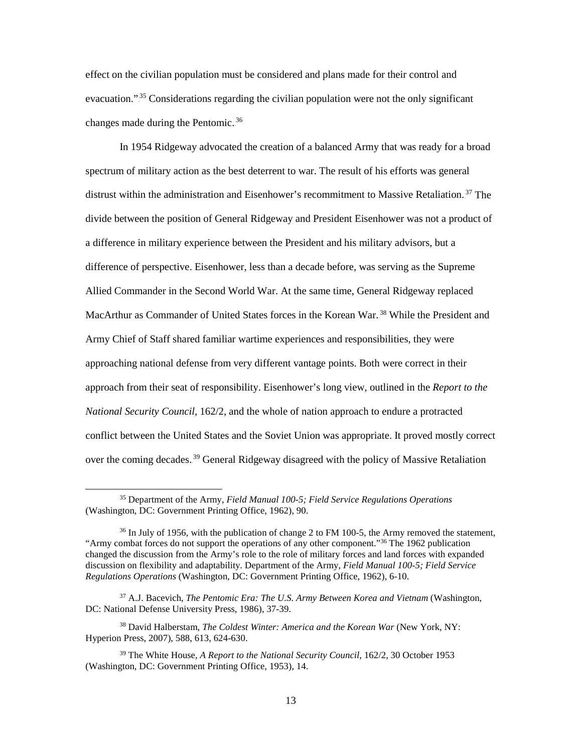effect on the civilian population must be considered and plans made for their control and evacuation."[35] Considerations regarding the civilian population were not the only significant changes made during the Pentomic.[36]

In 1954 Ridgeway advocated the creation of a balanced Army that was ready for a broad spectrum of military action as the best deterrent to war. The result of his efforts was general distrust within the administration and Eisenhower's recommitment to Massive Retaliation.[37] The divide between the position of General Ridgeway and President Eisenhower was not a product of a difference in military experience between the President and his military advisors, but a difference of perspective. Eisenhower, less than a decade before, was serving as the Supreme Allied Commander in the Second World War. At the same time, General Ridgeway replaced MacArthur as Commander of United States forces in the Korean War.[38] While the President and Army Chief of Staff shared familiar wartime experiences and responsibilities, they were approaching national defense from very different vantage points. Both were correct in their approach from their seat of responsibility. Eisenhower's long view, outlined in the *Report to the National Security Council*, 162/2, and the whole of nation approach to endure a protracted conflict between the United States and the Soviet Union was appropriate. It proved mostly correct over the coming decades.[39] General Ridgeway disagreed with the policy of Massive Retaliation

---

[35] Department of the Army, *Field Manual 100-5; Field Service Regulations Operations* (Washington, DC: Government Printing Office, 1962), 90.

[36] In July of 1956, with the publication of change 2 to FM 100-5, the Army removed the statement, "Army combat forces do not support the operations of any other component."[36] The 1962 publication changed the discussion from the Army's role to the role of military forces and land forces with expanded discussion on flexibility and adaptability. Department of the Army, *Field Manual 100-5; Field Service Regulations Operations* (Washington, DC: Government Printing Office, 1962), 6-10.

[37] A.J. Bacevich, *The Pentomic Era: The U.S. Army Between Korea and Vietnam* (Washington, DC: National Defense University Press, 1986), 37-39.

[38] David Halberstam, *The Coldest Winter: America and the Korean War* (New York, NY: Hyperion Press, 2007), 588, 613, 624-630.

[39] The White House, *A Report to the National Security Council*, 162/2, 30 October 1953 (Washington, DC: Government Printing Office, 1953), 14.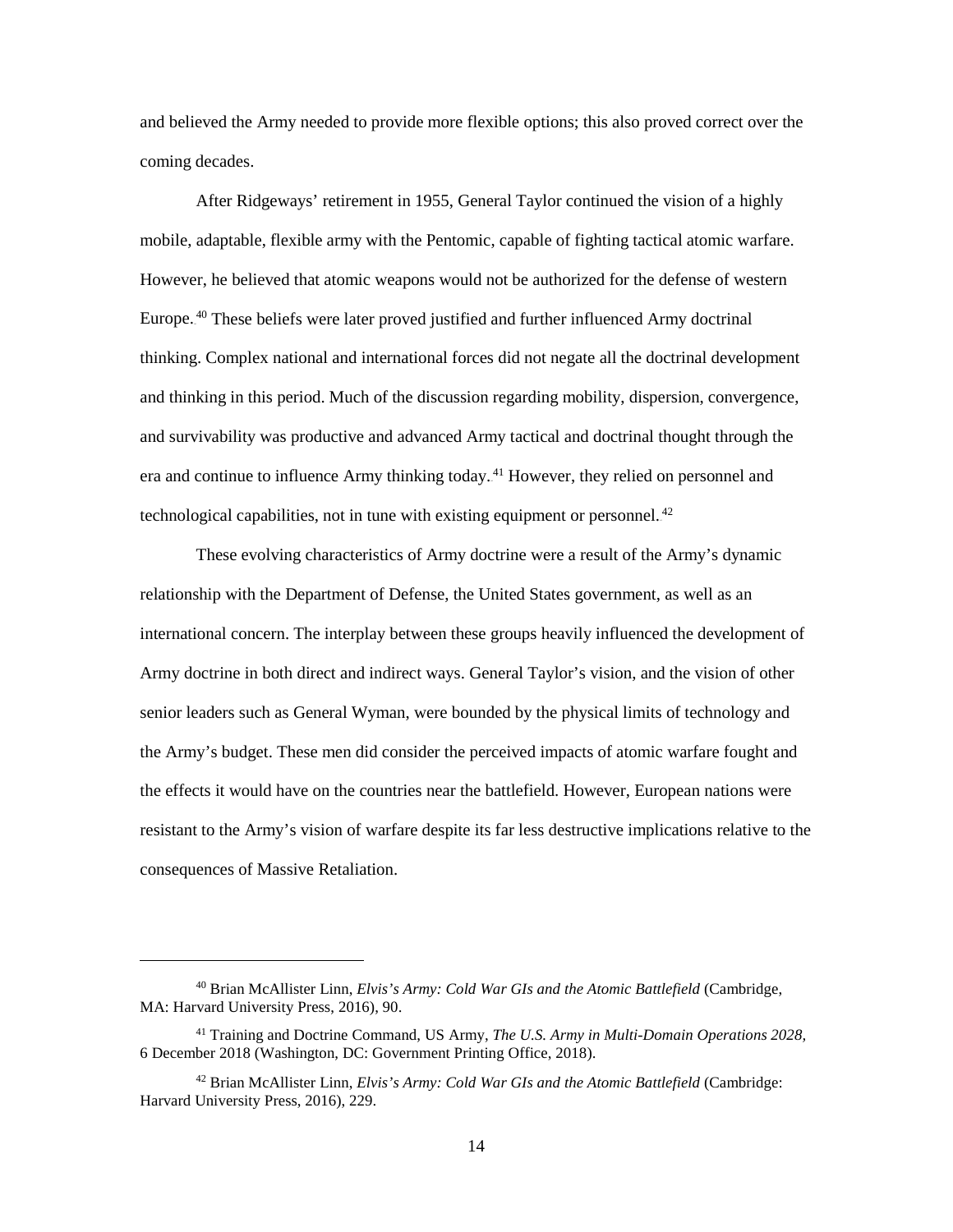and believed the Army needed to provide more flexible options; this also proved correct over the coming decades.

After Ridgeways' retirement in 1955, General Taylor continued the vision of a highly mobile, adaptable, flexible army with the Pentomic, capable of fighting tactical atomic warfare. However, he believed that atomic weapons would not be authorized for the defense of western Europe.[40] These beliefs were later proved justified and further influenced Army doctrinal thinking. Complex national and international forces did not negate all the doctrinal development and thinking in this period. Much of the discussion regarding mobility, dispersion, convergence, and survivability was productive and advanced Army tactical and doctrinal thought through the era and continue to influence Army thinking today.[41] However, they relied on personnel and technological capabilities, not in tune with existing equipment or personnel.[42]

These evolving characteristics of Army doctrine were a result of the Army's dynamic relationship with the Department of Defense, the United States government, as well as an international concern. The interplay between these groups heavily influenced the development of Army doctrine in both direct and indirect ways. General Taylor's vision, and the vision of other senior leaders such as General Wyman, were bounded by the physical limits of technology and the Army's budget. These men did consider the perceived impacts of atomic warfare fought and the effects it would have on the countries near the battlefield. However, European nations were resistant to the Army's vision of warfare despite its far less destructive implications relative to the consequences of Massive Retaliation.

---

[40] Brian McAllister Linn, *Elvis's Army: Cold War GIs and the Atomic Battlefield* (Cambridge, MA: Harvard University Press, 2016), 90.

[41] Training and Doctrine Command, US Army, *The U.S. Army in Multi-Domain Operations 2028*, 6 December 2018 (Washington, DC: Government Printing Office, 2018).

[42] Brian McAllister Linn, *Elvis's Army: Cold War GIs and the Atomic Battlefield* (Cambridge: Harvard University Press, 2016), 229.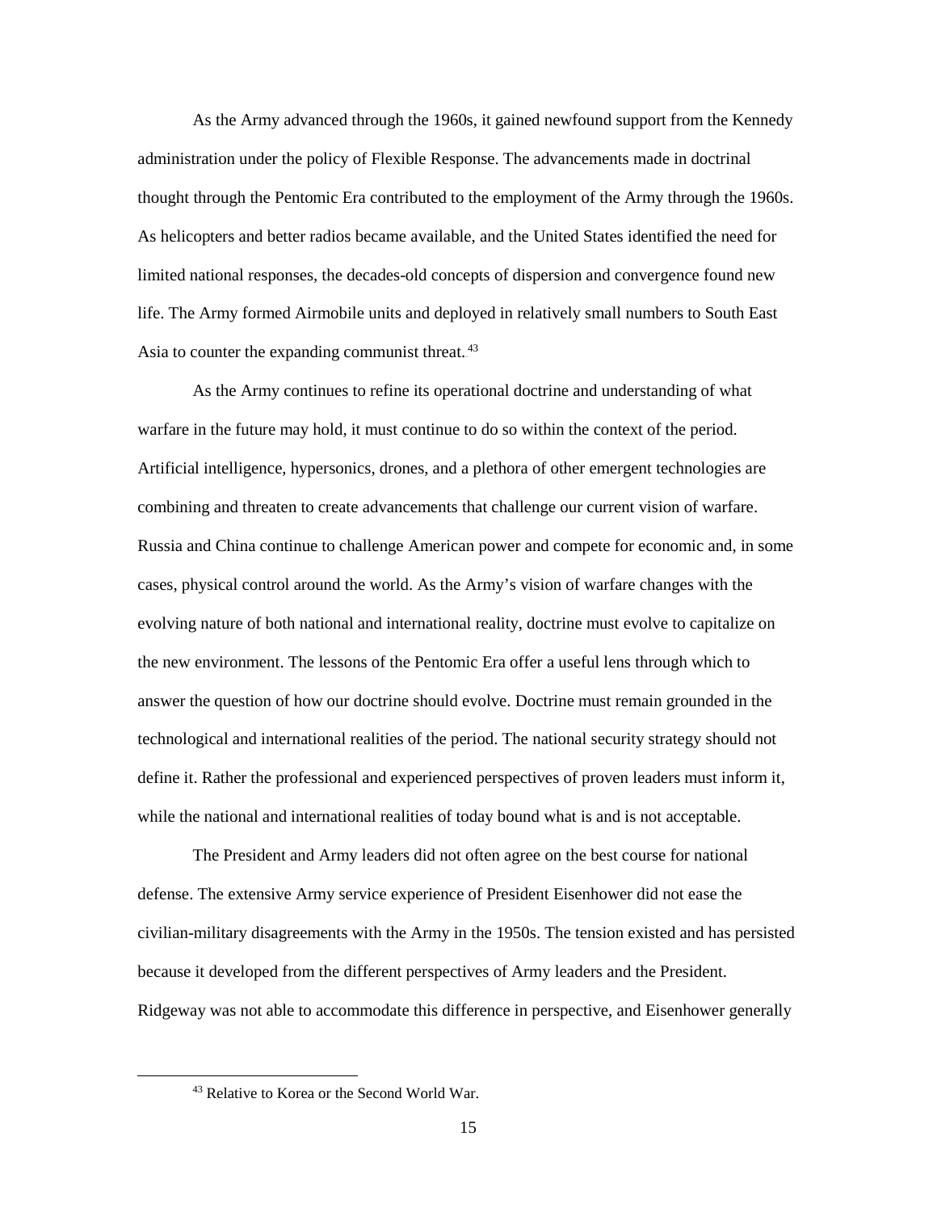As the Army advanced through the 1960s, it gained newfound support from the Kennedy administration under the policy of Flexible Response. The advancements made in doctrinal thought through the Pentomic Era contributed to the employment of the Army through the 1960s. As helicopters and better radios became available, and the United States identified the need for limited national responses, the decades-old concepts of dispersion and convergence found new life. The Army formed Airmobile units and deployed in relatively small numbers to South East Asia to counter the expanding communist threat.[43]

As the Army continues to refine its operational doctrine and understanding of what warfare in the future may hold, it must continue to do so within the context of the period. Artificial intelligence, hypersonics, drones, and a plethora of other emergent technologies are combining and threaten to create advancements that challenge our current vision of warfare. Russia and China continue to challenge American power and compete for economic and, in some cases, physical control around the world. As the Army's vision of warfare changes with the evolving nature of both national and international reality, doctrine must evolve to capitalize on the new environment. The lessons of the Pentomic Era offer a useful lens through which to answer the question of how our doctrine should evolve. Doctrine must remain grounded in the technological and international realities of the period. The national security strategy should not define it. Rather the professional and experienced perspectives of proven leaders must inform it, while the national and international realities of today bound what is and is not acceptable.

The President and Army leaders did not often agree on the best course for national defense. The extensive Army service experience of President Eisenhower did not ease the civilian-military disagreements with the Army in the 1950s. The tension existed and has persisted because it developed from the different perspectives of Army leaders and the President. Ridgeway was not able to accommodate this difference in perspective, and Eisenhower generally

[43] Relative to Korea or the Second World War.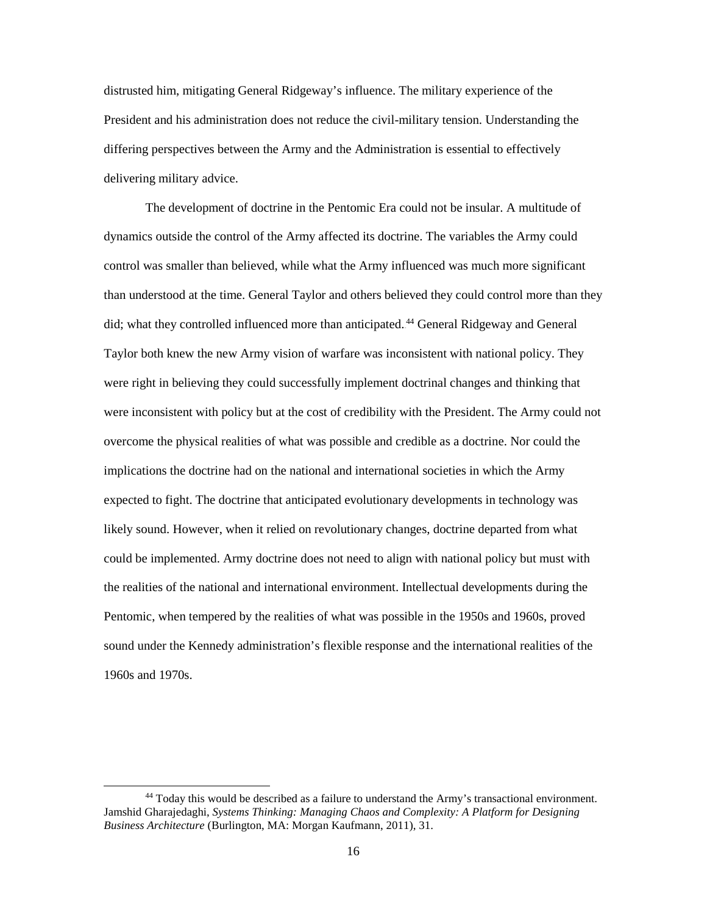distrusted him, mitigating General Ridgeway's influence. The military experience of the President and his administration does not reduce the civil-military tension. Understanding the differing perspectives between the Army and the Administration is essential to effectively delivering military advice.

The development of doctrine in the Pentomic Era could not be insular. A multitude of dynamics outside the control of the Army affected its doctrine. The variables the Army could control was smaller than believed, while what the Army influenced was much more significant than understood at the time. General Taylor and others believed they could control more than they did; what they controlled influenced more than anticipated.[44] General Ridgeway and General Taylor both knew the new Army vision of warfare was inconsistent with national policy. They were right in believing they could successfully implement doctrinal changes and thinking that were inconsistent with policy but at the cost of credibility with the President. The Army could not overcome the physical realities of what was possible and credible as a doctrine. Nor could the implications the doctrine had on the national and international societies in which the Army expected to fight. The doctrine that anticipated evolutionary developments in technology was likely sound. However, when it relied on revolutionary changes, doctrine departed from what could be implemented. Army doctrine does not need to align with national policy but must with the realities of the national and international environment. Intellectual developments during the Pentomic, when tempered by the realities of what was possible in the 1950s and 1960s, proved sound under the Kennedy administration's flexible response and the international realities of the 1960s and 1970s.

---

[44] Today this would be described as a failure to understand the Army's transactional environment. Jamshid Gharajedaghi, *Systems Thinking: Managing Chaos and Complexity: A Platform for Designing Business Architecture* (Burlington, MA: Morgan Kaufmann, 2011), 31.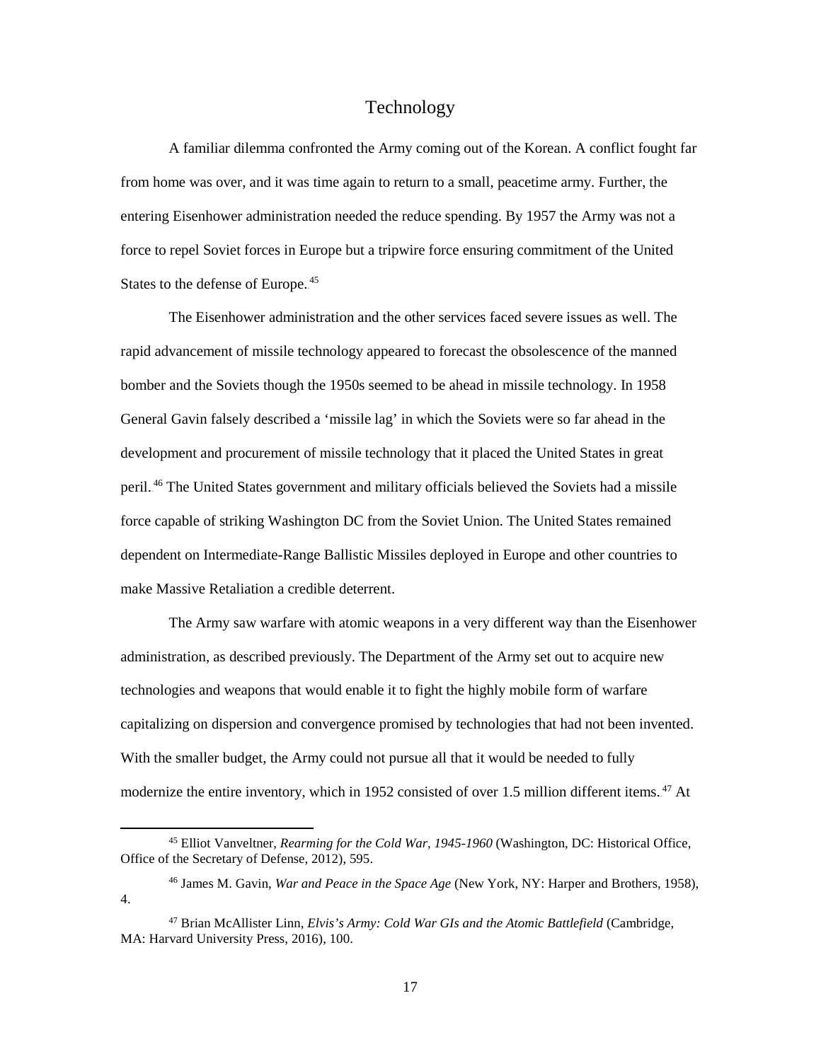## Technology

A familiar dilemma confronted the Army coming out of the Korean. A conflict fought far from home was over, and it was time again to return to a small, peacetime army. Further, the entering Eisenhower administration needed the reduce spending. By 1957 the Army was not a force to repel Soviet forces in Europe but a tripwire force ensuring commitment of the United States to the defense of Europe.[45]

The Eisenhower administration and the other services faced severe issues as well. The rapid advancement of missile technology appeared to forecast the obsolescence of the manned bomber and the Soviets though the 1950s seemed to be ahead in missile technology. In 1958 General Gavin falsely described a 'missile lag' in which the Soviets were so far ahead in the development and procurement of missile technology that it placed the United States in great peril.[46] The United States government and military officials believed the Soviets had a missile force capable of striking Washington DC from the Soviet Union. The United States remained dependent on Intermediate-Range Ballistic Missiles deployed in Europe and other countries to make Massive Retaliation a credible deterrent.

The Army saw warfare with atomic weapons in a very different way than the Eisenhower administration, as described previously. The Department of the Army set out to acquire new technologies and weapons that would enable it to fight the highly mobile form of warfare capitalizing on dispersion and convergence promised by technologies that had not been invented. With the smaller budget, the Army could not pursue all that it would be needed to fully modernize the entire inventory, which in 1952 consisted of over 1.5 million different items.[47] At

---

[45] Elliot Vanveltner, *Rearming for the Cold War, 1945-1960* (Washington, DC: Historical Office, Office of the Secretary of Defense, 2012), 595.

[46] James M. Gavin, *War and Peace in the Space Age* (New York, NY: Harper and Brothers, 1958), 4.

[47] Brian McAllister Linn, *Elvis's Army: Cold War GIs and the Atomic Battlefield* (Cambridge, MA: Harvard University Press, 2016), 100.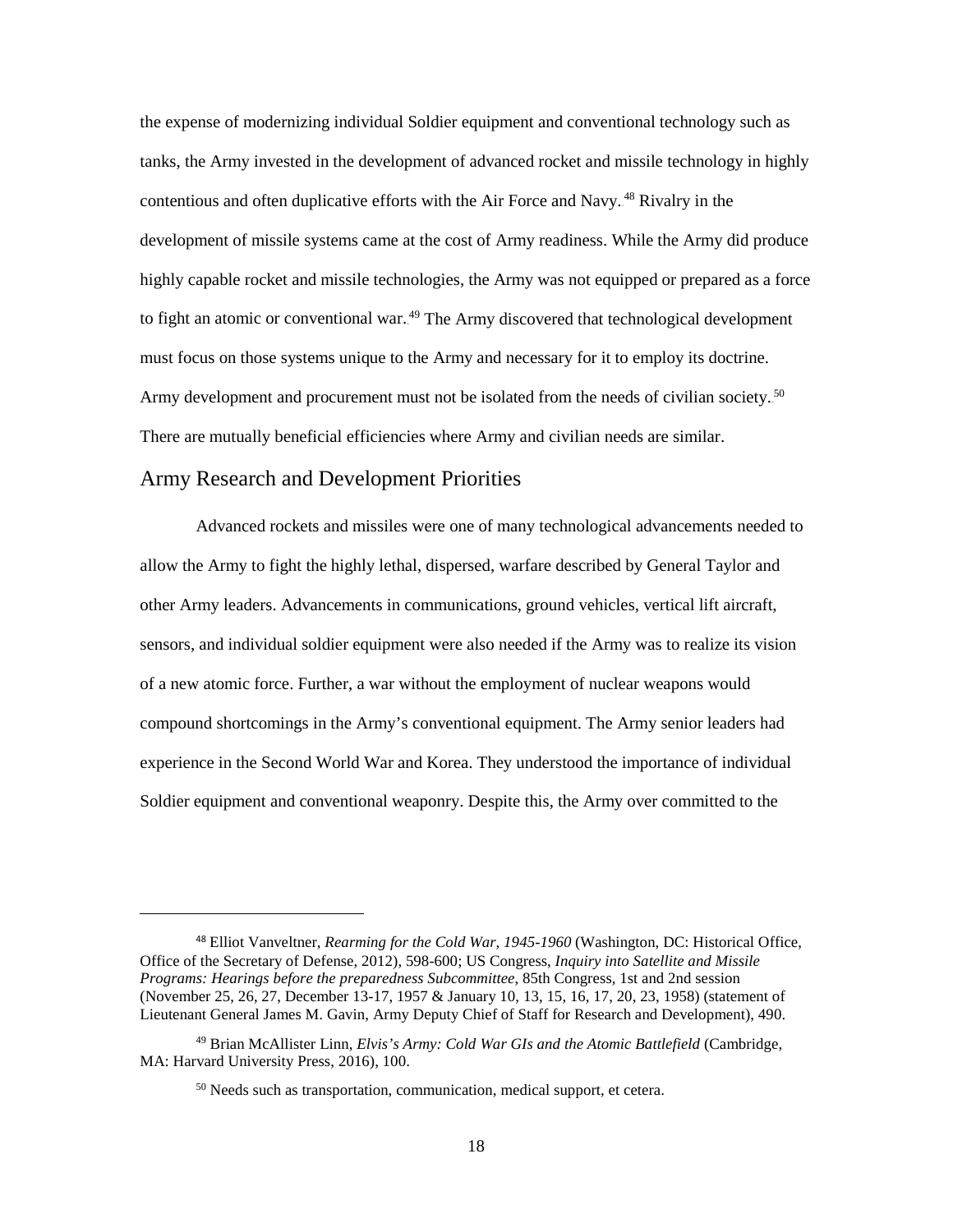the expense of modernizing individual Soldier equipment and conventional technology such as tanks, the Army invested in the development of advanced rocket and missile technology in highly contentious and often duplicative efforts with the Air Force and Navy.[48] Rivalry in the development of missile systems came at the cost of Army readiness. While the Army did produce highly capable rocket and missile technologies, the Army was not equipped or prepared as a force to fight an atomic or conventional war.[49] The Army discovered that technological development must focus on those systems unique to the Army and necessary for it to employ its doctrine. Army development and procurement must not be isolated from the needs of civilian society.[50] There are mutually beneficial efficiencies where Army and civilian needs are similar.

## Army Research and Development Priorities

Advanced rockets and missiles were one of many technological advancements needed to allow the Army to fight the highly lethal, dispersed, warfare described by General Taylor and other Army leaders. Advancements in communications, ground vehicles, vertical lift aircraft, sensors, and individual soldier equipment were also needed if the Army was to realize its vision of a new atomic force. Further, a war without the employment of nuclear weapons would compound shortcomings in the Army's conventional equipment. The Army senior leaders had experience in the Second World War and Korea. They understood the importance of individual Soldier equipment and conventional weaponry. Despite this, the Army over committed to the

---

[48] Elliot Vanveltner, *Rearming for the Cold War, 1945-1960* (Washington, DC: Historical Office, Office of the Secretary of Defense, 2012), 598-600; US Congress, *Inquiry into Satellite and Missile Programs: Hearings before the preparedness Subcommittee*, 85th Congress, 1st and 2nd session (November 25, 26, 27, December 13-17, 1957 & January 10, 13, 15, 16, 17, 20, 23, 1958) (statement of Lieutenant General James M. Gavin, Army Deputy Chief of Staff for Research and Development), 490.

[49] Brian McAllister Linn, *Elvis's Army: Cold War GIs and the Atomic Battlefield* (Cambridge, MA: Harvard University Press, 2016), 100.

[50] Needs such as transportation, communication, medical support, et cetera.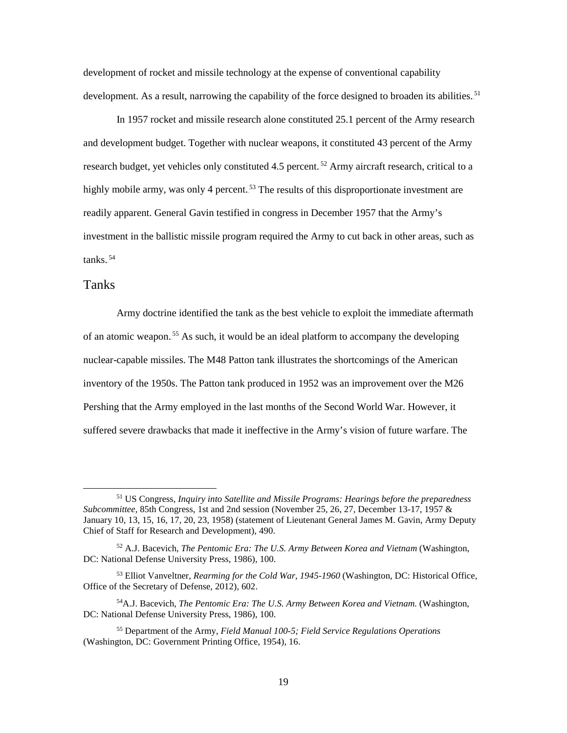development of rocket and missile technology at the expense of conventional capability development. As a result, narrowing the capability of the force designed to broaden its abilities.[51]

In 1957 rocket and missile research alone constituted 25.1 percent of the Army research and development budget. Together with nuclear weapons, it constituted 43 percent of the Army research budget, yet vehicles only constituted 4.5 percent.[52] Army aircraft research, critical to a highly mobile army, was only 4 percent.[53] The results of this disproportionate investment are readily apparent. General Gavin testified in congress in December 1957 that the Army's investment in the ballistic missile program required the Army to cut back in other areas, such as tanks.[54]

## Tanks

Army doctrine identified the tank as the best vehicle to exploit the immediate aftermath of an atomic weapon.[55] As such, it would be an ideal platform to accompany the developing nuclear-capable missiles. The M48 Patton tank illustrates the shortcomings of the American inventory of the 1950s. The Patton tank produced in 1952 was an improvement over the M26 Pershing that the Army employed in the last months of the Second World War. However, it suffered severe drawbacks that made it ineffective in the Army's vision of future warfare. The

---

[51] US Congress, *Inquiry into Satellite and Missile Programs: Hearings before the preparedness Subcommittee*, 85th Congress, 1st and 2nd session (November 25, 26, 27, December 13-17, 1957 & January 10, 13, 15, 16, 17, 20, 23, 1958) (statement of Lieutenant General James M. Gavin, Army Deputy Chief of Staff for Research and Development), 490.

[52] A.J. Bacevich, *The Pentomic Era: The U.S. Army Between Korea and Vietnam* (Washington, DC: National Defense University Press, 1986), 100.

[53] Elliot Vanveltner, *Rearming for the Cold War, 1945-1960* (Washington, DC: Historical Office, Office of the Secretary of Defense, 2012), 602.

[54] A.J. Bacevich, *The Pentomic Era: The U.S. Army Between Korea and Vietnam.* (Washington, DC: National Defense University Press, 1986), 100.

[55] Department of the Army, *Field Manual 100-5; Field Service Regulations Operations* (Washington, DC: Government Printing Office, 1954), 16.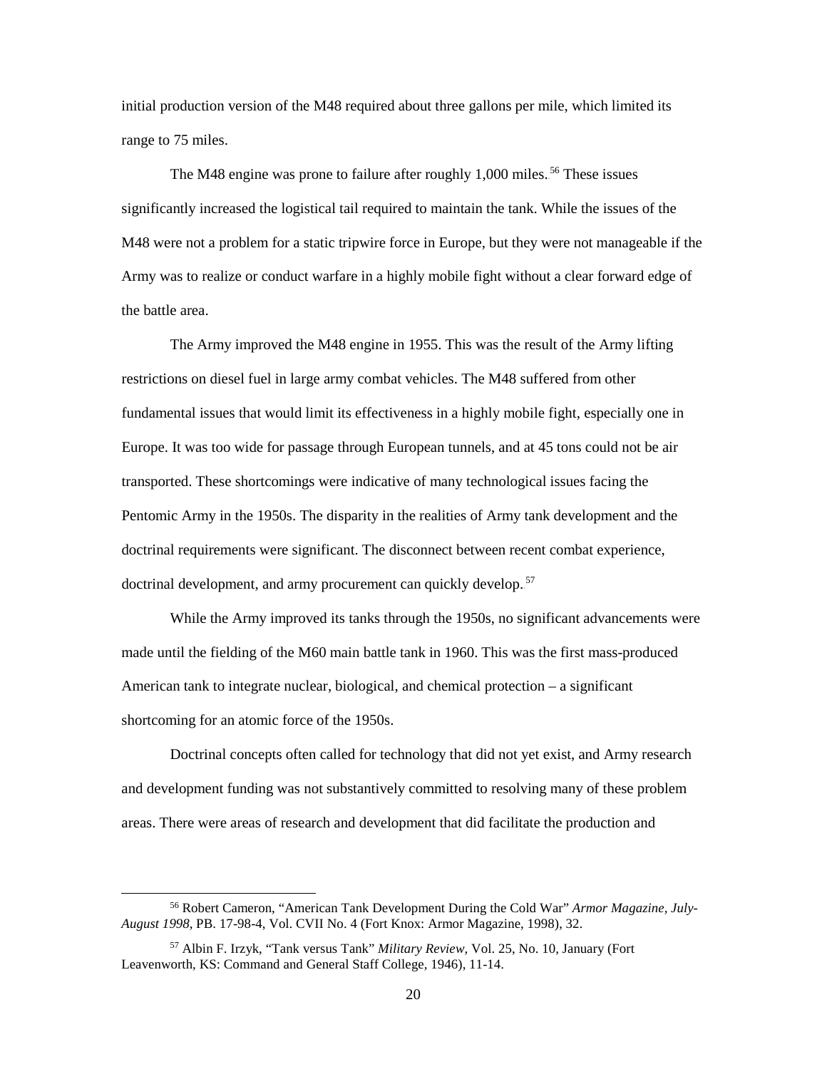initial production version of the M48 required about three gallons per mile, which limited its range to 75 miles.

The M48 engine was prone to failure after roughly 1,000 miles.[56] These issues significantly increased the logistical tail required to maintain the tank. While the issues of the M48 were not a problem for a static tripwire force in Europe, but they were not manageable if the Army was to realize or conduct warfare in a highly mobile fight without a clear forward edge of the battle area.

The Army improved the M48 engine in 1955. This was the result of the Army lifting restrictions on diesel fuel in large army combat vehicles. The M48 suffered from other fundamental issues that would limit its effectiveness in a highly mobile fight, especially one in Europe. It was too wide for passage through European tunnels, and at 45 tons could not be air transported. These shortcomings were indicative of many technological issues facing the Pentomic Army in the 1950s. The disparity in the realities of Army tank development and the doctrinal requirements were significant. The disconnect between recent combat experience, doctrinal development, and army procurement can quickly develop.[57]

While the Army improved its tanks through the 1950s, no significant advancements were made until the fielding of the M60 main battle tank in 1960. This was the first mass-produced American tank to integrate nuclear, biological, and chemical protection – a significant shortcoming for an atomic force of the 1950s.

Doctrinal concepts often called for technology that did not yet exist, and Army research and development funding was not substantively committed to resolving many of these problem areas. There were areas of research and development that did facilitate the production and

---

[56] Robert Cameron, "American Tank Development During the Cold War" *Armor Magazine, July-August 1998*, PB. 17-98-4, Vol. CVII No. 4 (Fort Knox: Armor Magazine, 1998), 32.

[57] Albin F. Irzyk, "Tank versus Tank" *Military Review,* Vol. 25, No. 10, January (Fort Leavenworth, KS: Command and General Staff College, 1946), 11-14.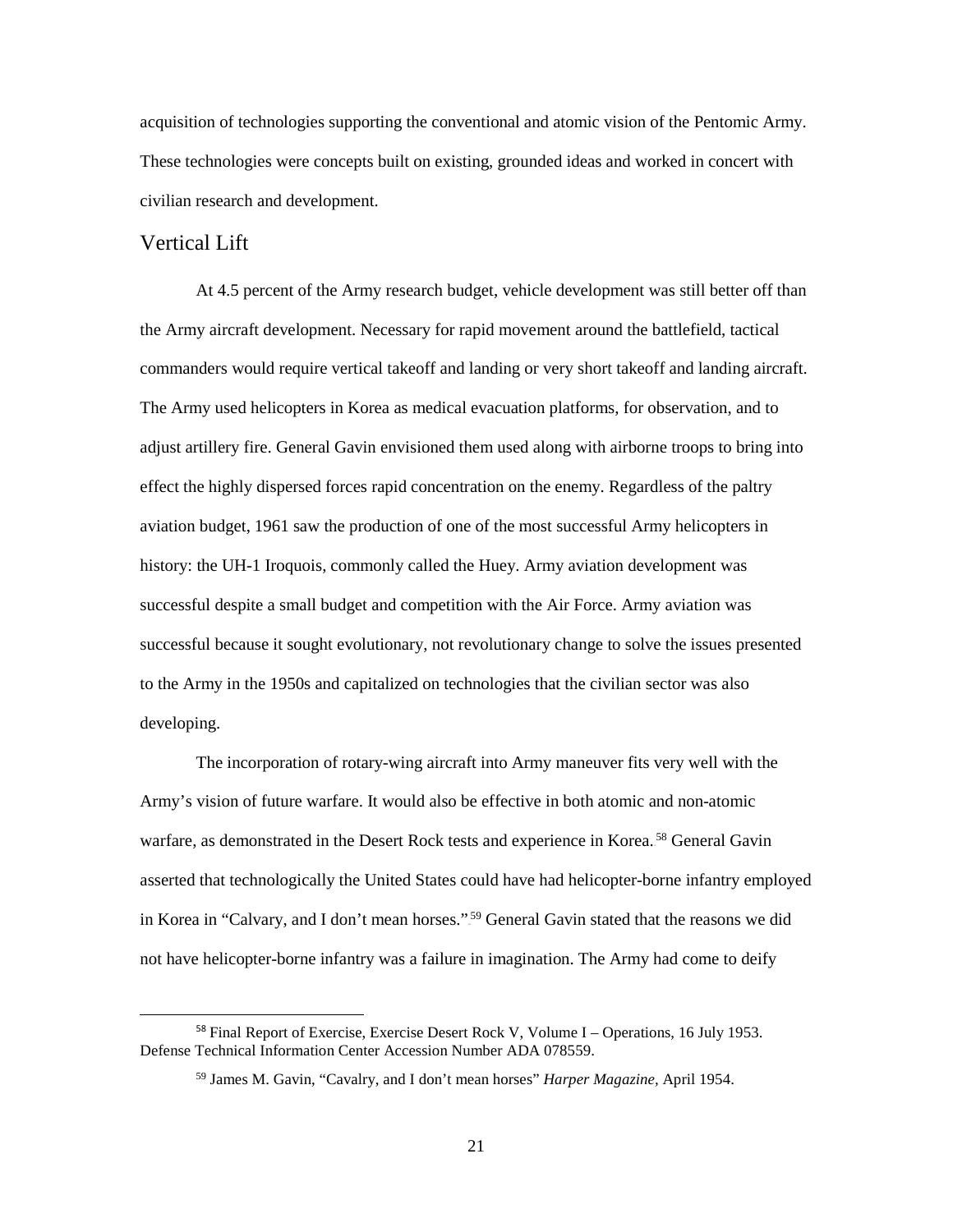acquisition of technologies supporting the conventional and atomic vision of the Pentomic Army. These technologies were concepts built on existing, grounded ideas and worked in concert with civilian research and development.

## Vertical Lift

At 4.5 percent of the Army research budget, vehicle development was still better off than the Army aircraft development. Necessary for rapid movement around the battlefield, tactical commanders would require vertical takeoff and landing or very short takeoff and landing aircraft. The Army used helicopters in Korea as medical evacuation platforms, for observation, and to adjust artillery fire. General Gavin envisioned them used along with airborne troops to bring into effect the highly dispersed forces rapid concentration on the enemy. Regardless of the paltry aviation budget, 1961 saw the production of one of the most successful Army helicopters in history: the UH-1 Iroquois, commonly called the Huey. Army aviation development was successful despite a small budget and competition with the Air Force. Army aviation was successful because it sought evolutionary, not revolutionary change to solve the issues presented to the Army in the 1950s and capitalized on technologies that the civilian sector was also developing.

The incorporation of rotary-wing aircraft into Army maneuver fits very well with the Army's vision of future warfare. It would also be effective in both atomic and non-atomic warfare, as demonstrated in the Desert Rock tests and experience in Korea.[58] General Gavin asserted that technologically the United States could have had helicopter-borne infantry employed in Korea in "Calvary, and I don't mean horses."[59] General Gavin stated that the reasons we did not have helicopter-borne infantry was a failure in imagination. The Army had come to deify

---

[58] Final Report of Exercise, Exercise Desert Rock V, Volume I – Operations, 16 July 1953. Defense Technical Information Center Accession Number ADA 078559.

[59] James M. Gavin, "Cavalry, and I don't mean horses" *Harper Magazine*, April 1954.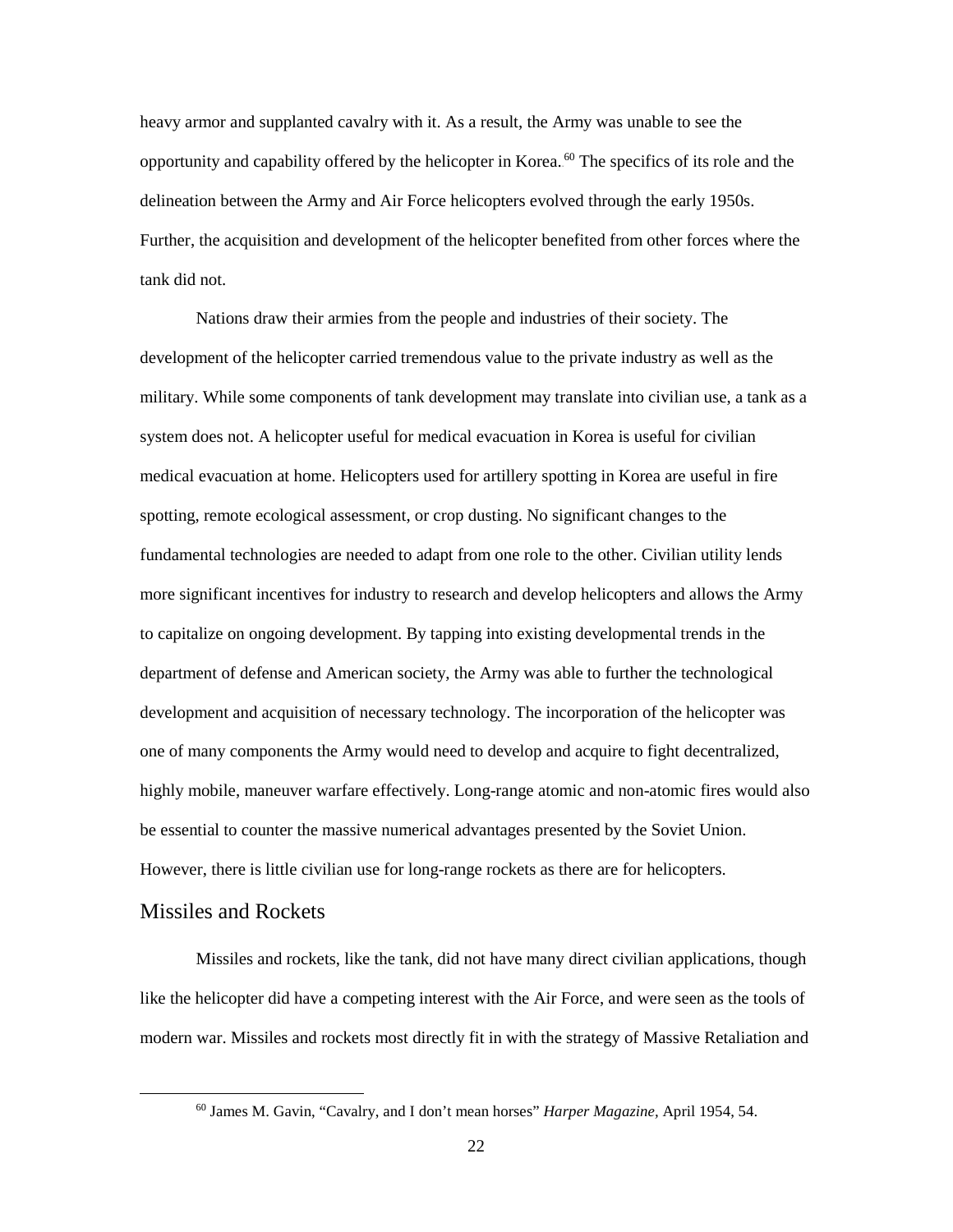heavy armor and supplanted cavalry with it. As a result, the Army was unable to see the opportunity and capability offered by the helicopter in Korea.[60] The specifics of its role and the delineation between the Army and Air Force helicopters evolved through the early 1950s. Further, the acquisition and development of the helicopter benefited from other forces where the tank did not.

Nations draw their armies from the people and industries of their society. The development of the helicopter carried tremendous value to the private industry as well as the military. While some components of tank development may translate into civilian use, a tank as a system does not. A helicopter useful for medical evacuation in Korea is useful for civilian medical evacuation at home. Helicopters used for artillery spotting in Korea are useful in fire spotting, remote ecological assessment, or crop dusting. No significant changes to the fundamental technologies are needed to adapt from one role to the other. Civilian utility lends more significant incentives for industry to research and develop helicopters and allows the Army to capitalize on ongoing development. By tapping into existing developmental trends in the department of defense and American society, the Army was able to further the technological development and acquisition of necessary technology. The incorporation of the helicopter was one of many components the Army would need to develop and acquire to fight decentralized, highly mobile, maneuver warfare effectively. Long-range atomic and non-atomic fires would also be essential to counter the massive numerical advantages presented by the Soviet Union. However, there is little civilian use for long-range rockets as there are for helicopters.

## Missiles and Rockets

Missiles and rockets, like the tank, did not have many direct civilian applications, though like the helicopter did have a competing interest with the Air Force, and were seen as the tools of modern war. Missiles and rockets most directly fit in with the strategy of Massive Retaliation and

[60] James M. Gavin, "Cavalry, and I don't mean horses" *Harper Magazine*, April 1954, 54.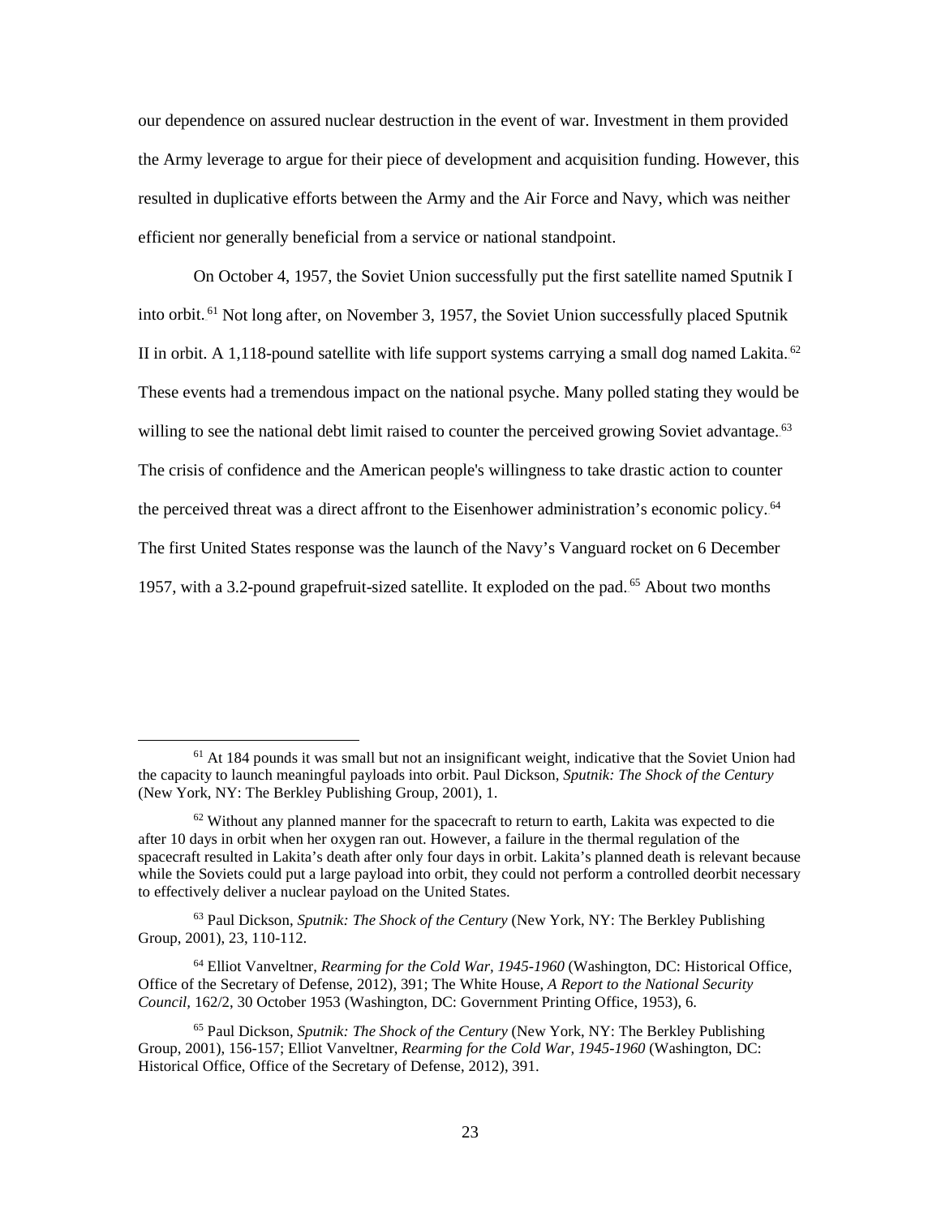our dependence on assured nuclear destruction in the event of war. Investment in them provided the Army leverage to argue for their piece of development and acquisition funding. However, this resulted in duplicative efforts between the Army and the Air Force and Navy, which was neither efficient nor generally beneficial from a service or national standpoint.

On October 4, 1957, the Soviet Union successfully put the first satellite named Sputnik I into orbit.[61] Not long after, on November 3, 1957, the Soviet Union successfully placed Sputnik II in orbit. A 1,118-pound satellite with life support systems carrying a small dog named Lakita.[62] These events had a tremendous impact on the national psyche. Many polled stating they would be willing to see the national debt limit raised to counter the perceived growing Soviet advantage.[63] The crisis of confidence and the American people's willingness to take drastic action to counter the perceived threat was a direct affront to the Eisenhower administration's economic policy.[64] The first United States response was the launch of the Navy's Vanguard rocket on 6 December 1957, with a 3.2-pound grapefruit-sized satellite. It exploded on the pad.[65] About two months

---

[61] At 184 pounds it was small but not an insignificant weight, indicative that the Soviet Union had the capacity to launch meaningful payloads into orbit. Paul Dickson, *Sputnik: The Shock of the Century* (New York, NY: The Berkley Publishing Group, 2001), 1.

[62] Without any planned manner for the spacecraft to return to earth, Lakita was expected to die after 10 days in orbit when her oxygen ran out. However, a failure in the thermal regulation of the spacecraft resulted in Lakita's death after only four days in orbit. Lakita's planned death is relevant because while the Soviets could put a large payload into orbit, they could not perform a controlled deorbit necessary to effectively deliver a nuclear payload on the United States.

[63] Paul Dickson, *Sputnik: The Shock of the Century* (New York, NY: The Berkley Publishing Group, 2001), 23, 110-112.

[64] Elliot Vanveltner, *Rearming for the Cold War, 1945-1960* (Washington, DC: Historical Office, Office of the Secretary of Defense, 2012), 391; The White House, *A Report to the National Security Council*, 162/2, 30 October 1953 (Washington, DC: Government Printing Office, 1953), 6.

[65] Paul Dickson, *Sputnik: The Shock of the Century* (New York, NY: The Berkley Publishing Group, 2001), 156-157; Elliot Vanveltner, *Rearming for the Cold War, 1945-1960* (Washington, DC: Historical Office, Office of the Secretary of Defense, 2012), 391.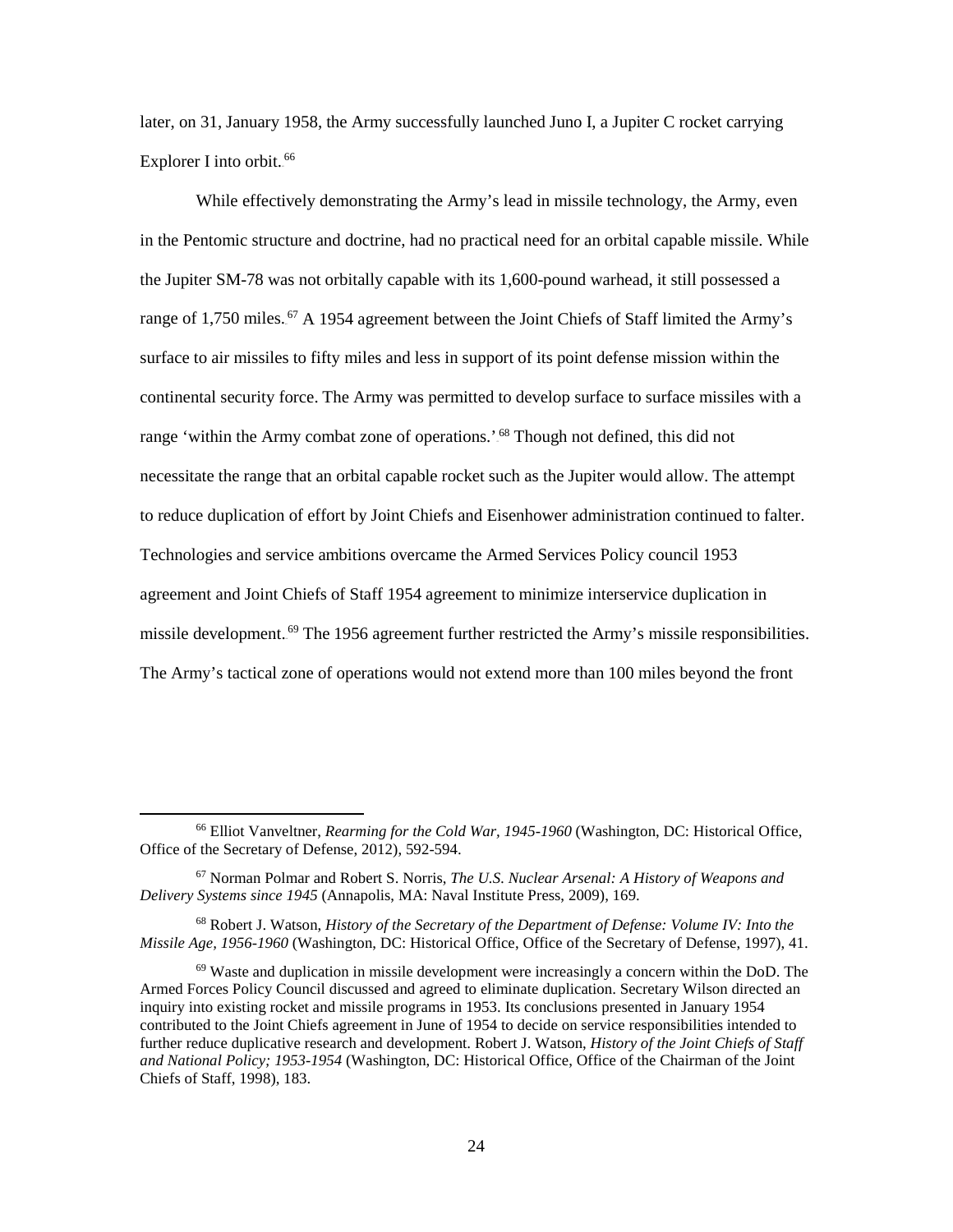later, on 31, January 1958, the Army successfully launched Juno I, a Jupiter C rocket carrying Explorer I into orbit.[66]

While effectively demonstrating the Army's lead in missile technology, the Army, even in the Pentomic structure and doctrine, had no practical need for an orbital capable missile. While the Jupiter SM-78 was not orbitally capable with its 1,600-pound warhead, it still possessed a range of 1,750 miles.[67] A 1954 agreement between the Joint Chiefs of Staff limited the Army's surface to air missiles to fifty miles and less in support of its point defense mission within the continental security force. The Army was permitted to develop surface to surface missiles with a range 'within the Army combat zone of operations.'[68] Though not defined, this did not necessitate the range that an orbital capable rocket such as the Jupiter would allow. The attempt to reduce duplication of effort by Joint Chiefs and Eisenhower administration continued to falter. Technologies and service ambitions overcame the Armed Services Policy council 1953 agreement and Joint Chiefs of Staff 1954 agreement to minimize interservice duplication in missile development.[69] The 1956 agreement further restricted the Army's missile responsibilities. The Army's tactical zone of operations would not extend more than 100 miles beyond the front

---

[66] Elliot Vanveltner, *Rearming for the Cold War, 1945-1960* (Washington, DC: Historical Office, Office of the Secretary of Defense, 2012), 592-594.

[67] Norman Polmar and Robert S. Norris, *The U.S. Nuclear Arsenal: A History of Weapons and Delivery Systems since 1945* (Annapolis, MA: Naval Institute Press, 2009), 169.

[68] Robert J. Watson, *History of the Secretary of the Department of Defense: Volume IV: Into the Missile Age, 1956-1960* (Washington, DC: Historical Office, Office of the Secretary of Defense, 1997), 41.

[69] Waste and duplication in missile development were increasingly a concern within the DoD. The Armed Forces Policy Council discussed and agreed to eliminate duplication. Secretary Wilson directed an inquiry into existing rocket and missile programs in 1953. Its conclusions presented in January 1954 contributed to the Joint Chiefs agreement in June of 1954 to decide on service responsibilities intended to further reduce duplicative research and development. Robert J. Watson, *History of the Joint Chiefs of Staff and National Policy; 1953-1954* (Washington, DC: Historical Office, Office of the Chairman of the Joint Chiefs of Staff, 1998), 183.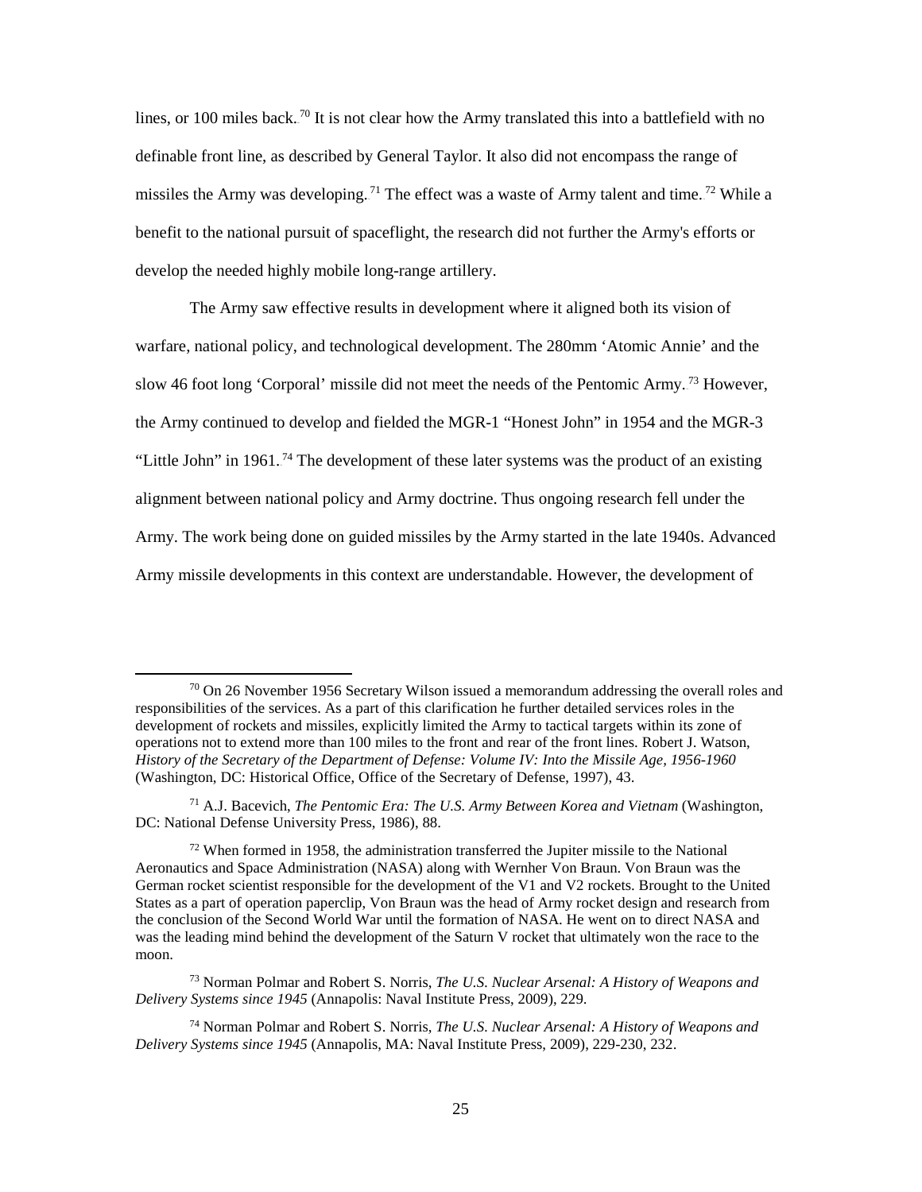lines, or 100 miles back.[70] It is not clear how the Army translated this into a battlefield with no definable front line, as described by General Taylor. It also did not encompass the range of missiles the Army was developing.[71] The effect was a waste of Army talent and time.[72] While a benefit to the national pursuit of spaceflight, the research did not further the Army's efforts or develop the needed highly mobile long-range artillery.

The Army saw effective results in development where it aligned both its vision of warfare, national policy, and technological development. The 280mm 'Atomic Annie' and the slow 46 foot long 'Corporal' missile did not meet the needs of the Pentomic Army.[73] However, the Army continued to develop and fielded the MGR-1 "Honest John" in 1954 and the MGR-3 "Little John" in 1961.[74] The development of these later systems was the product of an existing alignment between national policy and Army doctrine. Thus ongoing research fell under the Army. The work being done on guided missiles by the Army started in the late 1940s. Advanced Army missile developments in this context are understandable. However, the development of

---

[70] On 26 November 1956 Secretary Wilson issued a memorandum addressing the overall roles and responsibilities of the services. As a part of this clarification he further detailed services roles in the development of rockets and missiles, explicitly limited the Army to tactical targets within its zone of operations not to extend more than 100 miles to the front and rear of the front lines. Robert J. Watson, *History of the Secretary of the Department of Defense: Volume IV: Into the Missile Age, 1956-1960* (Washington, DC: Historical Office, Office of the Secretary of Defense, 1997), 43.

[71] A.J. Bacevich, *The Pentomic Era: The U.S. Army Between Korea and Vietnam* (Washington, DC: National Defense University Press, 1986), 88.

[72] When formed in 1958, the administration transferred the Jupiter missile to the National Aeronautics and Space Administration (NASA) along with Wernher Von Braun. Von Braun was the German rocket scientist responsible for the development of the V1 and V2 rockets. Brought to the United States as a part of operation paperclip, Von Braun was the head of Army rocket design and research from the conclusion of the Second World War until the formation of NASA. He went on to direct NASA and was the leading mind behind the development of the Saturn V rocket that ultimately won the race to the moon.

[73] Norman Polmar and Robert S. Norris, *The U.S. Nuclear Arsenal: A History of Weapons and Delivery Systems since 1945* (Annapolis: Naval Institute Press, 2009), 229.

[74] Norman Polmar and Robert S. Norris, *The U.S. Nuclear Arsenal: A History of Weapons and Delivery Systems since 1945* (Annapolis, MA: Naval Institute Press, 2009), 229-230, 232.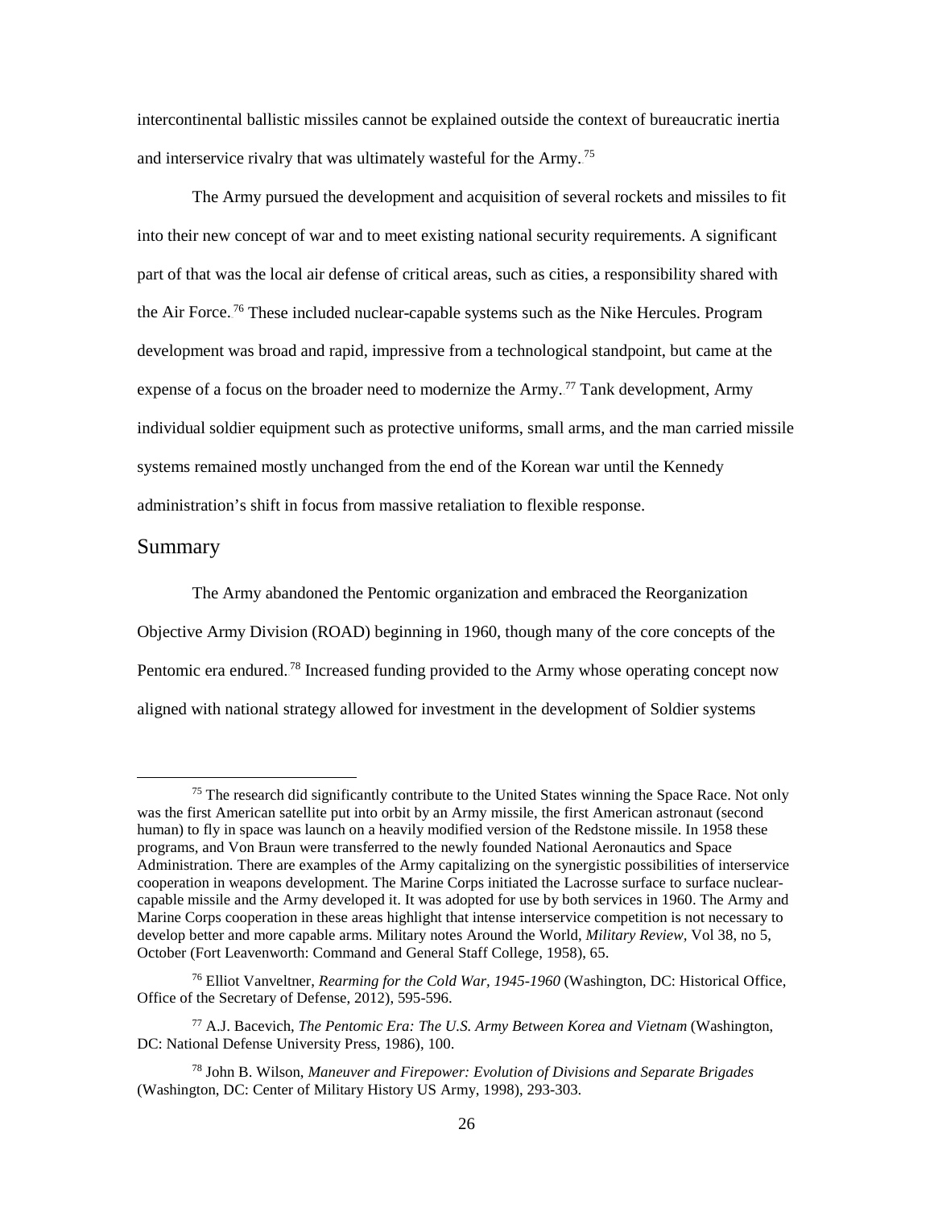intercontinental ballistic missiles cannot be explained outside the context of bureaucratic inertia and interservice rivalry that was ultimately wasteful for the Army.[75]

The Army pursued the development and acquisition of several rockets and missiles to fit into their new concept of war and to meet existing national security requirements. A significant part of that was the local air defense of critical areas, such as cities, a responsibility shared with the Air Force.[76] These included nuclear-capable systems such as the Nike Hercules. Program development was broad and rapid, impressive from a technological standpoint, but came at the expense of a focus on the broader need to modernize the Army.[77] Tank development, Army individual soldier equipment such as protective uniforms, small arms, and the man carried missile systems remained mostly unchanged from the end of the Korean war until the Kennedy administration's shift in focus from massive retaliation to flexible response.

## Summary

The Army abandoned the Pentomic organization and embraced the Reorganization Objective Army Division (ROAD) beginning in 1960, though many of the core concepts of the Pentomic era endured.[78] Increased funding provided to the Army whose operating concept now aligned with national strategy allowed for investment in the development of Soldier systems

---

[75] The research did significantly contribute to the United States winning the Space Race. Not only was the first American satellite put into orbit by an Army missile, the first American astronaut (second human) to fly in space was launch on a heavily modified version of the Redstone missile. In 1958 these programs, and Von Braun were transferred to the newly founded National Aeronautics and Space Administration. There are examples of the Army capitalizing on the synergistic possibilities of interservice cooperation in weapons development. The Marine Corps initiated the Lacrosse surface to surface nuclear-capable missile and the Army developed it. It was adopted for use by both services in 1960. The Army and Marine Corps cooperation in these areas highlight that intense interservice competition is not necessary to develop better and more capable arms. Military notes Around the World, *Military Review*, Vol 38, no 5, October (Fort Leavenworth: Command and General Staff College, 1958), 65.

[76] Elliot Vanveltner, *Rearming for the Cold War, 1945-1960* (Washington, DC: Historical Office, Office of the Secretary of Defense, 2012), 595-596.

[77] A.J. Bacevich, *The Pentomic Era: The U.S. Army Between Korea and Vietnam* (Washington, DC: National Defense University Press, 1986), 100.

[78] John B. Wilson, *Maneuver and Firepower: Evolution of Divisions and Separate Brigades* (Washington, DC: Center of Military History US Army, 1998), 293-303.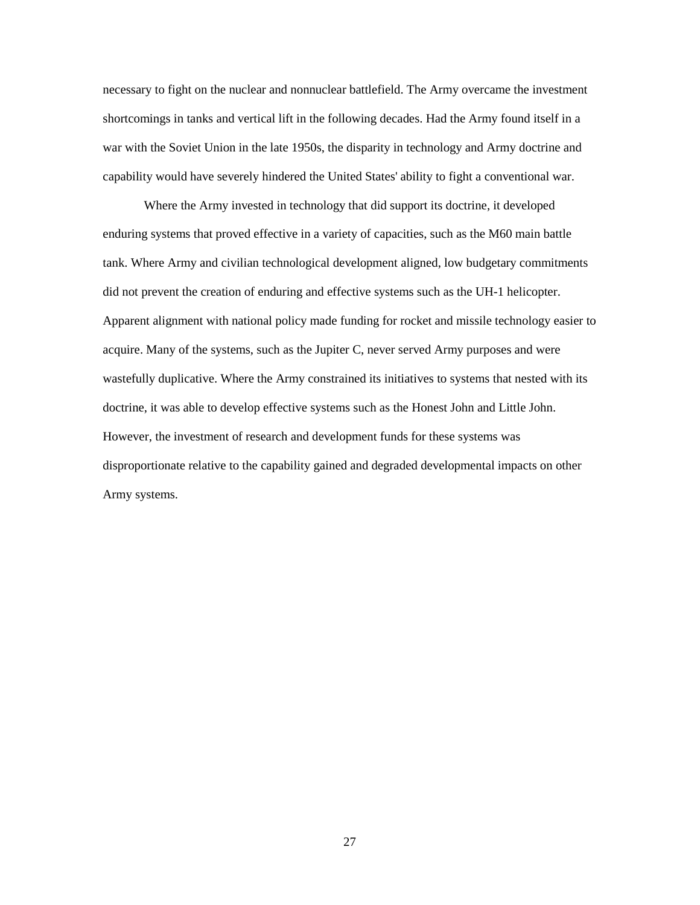necessary to fight on the nuclear and nonnuclear battlefield. The Army overcame the investment shortcomings in tanks and vertical lift in the following decades. Had the Army found itself in a war with the Soviet Union in the late 1950s, the disparity in technology and Army doctrine and capability would have severely hindered the United States' ability to fight a conventional war.

Where the Army invested in technology that did support its doctrine, it developed enduring systems that proved effective in a variety of capacities, such as the M60 main battle tank. Where Army and civilian technological development aligned, low budgetary commitments did not prevent the creation of enduring and effective systems such as the UH-1 helicopter. Apparent alignment with national policy made funding for rocket and missile technology easier to acquire. Many of the systems, such as the Jupiter C, never served Army purposes and were wastefully duplicative. Where the Army constrained its initiatives to systems that nested with its doctrine, it was able to develop effective systems such as the Honest John and Little John. However, the investment of research and development funds for these systems was disproportionate relative to the capability gained and degraded developmental impacts on other Army systems.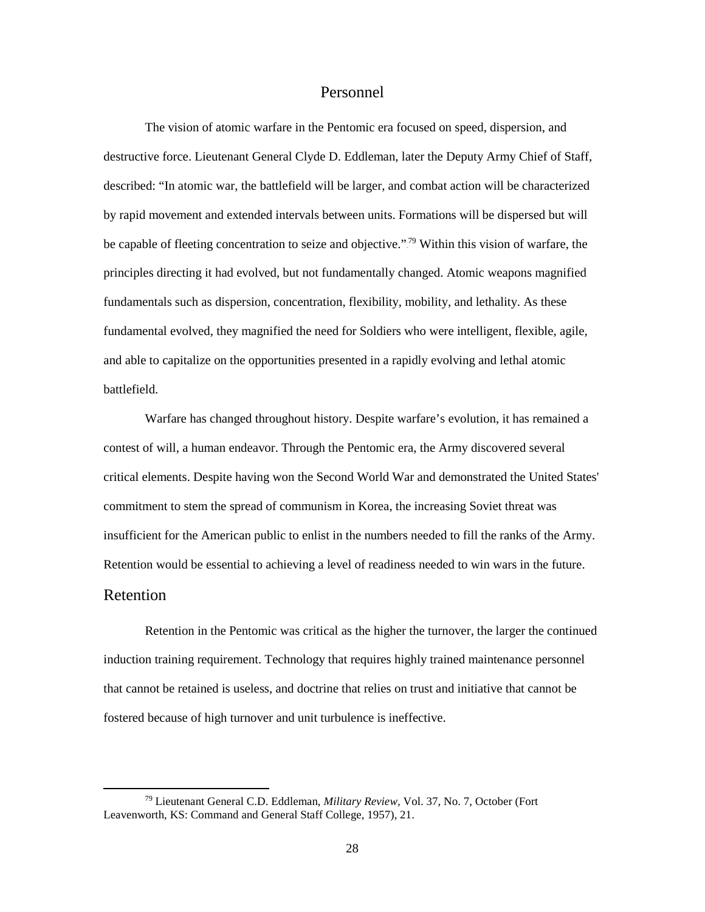## Personnel

The vision of atomic warfare in the Pentomic era focused on speed, dispersion, and destructive force. Lieutenant General Clyde D. Eddleman, later the Deputy Army Chief of Staff, described: "In atomic war, the battlefield will be larger, and combat action will be characterized by rapid movement and extended intervals between units. Formations will be dispersed but will be capable of fleeting concentration to seize and objective.".[79] Within this vision of warfare, the principles directing it had evolved, but not fundamentally changed. Atomic weapons magnified fundamentals such as dispersion, concentration, flexibility, mobility, and lethality. As these fundamental evolved, they magnified the need for Soldiers who were intelligent, flexible, agile, and able to capitalize on the opportunities presented in a rapidly evolving and lethal atomic battlefield.

Warfare has changed throughout history. Despite warfare's evolution, it has remained a contest of will, a human endeavor. Through the Pentomic era, the Army discovered several critical elements. Despite having won the Second World War and demonstrated the United States' commitment to stem the spread of communism in Korea, the increasing Soviet threat was insufficient for the American public to enlist in the numbers needed to fill the ranks of the Army. Retention would be essential to achieving a level of readiness needed to win wars in the future.

### Retention

Retention in the Pentomic was critical as the higher the turnover, the larger the continued induction training requirement. Technology that requires highly trained maintenance personnel that cannot be retained is useless, and doctrine that relies on trust and initiative that cannot be fostered because of high turnover and unit turbulence is ineffective.

---

[79] Lieutenant General C.D. Eddleman, *Military Review*, Vol. 37, No. 7, October (Fort Leavenworth, KS: Command and General Staff College, 1957), 21.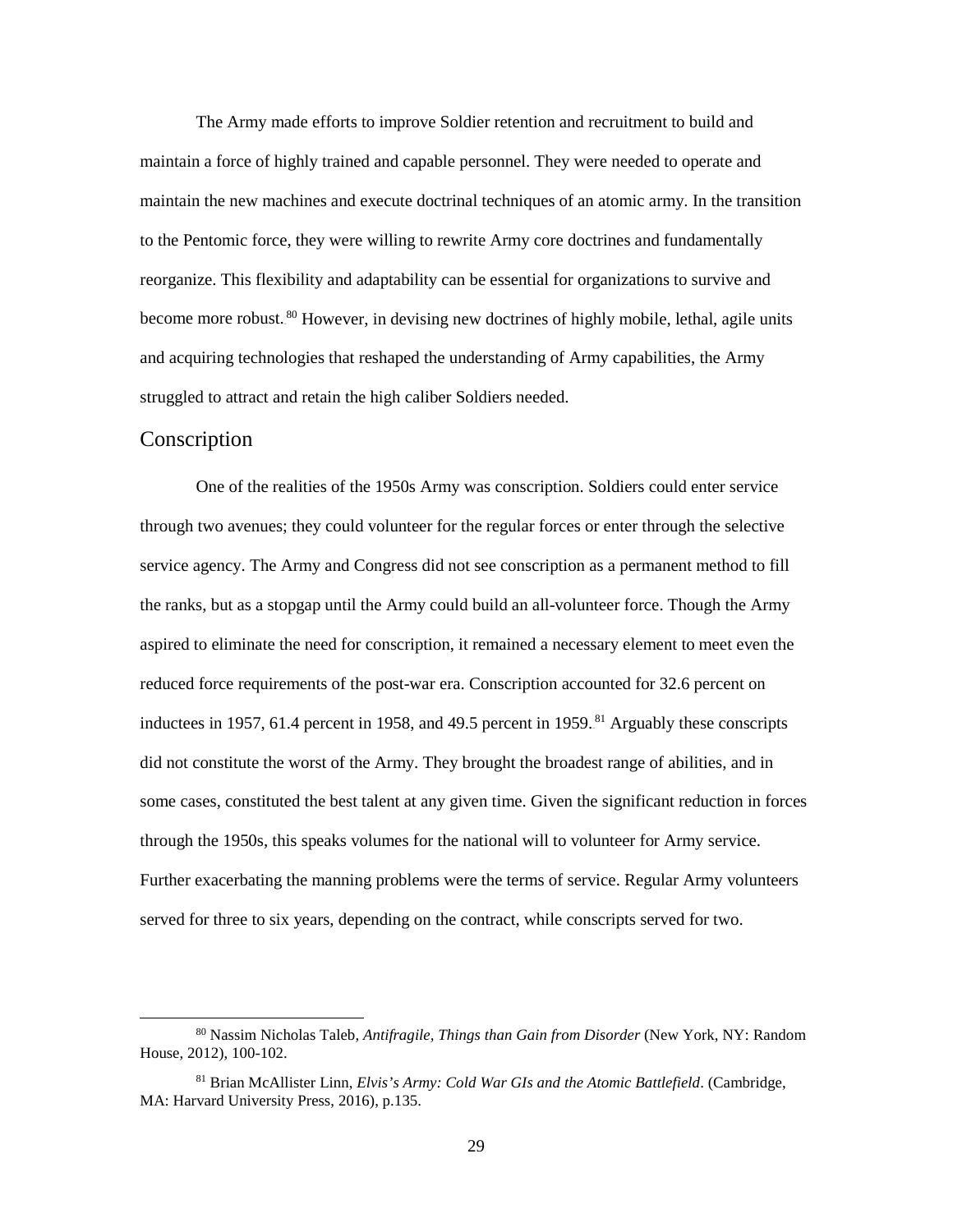The Army made efforts to improve Soldier retention and recruitment to build and maintain a force of highly trained and capable personnel. They were needed to operate and maintain the new machines and execute doctrinal techniques of an atomic army. In the transition to the Pentomic force, they were willing to rewrite Army core doctrines and fundamentally reorganize. This flexibility and adaptability can be essential for organizations to survive and become more robust.[80] However, in devising new doctrines of highly mobile, lethal, agile units and acquiring technologies that reshaped the understanding of Army capabilities, the Army struggled to attract and retain the high caliber Soldiers needed.

## Conscription

One of the realities of the 1950s Army was conscription. Soldiers could enter service through two avenues; they could volunteer for the regular forces or enter through the selective service agency. The Army and Congress did not see conscription as a permanent method to fill the ranks, but as a stopgap until the Army could build an all-volunteer force. Though the Army aspired to eliminate the need for conscription, it remained a necessary element to meet even the reduced force requirements of the post-war era. Conscription accounted for 32.6 percent on inductees in 1957, 61.4 percent in 1958, and 49.5 percent in 1959.[81] Arguably these conscripts did not constitute the worst of the Army. They brought the broadest range of abilities, and in some cases, constituted the best talent at any given time. Given the significant reduction in forces through the 1950s, this speaks volumes for the national will to volunteer for Army service. Further exacerbating the manning problems were the terms of service. Regular Army volunteers served for three to six years, depending on the contract, while conscripts served for two.

---

[80] Nassim Nicholas Taleb, *Antifragile, Things than Gain from Disorder* (New York, NY: Random House, 2012), 100-102.

[81] Brian McAllister Linn, *Elvis's Army: Cold War GIs and the Atomic Battlefield*. (Cambridge, MA: Harvard University Press, 2016), p.135.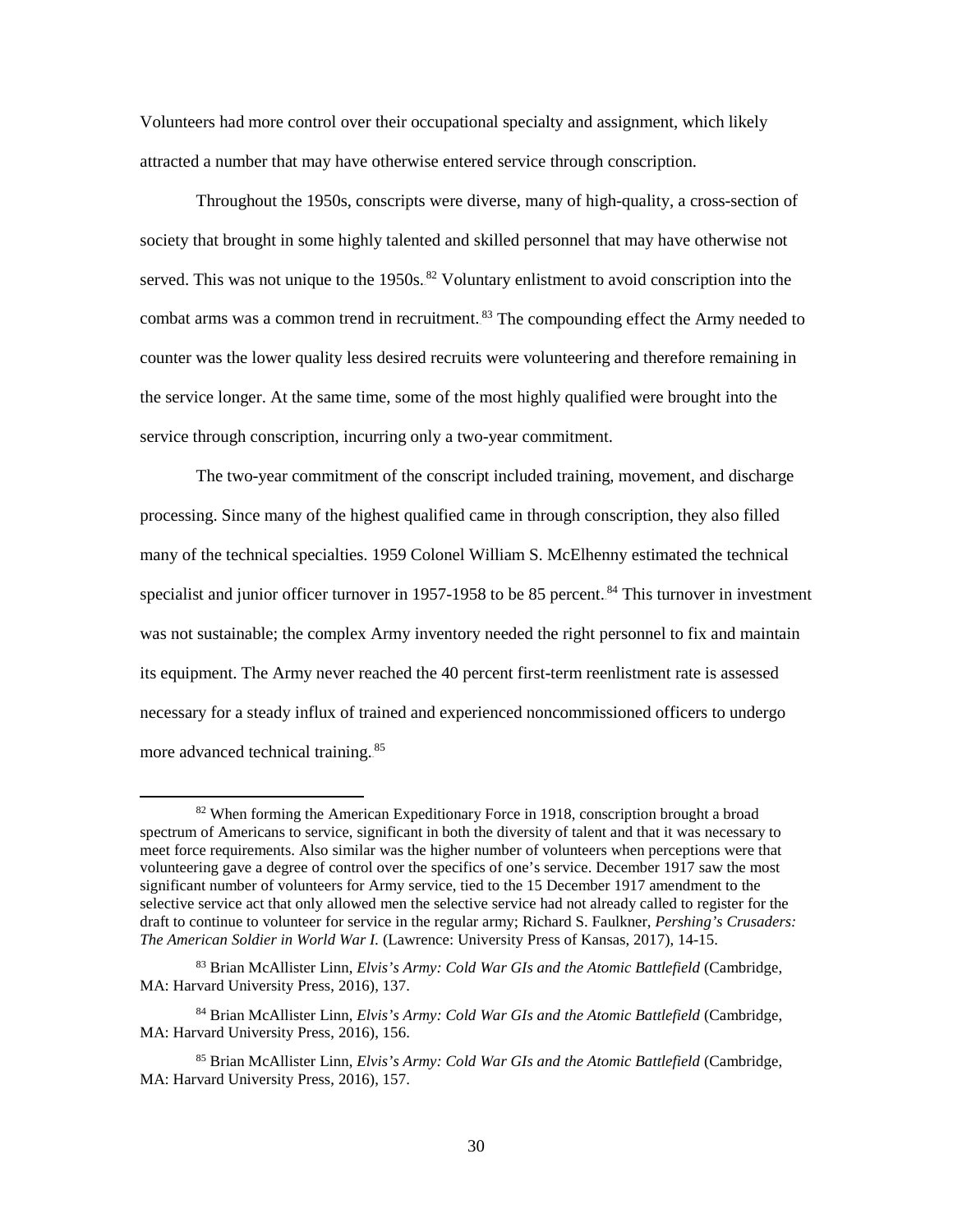Volunteers had more control over their occupational specialty and assignment, which likely attracted a number that may have otherwise entered service through conscription.

Throughout the 1950s, conscripts were diverse, many of high-quality, a cross-section of society that brought in some highly talented and skilled personnel that may have otherwise not served. This was not unique to the 1950s.[82] Voluntary enlistment to avoid conscription into the combat arms was a common trend in recruitment.[83] The compounding effect the Army needed to counter was the lower quality less desired recruits were volunteering and therefore remaining in the service longer. At the same time, some of the most highly qualified were brought into the service through conscription, incurring only a two-year commitment.

The two-year commitment of the conscript included training, movement, and discharge processing. Since many of the highest qualified came in through conscription, they also filled many of the technical specialties. 1959 Colonel William S. McElhenny estimated the technical specialist and junior officer turnover in 1957-1958 to be 85 percent.[84] This turnover in investment was not sustainable; the complex Army inventory needed the right personnel to fix and maintain its equipment. The Army never reached the 40 percent first-term reenlistment rate is assessed necessary for a steady influx of trained and experienced noncommissioned officers to undergo more advanced technical training.[85]

---

[82] When forming the American Expeditionary Force in 1918, conscription brought a broad spectrum of Americans to service, significant in both the diversity of talent and that it was necessary to meet force requirements. Also similar was the higher number of volunteers when perceptions were that volunteering gave a degree of control over the specifics of one's service. December 1917 saw the most significant number of volunteers for Army service, tied to the 15 December 1917 amendment to the selective service act that only allowed men the selective service had not already called to register for the draft to continue to volunteer for service in the regular army; Richard S. Faulkner, *Pershing's Crusaders: The American Soldier in World War I.* (Lawrence: University Press of Kansas, 2017), 14-15.

[83] Brian McAllister Linn, *Elvis's Army: Cold War GIs and the Atomic Battlefield* (Cambridge, MA: Harvard University Press, 2016), 137.

[84] Brian McAllister Linn, *Elvis's Army: Cold War GIs and the Atomic Battlefield* (Cambridge, MA: Harvard University Press, 2016), 156.

[85] Brian McAllister Linn, *Elvis's Army: Cold War GIs and the Atomic Battlefield* (Cambridge, MA: Harvard University Press, 2016), 157.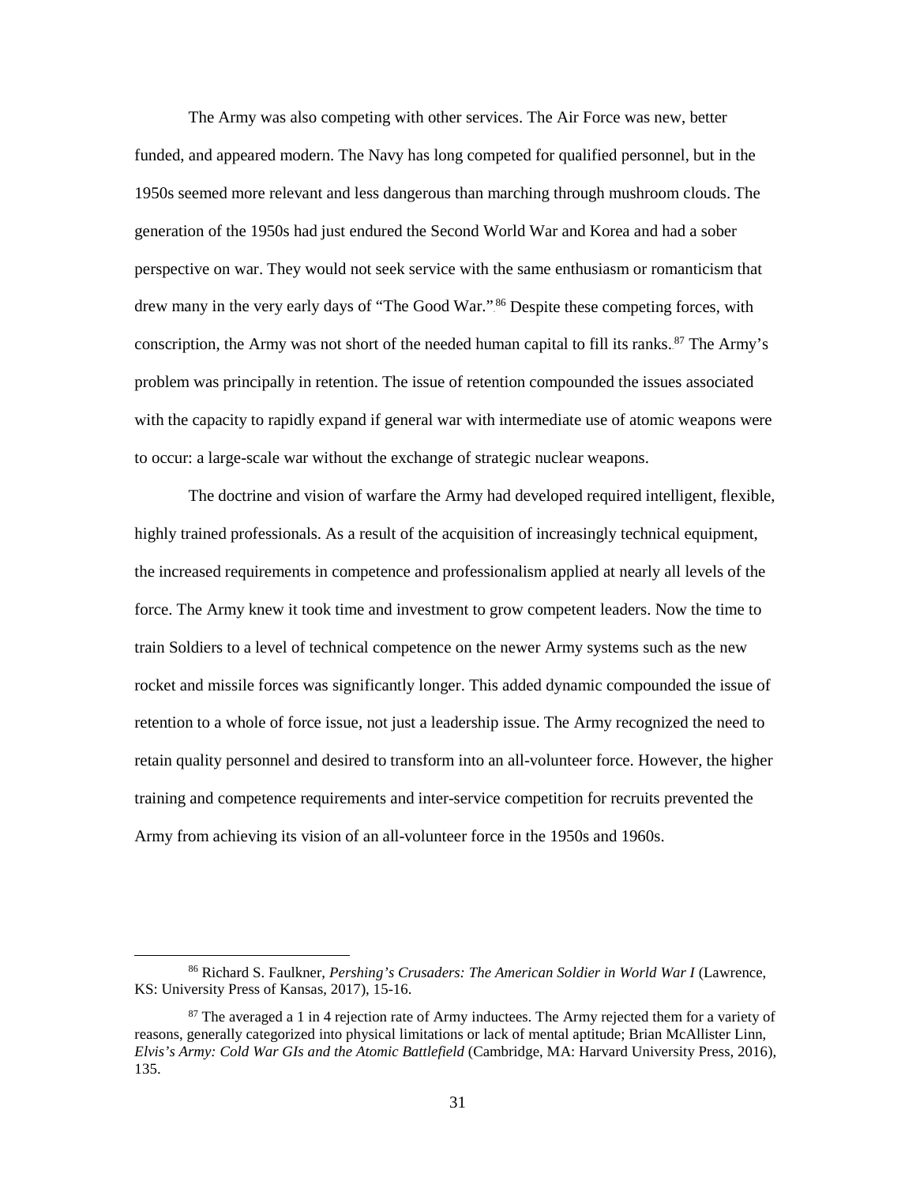The Army was also competing with other services. The Air Force was new, better funded, and appeared modern. The Navy has long competed for qualified personnel, but in the 1950s seemed more relevant and less dangerous than marching through mushroom clouds. The generation of the 1950s had just endured the Second World War and Korea and had a sober perspective on war. They would not seek service with the same enthusiasm or romanticism that drew many in the very early days of "The Good War."[86] Despite these competing forces, with conscription, the Army was not short of the needed human capital to fill its ranks.[87] The Army's problem was principally in retention. The issue of retention compounded the issues associated with the capacity to rapidly expand if general war with intermediate use of atomic weapons were to occur: a large-scale war without the exchange of strategic nuclear weapons.

The doctrine and vision of warfare the Army had developed required intelligent, flexible, highly trained professionals. As a result of the acquisition of increasingly technical equipment, the increased requirements in competence and professionalism applied at nearly all levels of the force. The Army knew it took time and investment to grow competent leaders. Now the time to train Soldiers to a level of technical competence on the newer Army systems such as the new rocket and missile forces was significantly longer. This added dynamic compounded the issue of retention to a whole of force issue, not just a leadership issue. The Army recognized the need to retain quality personnel and desired to transform into an all-volunteer force. However, the higher training and competence requirements and inter-service competition for recruits prevented the Army from achieving its vision of an all-volunteer force in the 1950s and 1960s.

---

[86] Richard S. Faulkner, *Pershing's Crusaders: The American Soldier in World War I* (Lawrence, KS: University Press of Kansas, 2017), 15-16.

[87] The averaged a 1 in 4 rejection rate of Army inductees. The Army rejected them for a variety of reasons, generally categorized into physical limitations or lack of mental aptitude; Brian McAllister Linn, *Elvis's Army: Cold War GIs and the Atomic Battlefield* (Cambridge, MA: Harvard University Press, 2016), 135.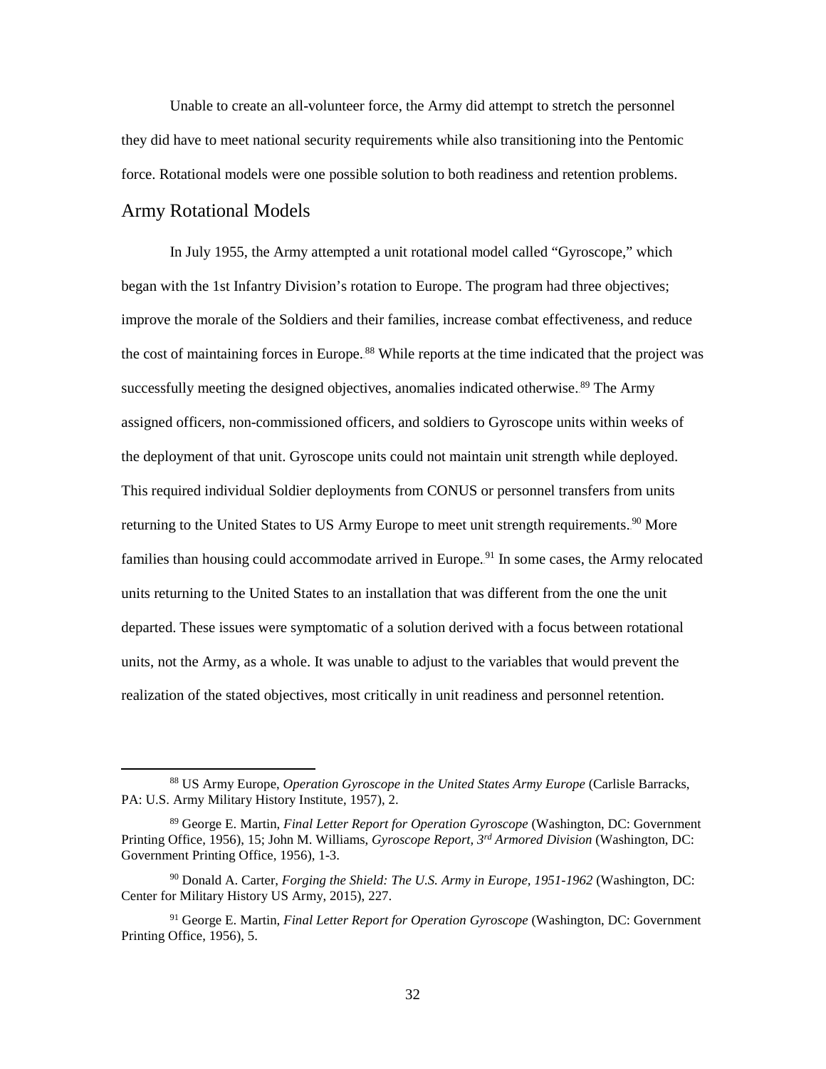Unable to create an all-volunteer force, the Army did attempt to stretch the personnel they did have to meet national security requirements while also transitioning into the Pentomic force. Rotational models were one possible solution to both readiness and retention problems.

## Army Rotational Models

In July 1955, the Army attempted a unit rotational model called "Gyroscope," which began with the 1st Infantry Division's rotation to Europe. The program had three objectives; improve the morale of the Soldiers and their families, increase combat effectiveness, and reduce the cost of maintaining forces in Europe.[88] While reports at the time indicated that the project was successfully meeting the designed objectives, anomalies indicated otherwise.[89] The Army assigned officers, non-commissioned officers, and soldiers to Gyroscope units within weeks of the deployment of that unit. Gyroscope units could not maintain unit strength while deployed. This required individual Soldier deployments from CONUS or personnel transfers from units returning to the United States to US Army Europe to meet unit strength requirements.[90] More families than housing could accommodate arrived in Europe.[91] In some cases, the Army relocated units returning to the United States to an installation that was different from the one the unit departed. These issues were symptomatic of a solution derived with a focus between rotational units, not the Army, as a whole. It was unable to adjust to the variables that would prevent the realization of the stated objectives, most critically in unit readiness and personnel retention.

---

[88] US Army Europe, *Operation Gyroscope in the United States Army Europe* (Carlisle Barracks, PA: U.S. Army Military History Institute, 1957), 2.

[89] George E. Martin, *Final Letter Report for Operation Gyroscope* (Washington, DC: Government Printing Office, 1956), 15; John M. Williams, *Gyroscope Report, 3rd Armored Division* (Washington, DC: Government Printing Office, 1956), 1-3.

[90] Donald A. Carter, *Forging the Shield: The U.S. Army in Europe, 1951-1962* (Washington, DC: Center for Military History US Army, 2015), 227.

[91] George E. Martin, *Final Letter Report for Operation Gyroscope* (Washington, DC: Government Printing Office, 1956), 5.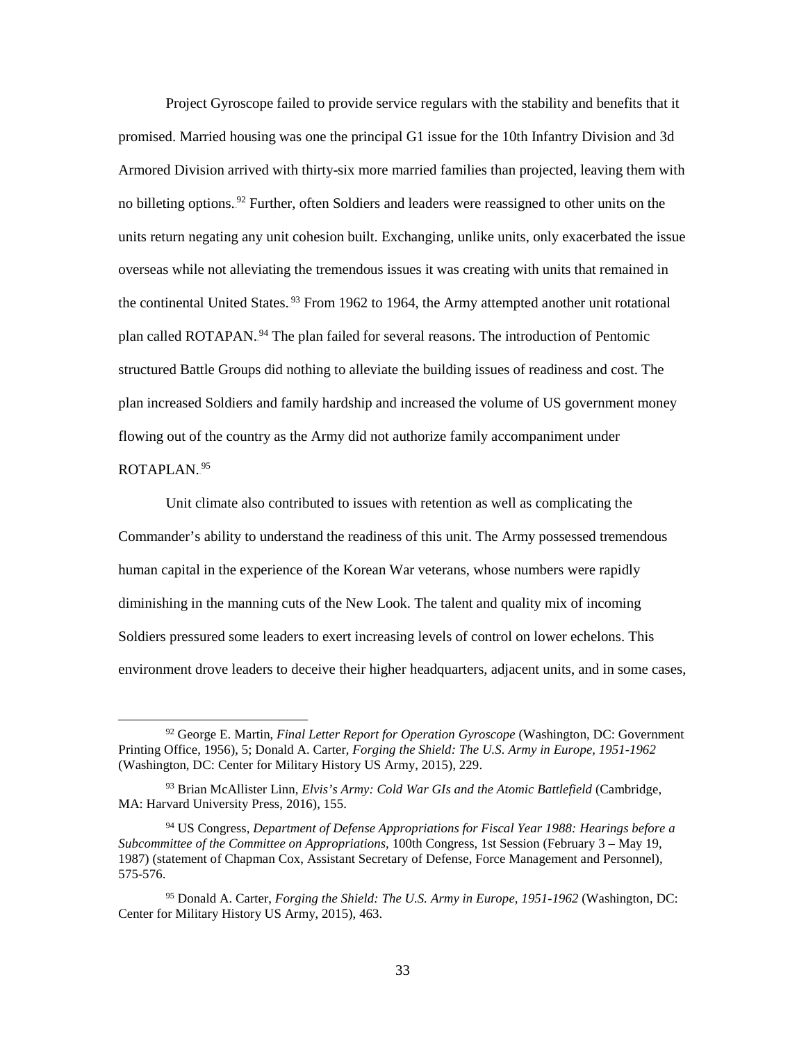Project Gyroscope failed to provide service regulars with the stability and benefits that it promised. Married housing was one the principal G1 issue for the 10th Infantry Division and 3d Armored Division arrived with thirty-six more married families than projected, leaving them with no billeting options.[92] Further, often Soldiers and leaders were reassigned to other units on the units return negating any unit cohesion built. Exchanging, unlike units, only exacerbated the issue overseas while not alleviating the tremendous issues it was creating with units that remained in the continental United States.[93] From 1962 to 1964, the Army attempted another unit rotational plan called ROTAPAN.[94] The plan failed for several reasons. The introduction of Pentomic structured Battle Groups did nothing to alleviate the building issues of readiness and cost. The plan increased Soldiers and family hardship and increased the volume of US government money flowing out of the country as the Army did not authorize family accompaniment under ROTAPLAN.[95]

Unit climate also contributed to issues with retention as well as complicating the Commander's ability to understand the readiness of this unit. The Army possessed tremendous human capital in the experience of the Korean War veterans, whose numbers were rapidly diminishing in the manning cuts of the New Look. The talent and quality mix of incoming Soldiers pressured some leaders to exert increasing levels of control on lower echelons. This environment drove leaders to deceive their higher headquarters, adjacent units, and in some cases,

---

[92] George E. Martin, *Final Letter Report for Operation Gyroscope* (Washington, DC: Government Printing Office, 1956), 5; Donald A. Carter, *Forging the Shield: The U.S. Army in Europe, 1951-1962* (Washington, DC: Center for Military History US Army, 2015), 229.

[93] Brian McAllister Linn, *Elvis's Army: Cold War GIs and the Atomic Battlefield* (Cambridge, MA: Harvard University Press, 2016), 155.

[94] US Congress, *Department of Defense Appropriations for Fiscal Year 1988: Hearings before a Subcommittee of the Committee on Appropriations*, 100th Congress, 1st Session (February 3 – May 19, 1987) (statement of Chapman Cox, Assistant Secretary of Defense, Force Management and Personnel), 575-576.

[95] Donald A. Carter, *Forging the Shield: The U.S. Army in Europe, 1951-1962* (Washington, DC: Center for Military History US Army, 2015), 463.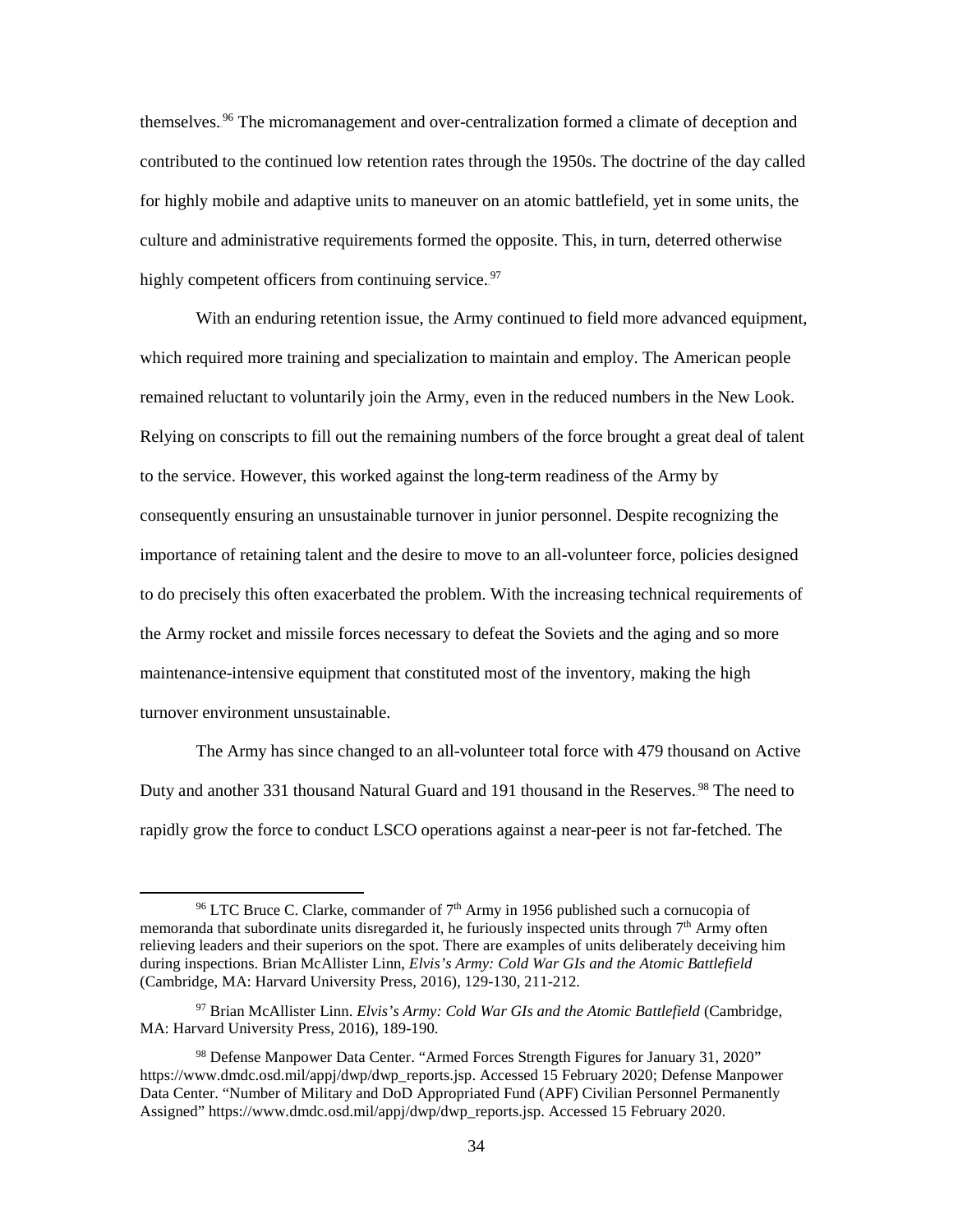themselves.[96] The micromanagement and over-centralization formed a climate of deception and contributed to the continued low retention rates through the 1950s. The doctrine of the day called for highly mobile and adaptive units to maneuver on an atomic battlefield, yet in some units, the culture and administrative requirements formed the opposite. This, in turn, deterred otherwise highly competent officers from continuing service.[97]

With an enduring retention issue, the Army continued to field more advanced equipment, which required more training and specialization to maintain and employ. The American people remained reluctant to voluntarily join the Army, even in the reduced numbers in the New Look. Relying on conscripts to fill out the remaining numbers of the force brought a great deal of talent to the service. However, this worked against the long-term readiness of the Army by consequently ensuring an unsustainable turnover in junior personnel. Despite recognizing the importance of retaining talent and the desire to move to an all-volunteer force, policies designed to do precisely this often exacerbated the problem. With the increasing technical requirements of the Army rocket and missile forces necessary to defeat the Soviets and the aging and so more maintenance-intensive equipment that constituted most of the inventory, making the high turnover environment unsustainable.

The Army has since changed to an all-volunteer total force with 479 thousand on Active Duty and another 331 thousand Natural Guard and 191 thousand in the Reserves.[98] The need to rapidly grow the force to conduct LSCO operations against a near-peer is not far-fetched. The

---

[96] LTC Bruce C. Clarke, commander of 7th Army in 1956 published such a cornucopia of memoranda that subordinate units disregarded it, he furiously inspected units through 7th Army often relieving leaders and their superiors on the spot. There are examples of units deliberately deceiving him during inspections. Brian McAllister Linn, *Elvis's Army: Cold War GIs and the Atomic Battlefield* (Cambridge, MA: Harvard University Press, 2016), 129-130, 211-212.

[97] Brian McAllister Linn. *Elvis's Army: Cold War GIs and the Atomic Battlefield* (Cambridge, MA: Harvard University Press, 2016), 189-190.

[98] Defense Manpower Data Center. "Armed Forces Strength Figures for January 31, 2020" https://www.dmdc.osd.mil/appj/dwp/dwp_reports.jsp. Accessed 15 February 2020; Defense Manpower Data Center. "Number of Military and DoD Appropriated Fund (APF) Civilian Personnel Permanently Assigned" https://www.dmdc.osd.mil/appj/dwp/dwp_reports.jsp. Accessed 15 February 2020.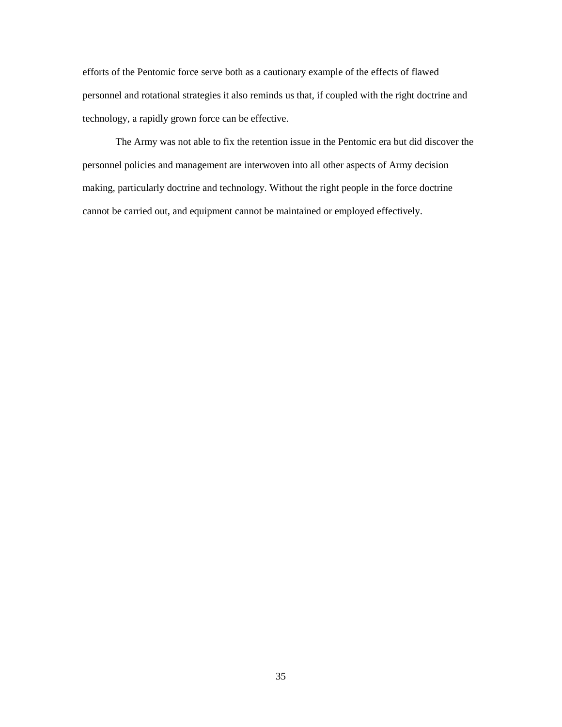efforts of the Pentomic force serve both as a cautionary example of the effects of flawed personnel and rotational strategies it also reminds us that, if coupled with the right doctrine and technology, a rapidly grown force can be effective.

The Army was not able to fix the retention issue in the Pentomic era but did discover the personnel policies and management are interwoven into all other aspects of Army decision making, particularly doctrine and technology. Without the right people in the force doctrine cannot be carried out, and equipment cannot be maintained or employed effectively.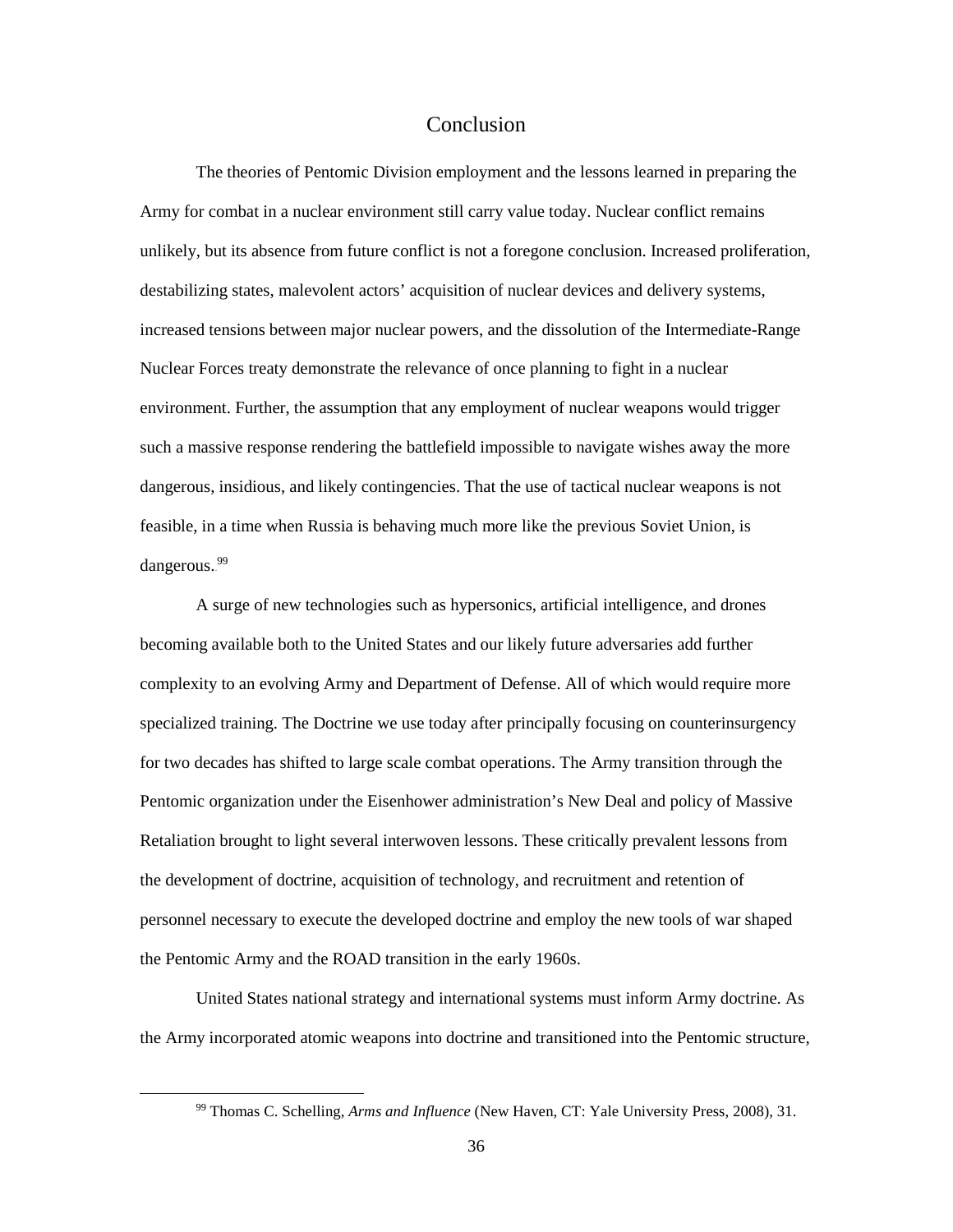# Conclusion

The theories of Pentomic Division employment and the lessons learned in preparing the Army for combat in a nuclear environment still carry value today. Nuclear conflict remains unlikely, but its absence from future conflict is not a foregone conclusion. Increased proliferation, destabilizing states, malevolent actors' acquisition of nuclear devices and delivery systems, increased tensions between major nuclear powers, and the dissolution of the Intermediate-Range Nuclear Forces treaty demonstrate the relevance of once planning to fight in a nuclear environment. Further, the assumption that any employment of nuclear weapons would trigger such a massive response rendering the battlefield impossible to navigate wishes away the more dangerous, insidious, and likely contingencies. That the use of tactical nuclear weapons is not feasible, in a time when Russia is behaving much more like the previous Soviet Union, is dangerous.[99]

A surge of new technologies such as hypersonics, artificial intelligence, and drones becoming available both to the United States and our likely future adversaries add further complexity to an evolving Army and Department of Defense. All of which would require more specialized training. The Doctrine we use today after principally focusing on counterinsurgency for two decades has shifted to large scale combat operations. The Army transition through the Pentomic organization under the Eisenhower administration's New Deal and policy of Massive Retaliation brought to light several interwoven lessons. These critically prevalent lessons from the development of doctrine, acquisition of technology, and recruitment and retention of personnel necessary to execute the developed doctrine and employ the new tools of war shaped the Pentomic Army and the ROAD transition in the early 1960s.

United States national strategy and international systems must inform Army doctrine. As the Army incorporated atomic weapons into doctrine and transitioned into the Pentomic structure,

---

[99] Thomas C. Schelling, *Arms and Influence* (New Haven, CT: Yale University Press, 2008), 31.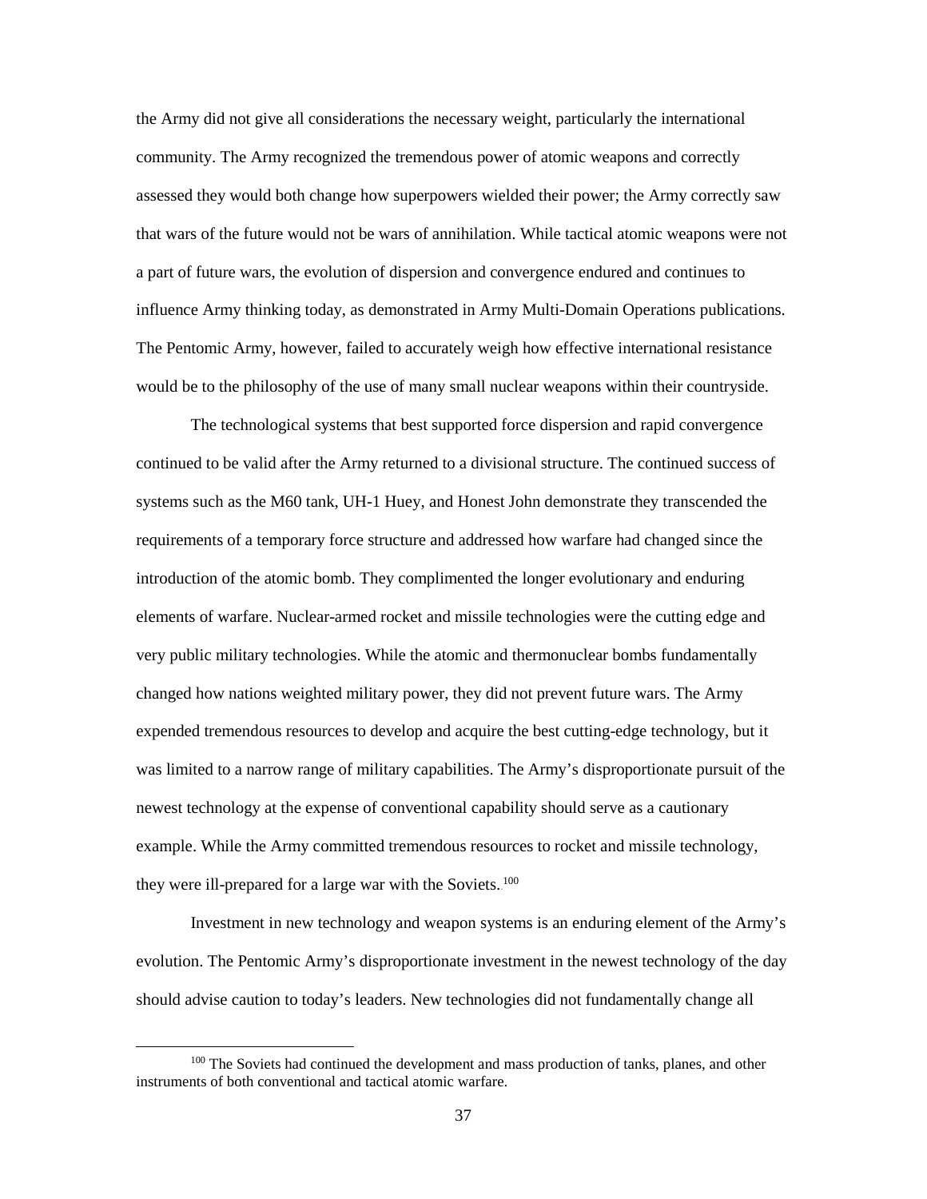the Army did not give all considerations the necessary weight, particularly the international community. The Army recognized the tremendous power of atomic weapons and correctly assessed they would both change how superpowers wielded their power; the Army correctly saw that wars of the future would not be wars of annihilation. While tactical atomic weapons were not a part of future wars, the evolution of dispersion and convergence endured and continues to influence Army thinking today, as demonstrated in Army Multi-Domain Operations publications. The Pentomic Army, however, failed to accurately weigh how effective international resistance would be to the philosophy of the use of many small nuclear weapons within their countryside.

The technological systems that best supported force dispersion and rapid convergence continued to be valid after the Army returned to a divisional structure. The continued success of systems such as the M60 tank, UH-1 Huey, and Honest John demonstrate they transcended the requirements of a temporary force structure and addressed how warfare had changed since the introduction of the atomic bomb. They complimented the longer evolutionary and enduring elements of warfare. Nuclear-armed rocket and missile technologies were the cutting edge and very public military technologies. While the atomic and thermonuclear bombs fundamentally changed how nations weighted military power, they did not prevent future wars. The Army expended tremendous resources to develop and acquire the best cutting-edge technology, but it was limited to a narrow range of military capabilities. The Army's disproportionate pursuit of the newest technology at the expense of conventional capability should serve as a cautionary example. While the Army committed tremendous resources to rocket and missile technology, they were ill-prepared for a large war with the Soviets.[100]

Investment in new technology and weapon systems is an enduring element of the Army's evolution. The Pentomic Army's disproportionate investment in the newest technology of the day should advise caution to today's leaders. New technologies did not fundamentally change all

[100] The Soviets had continued the development and mass production of tanks, planes, and other instruments of both conventional and tactical atomic warfare.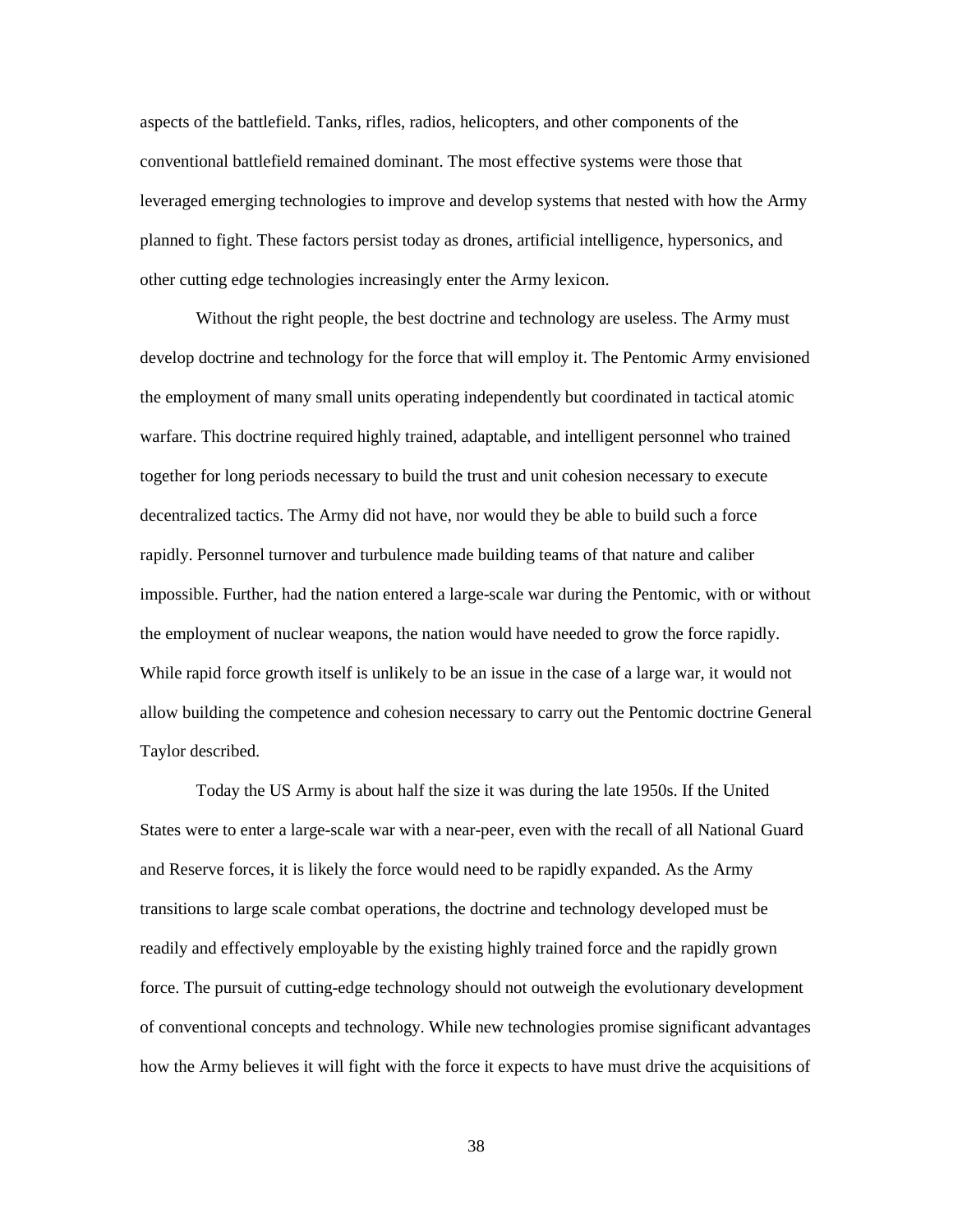aspects of the battlefield. Tanks, rifles, radios, helicopters, and other components of the conventional battlefield remained dominant. The most effective systems were those that leveraged emerging technologies to improve and develop systems that nested with how the Army planned to fight. These factors persist today as drones, artificial intelligence, hypersonics, and other cutting edge technologies increasingly enter the Army lexicon.

Without the right people, the best doctrine and technology are useless. The Army must develop doctrine and technology for the force that will employ it. The Pentomic Army envisioned the employment of many small units operating independently but coordinated in tactical atomic warfare. This doctrine required highly trained, adaptable, and intelligent personnel who trained together for long periods necessary to build the trust and unit cohesion necessary to execute decentralized tactics. The Army did not have, nor would they be able to build such a force rapidly. Personnel turnover and turbulence made building teams of that nature and caliber impossible. Further, had the nation entered a large-scale war during the Pentomic, with or without the employment of nuclear weapons, the nation would have needed to grow the force rapidly. While rapid force growth itself is unlikely to be an issue in the case of a large war, it would not allow building the competence and cohesion necessary to carry out the Pentomic doctrine General Taylor described.

Today the US Army is about half the size it was during the late 1950s. If the United States were to enter a large-scale war with a near-peer, even with the recall of all National Guard and Reserve forces, it is likely the force would need to be rapidly expanded. As the Army transitions to large scale combat operations, the doctrine and technology developed must be readily and effectively employable by the existing highly trained force and the rapidly grown force. The pursuit of cutting-edge technology should not outweigh the evolutionary development of conventional concepts and technology. While new technologies promise significant advantages how the Army believes it will fight with the force it expects to have must drive the acquisitions of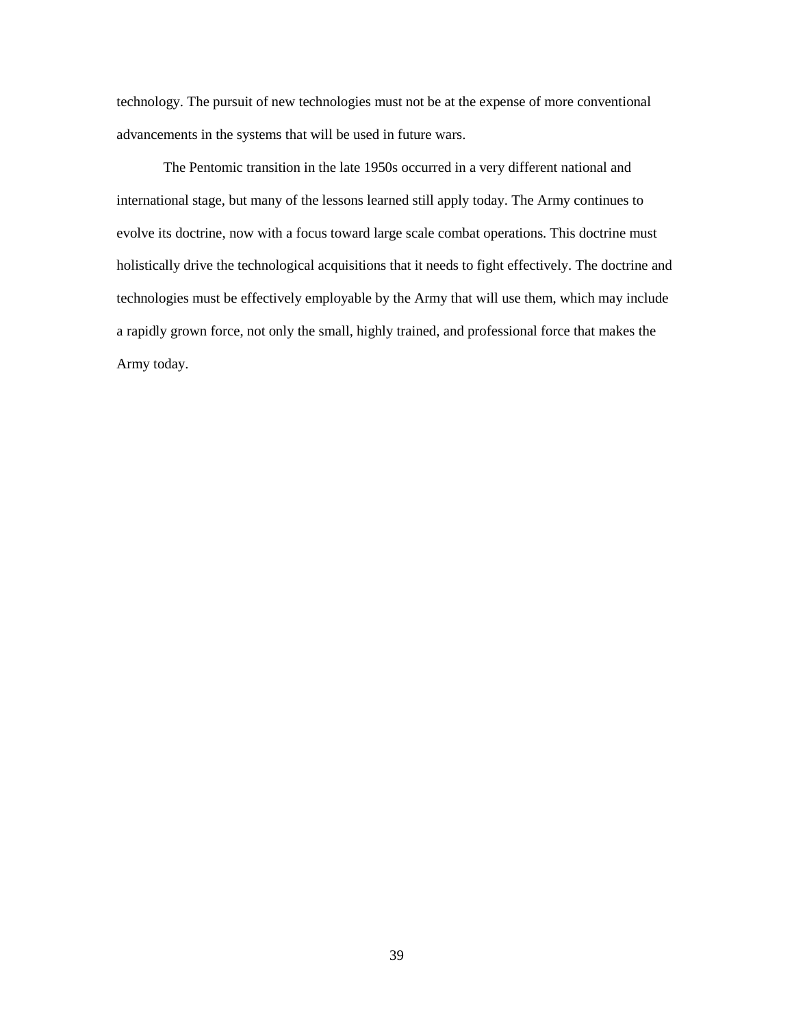technology. The pursuit of new technologies must not be at the expense of more conventional advancements in the systems that will be used in future wars.

The Pentomic transition in the late 1950s occurred in a very different national and international stage, but many of the lessons learned still apply today. The Army continues to evolve its doctrine, now with a focus toward large scale combat operations. This doctrine must holistically drive the technological acquisitions that it needs to fight effectively. The doctrine and technologies must be effectively employable by the Army that will use them, which may include a rapidly grown force, not only the small, highly trained, and professional force that makes the Army today.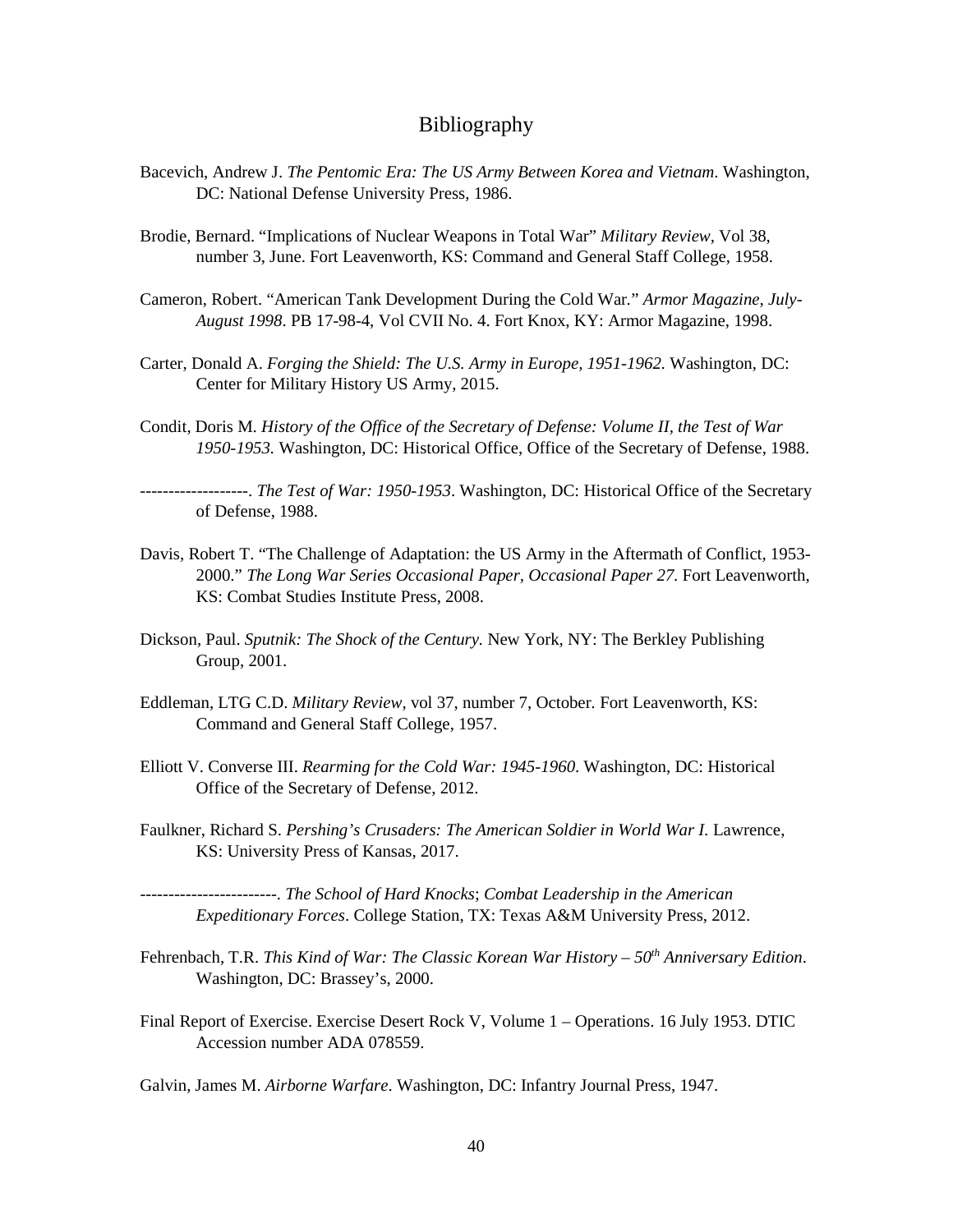# Bibliography

Bacevich, Andrew J. *The Pentomic Era: The US Army Between Korea and Vietnam*. Washington, DC: National Defense University Press, 1986.

Brodie, Bernard. "Implications of Nuclear Weapons in Total War" *Military Review*, Vol 38, number 3, June. Fort Leavenworth, KS: Command and General Staff College, 1958.

Cameron, Robert. "American Tank Development During the Cold War." *Armor Magazine, July-August 1998*. PB 17-98-4, Vol CVII No. 4. Fort Knox, KY: Armor Magazine, 1998.

Carter, Donald A. *Forging the Shield: The U.S. Army in Europe, 1951-1962.* Washington, DC: Center for Military History US Army, 2015.

Condit, Doris M. *History of the Office of the Secretary of Defense: Volume II, the Test of War 1950-1953.* Washington, DC: Historical Office, Office of the Secretary of Defense, 1988.

-------------------. *The Test of War: 1950-1953*. Washington, DC: Historical Office of the Secretary of Defense, 1988.

Davis, Robert T. "The Challenge of Adaptation: the US Army in the Aftermath of Conflict, 1953-2000." *The Long War Series Occasional Paper, Occasional Paper 27.* Fort Leavenworth, KS: Combat Studies Institute Press, 2008.

Dickson, Paul. *Sputnik: The Shock of the Century.* New York, NY: The Berkley Publishing Group, 2001.

Eddleman, LTG C.D. *Military Review*, vol 37, number 7, October. Fort Leavenworth, KS: Command and General Staff College, 1957.

Elliott V. Converse III. *Rearming for the Cold War: 1945-1960*. Washington, DC: Historical Office of the Secretary of Defense, 2012.

Faulkner, Richard S. *Pershing's Crusaders: The American Soldier in World War I.* Lawrence, KS: University Press of Kansas, 2017.

------------------------. *The School of Hard Knocks*; *Combat Leadership in the American Expeditionary Forces*. College Station, TX: Texas A&M University Press, 2012.

Fehrenbach, T.R. *This Kind of War: The Classic Korean War History – 50th Anniversary Edition*. Washington, DC: Brassey's, 2000.

Final Report of Exercise. Exercise Desert Rock V, Volume 1 – Operations. 16 July 1953. DTIC Accession number ADA 078559.

Galvin, James M. *Airborne Warfare*. Washington, DC: Infantry Journal Press, 1947.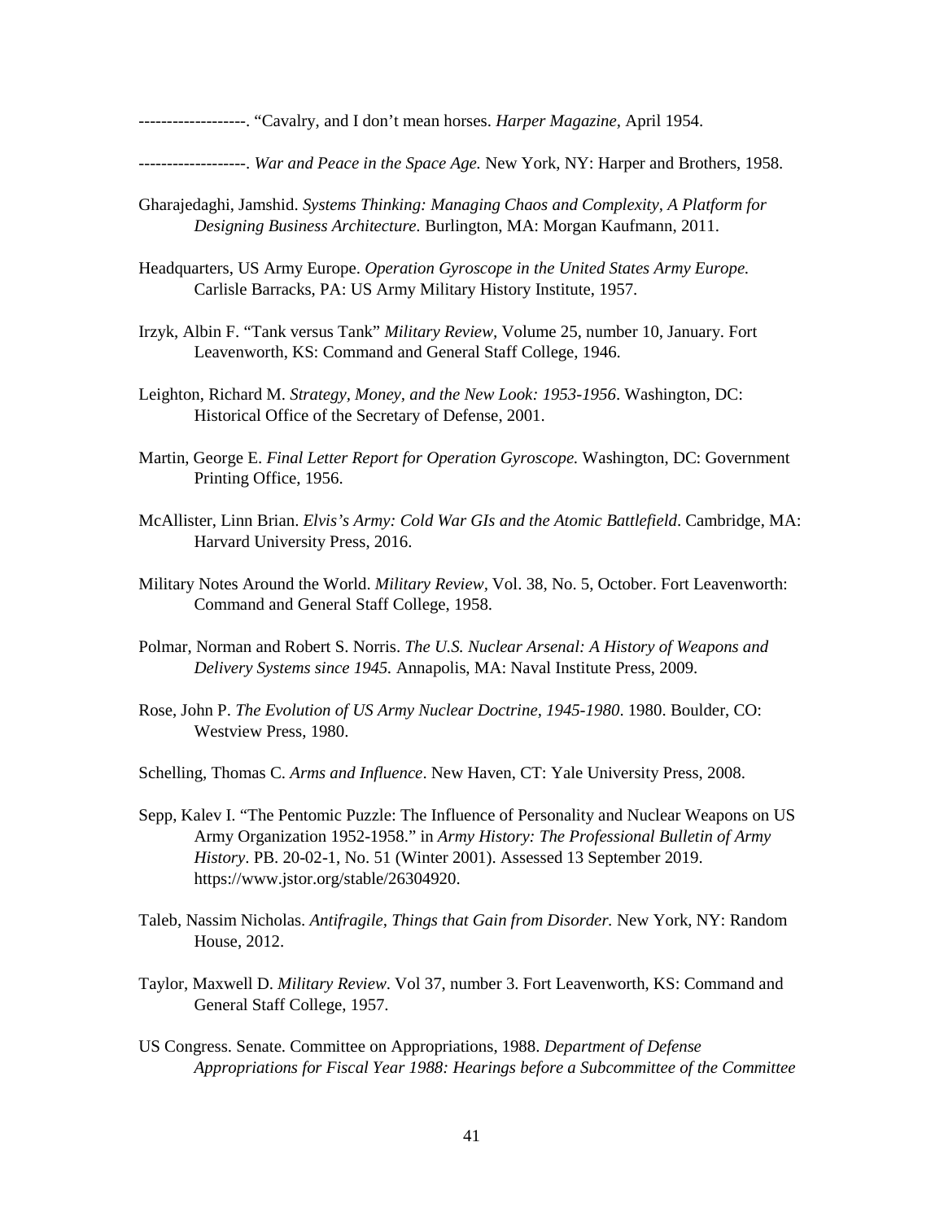-------------------. "Cavalry, and I don't mean horses. *Harper Magazine,* April 1954.

-------------------. *War and Peace in the Space Age.* New York, NY: Harper and Brothers, 1958.

Gharajedaghi, Jamshid. *Systems Thinking: Managing Chaos and Complexity, A Platform for Designing Business Architecture.* Burlington, MA: Morgan Kaufmann, 2011.

Headquarters, US Army Europe. *Operation Gyroscope in the United States Army Europe.* Carlisle Barracks, PA: US Army Military History Institute, 1957.

Irzyk, Albin F. "Tank versus Tank" *Military Review,* Volume 25, number 10, January. Fort Leavenworth, KS: Command and General Staff College, 1946.

Leighton, Richard M. *Strategy, Money, and the New Look: 1953-1956*. Washington, DC: Historical Office of the Secretary of Defense, 2001.

Martin, George E. *Final Letter Report for Operation Gyroscope.* Washington, DC: Government Printing Office, 1956.

McAllister, Linn Brian. *Elvis's Army: Cold War GIs and the Atomic Battlefield*. Cambridge, MA: Harvard University Press, 2016.

Military Notes Around the World. *Military Review*, Vol. 38, No. 5, October. Fort Leavenworth: Command and General Staff College, 1958.

Polmar, Norman and Robert S. Norris. *The U.S. Nuclear Arsenal: A History of Weapons and Delivery Systems since 1945.* Annapolis, MA: Naval Institute Press, 2009.

Rose, John P. *The Evolution of US Army Nuclear Doctrine, 1945-1980*. 1980. Boulder, CO: Westview Press, 1980.

Schelling, Thomas C. *Arms and Influence*. New Haven, CT: Yale University Press, 2008.

Sepp, Kalev I. "The Pentomic Puzzle: The Influence of Personality and Nuclear Weapons on US Army Organization 1952-1958." in *Army History: The Professional Bulletin of Army History*. PB. 20-02-1, No. 51 (Winter 2001). Assessed 13 September 2019. https://www.jstor.org/stable/26304920.

Taleb, Nassim Nicholas. *Antifragile, Things that Gain from Disorder.* New York, NY: Random House, 2012.

Taylor, Maxwell D. *Military Review*. Vol 37, number 3. Fort Leavenworth, KS: Command and General Staff College, 1957.

US Congress. Senate. Committee on Appropriations, 1988. *Department of Defense Appropriations for Fiscal Year 1988: Hearings before a Subcommittee of the Committee*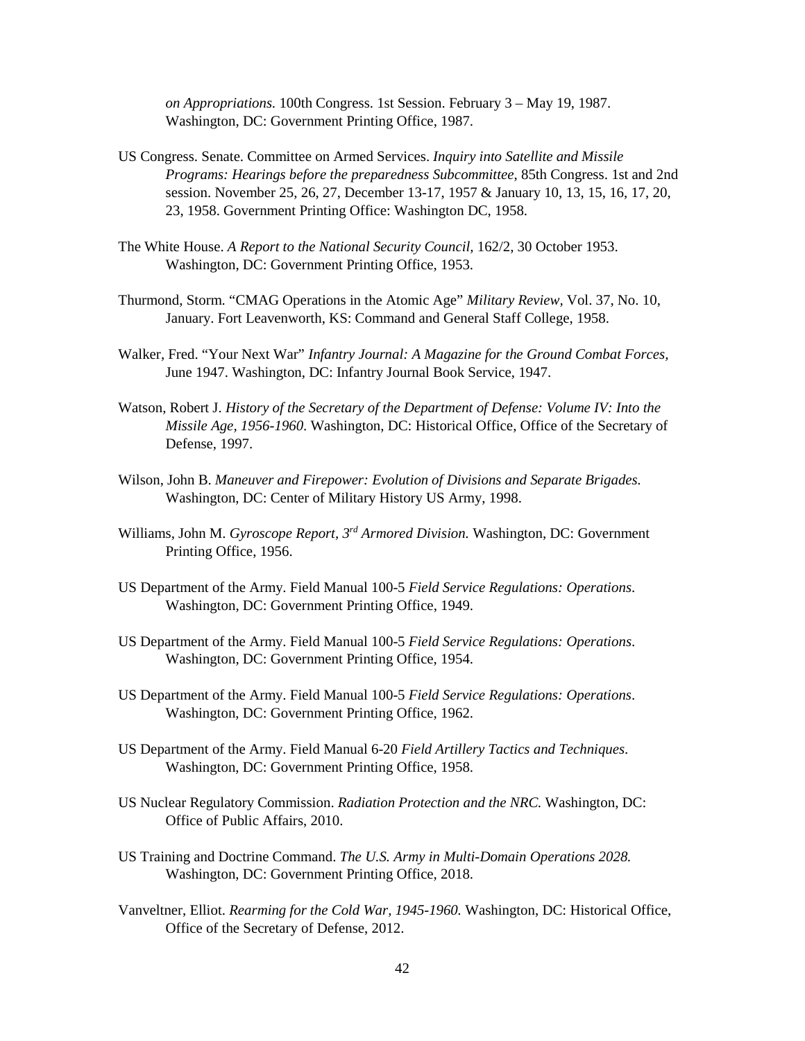*on Appropriations.* 100th Congress. 1st Session. February 3 – May 19, 1987. Washington, DC: Government Printing Office, 1987.

US Congress. Senate. Committee on Armed Services. *Inquiry into Satellite and Missile Programs: Hearings before the preparedness Subcommittee,* 85th Congress. 1st and 2nd session. November 25, 26, 27, December 13-17, 1957 & January 10, 13, 15, 16, 17, 20, 23, 1958. Government Printing Office: Washington DC, 1958.

The White House. *A Report to the National Security Council,* 162/2, 30 October 1953. Washington, DC: Government Printing Office, 1953.

Thurmond, Storm. "CMAG Operations in the Atomic Age" *Military Review,* Vol. 37, No. 10, January. Fort Leavenworth, KS: Command and General Staff College, 1958.

Walker, Fred. "Your Next War" *Infantry Journal: A Magazine for the Ground Combat Forces,* June 1947. Washington, DC: Infantry Journal Book Service, 1947.

Watson, Robert J. *History of the Secretary of the Department of Defense: Volume IV: Into the Missile Age, 1956-1960.* Washington, DC: Historical Office, Office of the Secretary of Defense, 1997.

Wilson, John B. *Maneuver and Firepower: Evolution of Divisions and Separate Brigades.* Washington, DC: Center of Military History US Army, 1998.

Williams, John M. *Gyroscope Report, 3rd Armored Division.* Washington, DC: Government Printing Office, 1956.

US Department of the Army. Field Manual 100-5 *Field Service Regulations: Operations*. Washington, DC: Government Printing Office, 1949.

US Department of the Army. Field Manual 100-5 *Field Service Regulations: Operations*. Washington, DC: Government Printing Office, 1954.

US Department of the Army. Field Manual 100-5 *Field Service Regulations: Operations*. Washington, DC: Government Printing Office, 1962.

US Department of the Army. Field Manual 6-20 *Field Artillery Tactics and Techniques.* Washington, DC: Government Printing Office, 1958.

US Nuclear Regulatory Commission. *Radiation Protection and the NRC.* Washington, DC: Office of Public Affairs, 2010.

US Training and Doctrine Command. *The U.S. Army in Multi-Domain Operations 2028.* Washington, DC: Government Printing Office, 2018.

Vanveltner, Elliot. *Rearming for the Cold War, 1945-1960.* Washington, DC: Historical Office, Office of the Secretary of Defense, 2012.